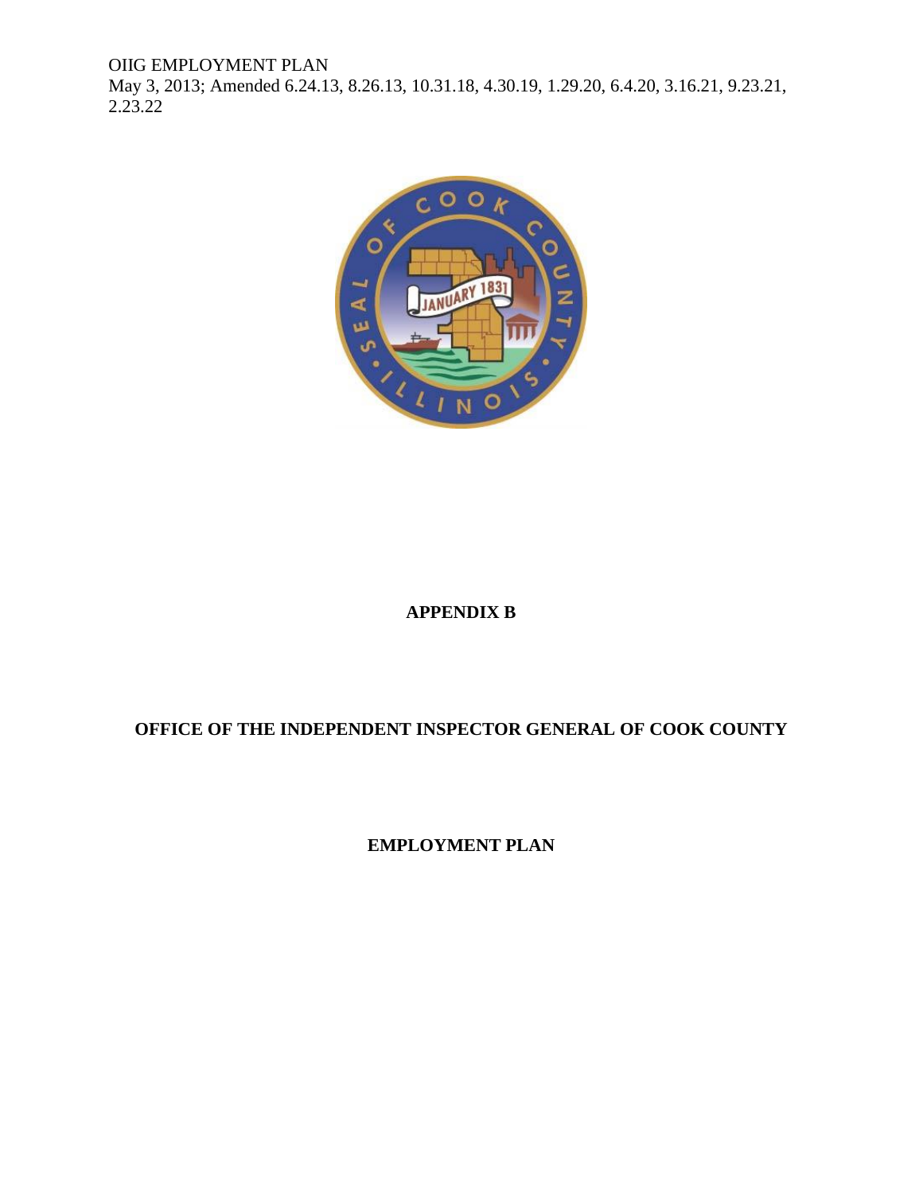OIIG EMPLOYMENT PLAN
May 3, 2013; Amended 6.24.13, 8.26.13, 10.31.18, 4.30.19, 1.29.20, 6.4.20, 3.16.21, 9.23.21, 2.23.22

**APPENDIX B**

**OFFICE OF THE INDEPENDENT INSPECTOR GENERAL OF COOK COUNTY**

**EMPLOYMENT PLAN**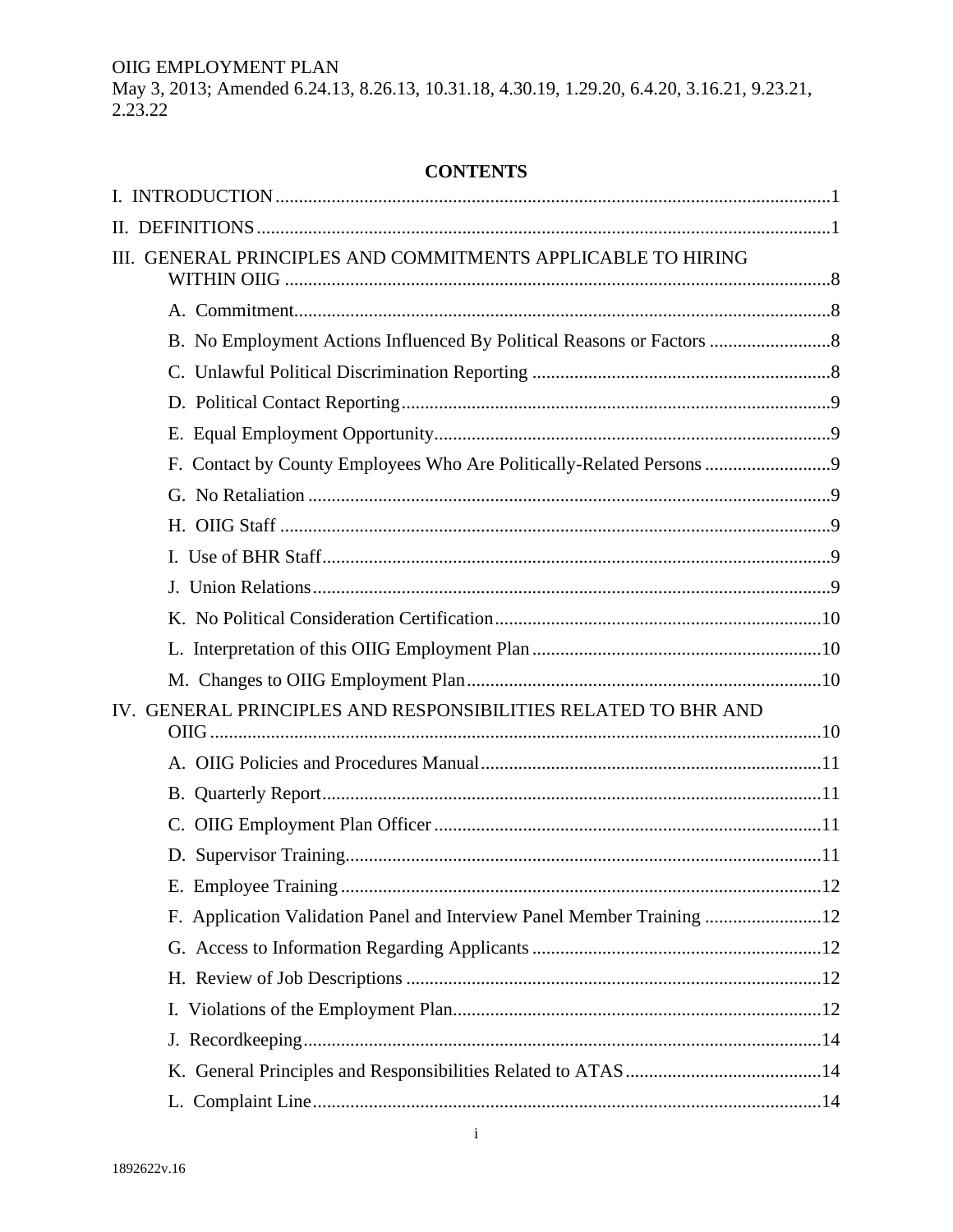OIIG EMPLOYMENT PLAN
May 3, 2013; Amended 6.24.13, 8.26.13, 10.31.18, 4.30.19, 1.29.20, 6.4.20, 3.16.21, 9.23.21, 2.23.22

## CONTENTS

I. INTRODUCTION ..... 1

II. DEFINITIONS ..... 1

III. GENERAL PRINCIPLES AND COMMITMENTS APPLICABLE TO HIRING WITHIN OIIG ..... 8

- A. Commitment ..... 8
- B. No Employment Actions Influenced By Political Reasons or Factors ..... 8
- C. Unlawful Political Discrimination Reporting ..... 8
- D. Political Contact Reporting ..... 9
- E. Equal Employment Opportunity ..... 9
- F. Contact by County Employees Who Are Politically-Related Persons ..... 9
- G. No Retaliation ..... 9
- H. OIIG Staff ..... 9
- I. Use of BHR Staff ..... 9
- J. Union Relations ..... 9
- K. No Political Consideration Certification ..... 10
- L. Interpretation of this OIIG Employment Plan ..... 10
- M. Changes to OIIG Employment Plan ..... 10

IV. GENERAL PRINCIPLES AND RESPONSIBILITIES RELATED TO BHR AND OIIG ..... 10

- A. OIIG Policies and Procedures Manual ..... 11
- B. Quarterly Report ..... 11
- C. OIIG Employment Plan Officer ..... 11
- D. Supervisor Training ..... 11
- E. Employee Training ..... 12
- F. Application Validation Panel and Interview Panel Member Training ..... 12
- G. Access to Information Regarding Applicants ..... 12
- H. Review of Job Descriptions ..... 12
- I. Violations of the Employment Plan ..... 12
- J. Recordkeeping ..... 14
- K. General Principles and Responsibilities Related to ATAS ..... 14
- L. Complaint Line ..... 14

1892622v.16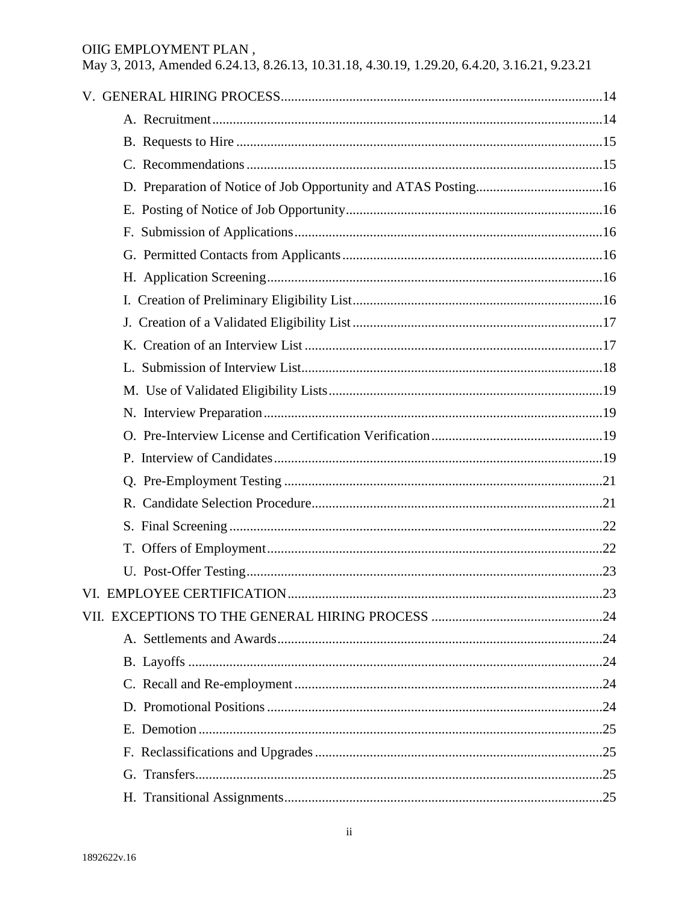V. GENERAL HIRING PROCESS ..... 14

- A. Recruitment ..... 14
- B. Requests to Hire ..... 15
- C. Recommendations ..... 15
- D. Preparation of Notice of Job Opportunity and ATAS Posting ..... 16
- E. Posting of Notice of Job Opportunity ..... 16
- F. Submission of Applications ..... 16
- G. Permitted Contacts from Applicants ..... 16
- H. Application Screening ..... 16
- I. Creation of Preliminary Eligibility List ..... 16
- J. Creation of a Validated Eligibility List ..... 17
- K. Creation of an Interview List ..... 17
- L. Submission of Interview List ..... 18
- M. Use of Validated Eligibility Lists ..... 19
- N. Interview Preparation ..... 19
- O. Pre-Interview License and Certification Verification ..... 19
- P. Interview of Candidates ..... 19
- Q. Pre-Employment Testing ..... 21
- R. Candidate Selection Procedure ..... 21
- S. Final Screening ..... 22
- T. Offers of Employment ..... 22
- U. Post-Offer Testing ..... 23

VI. EMPLOYEE CERTIFICATION ..... 23

VII. EXCEPTIONS TO THE GENERAL HIRING PROCESS ..... 24

- A. Settlements and Awards ..... 24
- B. Layoffs ..... 24
- C. Recall and Re-employment ..... 24
- D. Promotional Positions ..... 24
- E. Demotion ..... 25
- F. Reclassifications and Upgrades ..... 25
- G. Transfers ..... 25
- H. Transitional Assignments ..... 25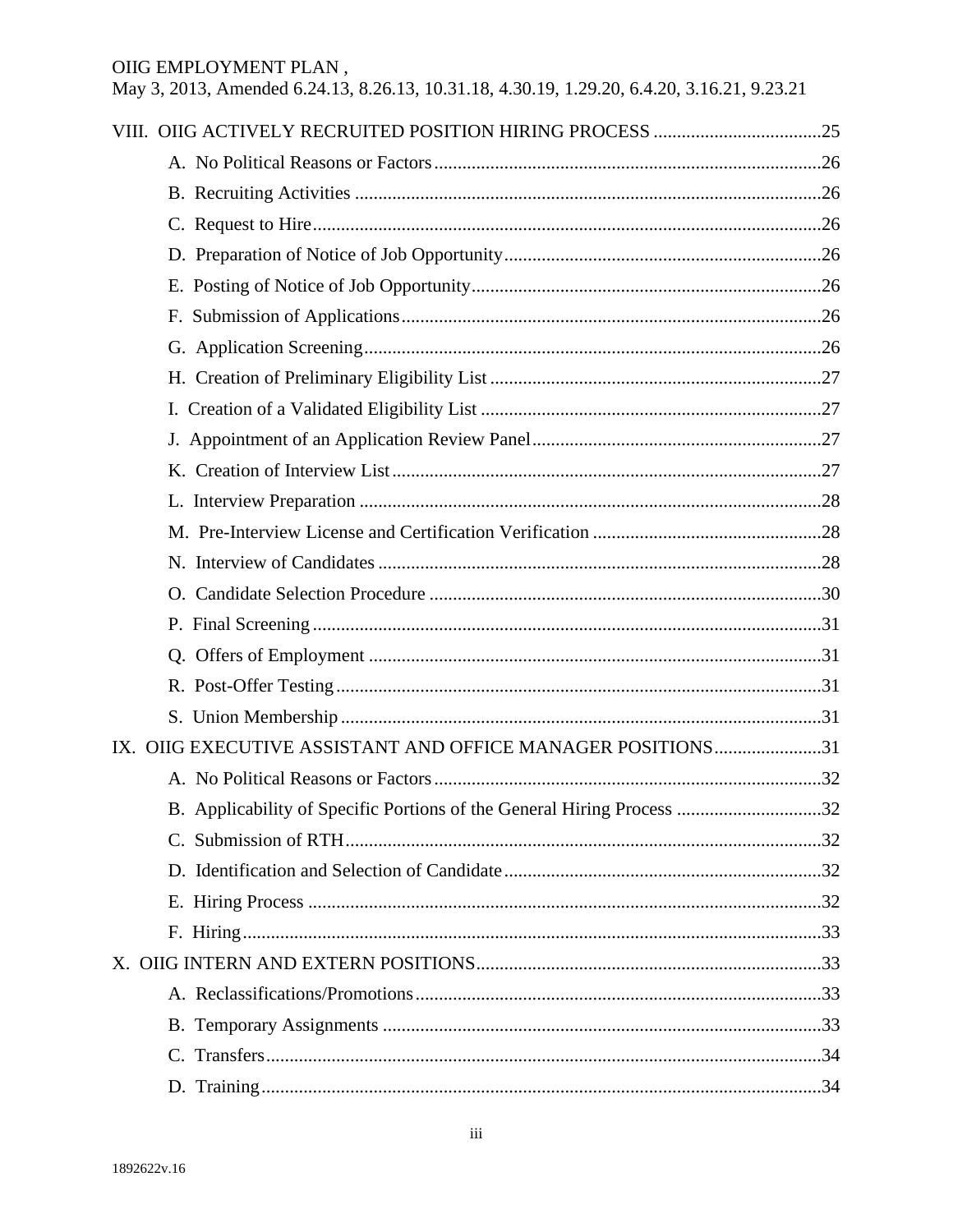VIII. OIIG ACTIVELY RECRUITED POSITION HIRING PROCESS .................................... 25

- A. No Political Reasons or Factors .................................................................................. 26
- B. Recruiting Activities .................................................................................................. 26
- C. Request to Hire ........................................................................................................... 26
- D. Preparation of Notice of Job Opportunity ................................................................... 26
- E. Posting of Notice of Job Opportunity .......................................................................... 26
- F. Submission of Applications ......................................................................................... 26
- G. Application Screening ................................................................................................. 26
- H. Creation of Preliminary Eligibility List ...................................................................... 27
- I. Creation of a Validated Eligibility List ........................................................................ 27
- J. Appointment of an Application Review Panel ............................................................. 27
- K. Creation of Interview List ........................................................................................... 27
- L. Interview Preparation .................................................................................................. 28
- M. Pre-Interview License and Certification Verification ................................................. 28
- N. Interview of Candidates .............................................................................................. 28
- O. Candidate Selection Procedure ................................................................................... 30
- P. Final Screening ............................................................................................................ 31
- Q. Offers of Employment ................................................................................................ 31
- R. Post-Offer Testing ....................................................................................................... 31
- S. Union Membership ...................................................................................................... 31

IX. OIIG EXECUTIVE ASSISTANT AND OFFICE MANAGER POSITIONS ....................... 31

- A. No Political Reasons or Factors .................................................................................. 32
- B. Applicability of Specific Portions of the General Hiring Process ............................... 32
- C. Submission of RTH ..................................................................................................... 32
- D. Identification and Selection of Candidate ................................................................... 32
- E. Hiring Process ............................................................................................................. 32
- F. Hiring .......................................................................................................................... 33

X. OIIG INTERN AND EXTERN POSITIONS ......................................................................... 33

- A. Reclassifications/Promotions ...................................................................................... 33
- B. Temporary Assignments ............................................................................................. 33
- C. Transfers ..................................................................................................................... 34
- D. Training ....................................................................................................................... 34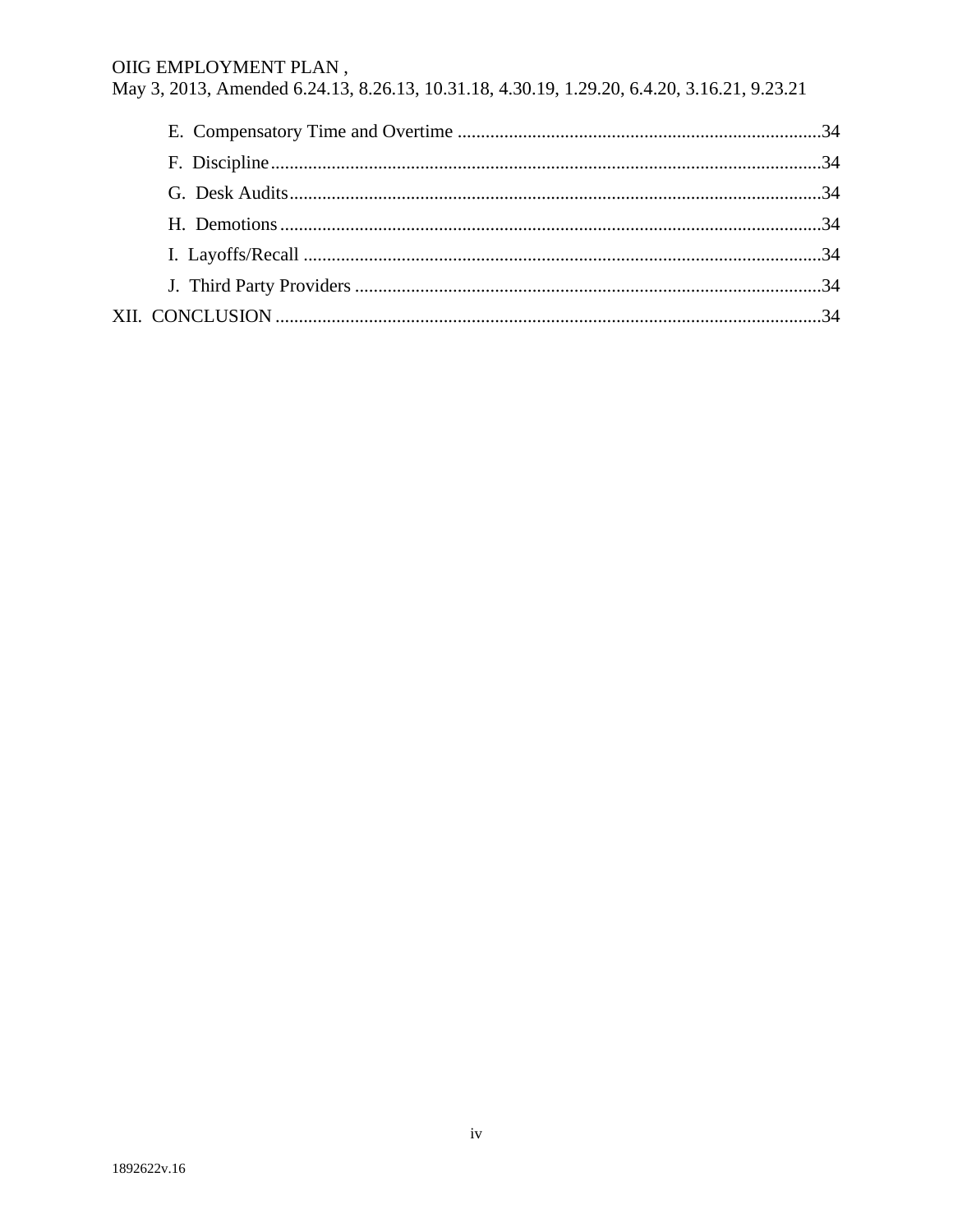E. Compensatory Time and Overtime ..............................................................................34

F. Discipline......................................................................................................................34

G. Desk Audits..................................................................................................................34

H. Demotions....................................................................................................................34

I. Layoffs/Recall ...............................................................................................................34

J. Third Party Providers ....................................................................................................34

XII. CONCLUSION .....................................................................................................................34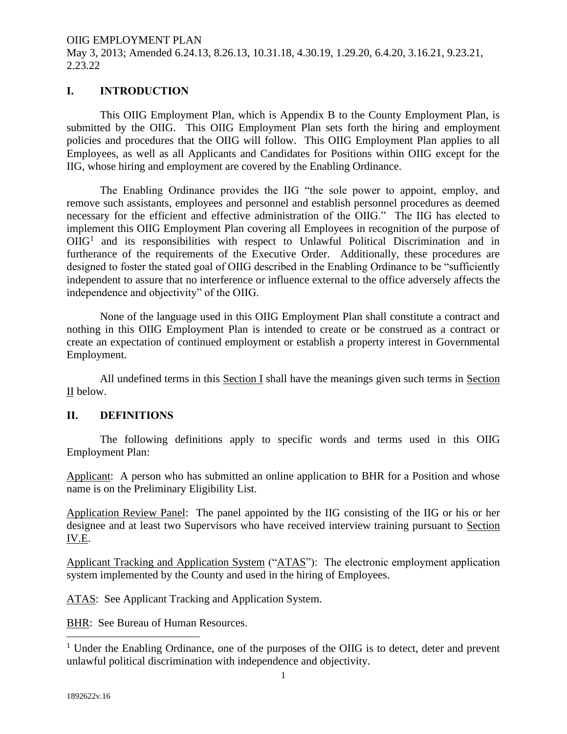OIIG EMPLOYMENT PLAN

May 3, 2013; Amended 6.24.13, 8.26.13, 10.31.18, 4.30.19, 1.29.20, 6.4.20, 3.16.21, 9.23.21, 2.23.22

## I. INTRODUCTION

This OIIG Employment Plan, which is Appendix B to the County Employment Plan, is submitted by the OIIG. This OIIG Employment Plan sets forth the hiring and employment policies and procedures that the OIIG will follow. This OIIG Employment Plan applies to all Employees, as well as all Applicants and Candidates for Positions within OIIG except for the IIG, whose hiring and employment are covered by the Enabling Ordinance.

The Enabling Ordinance provides the IIG "the sole power to appoint, employ, and remove such assistants, employees and personnel and establish personnel procedures as deemed necessary for the efficient and effective administration of the OIIG." The IIG has elected to implement this OIIG Employment Plan covering all Employees in recognition of the purpose of OIIG[1] and its responsibilities with respect to Unlawful Political Discrimination and in furtherance of the requirements of the Executive Order. Additionally, these procedures are designed to foster the stated goal of OIIG described in the Enabling Ordinance to be "sufficiently independent to assure that no interference or influence external to the office adversely affects the independence and objectivity" of the OIIG.

None of the language used in this OIIG Employment Plan shall constitute a contract and nothing in this OIIG Employment Plan is intended to create or be construed as a contract or create an expectation of continued employment or establish a property interest in Governmental Employment.

All undefined terms in this Section I shall have the meanings given such terms in Section II below.

## II. DEFINITIONS

The following definitions apply to specific words and terms used in this OIIG Employment Plan:

Applicant: A person who has submitted an online application to BHR for a Position and whose name is on the Preliminary Eligibility List.

Application Review Panel: The panel appointed by the IIG consisting of the IIG or his or her designee and at least two Supervisors who have received interview training pursuant to Section IV.E.

Applicant Tracking and Application System ("ATAS"): The electronic employment application system implemented by the County and used in the hiring of Employees.

ATAS: See Applicant Tracking and Application System.

BHR: See Bureau of Human Resources.

[1] Under the Enabling Ordinance, one of the purposes of the OIIG is to detect, deter and prevent unlawful political discrimination with independence and objectivity.

1892622v.16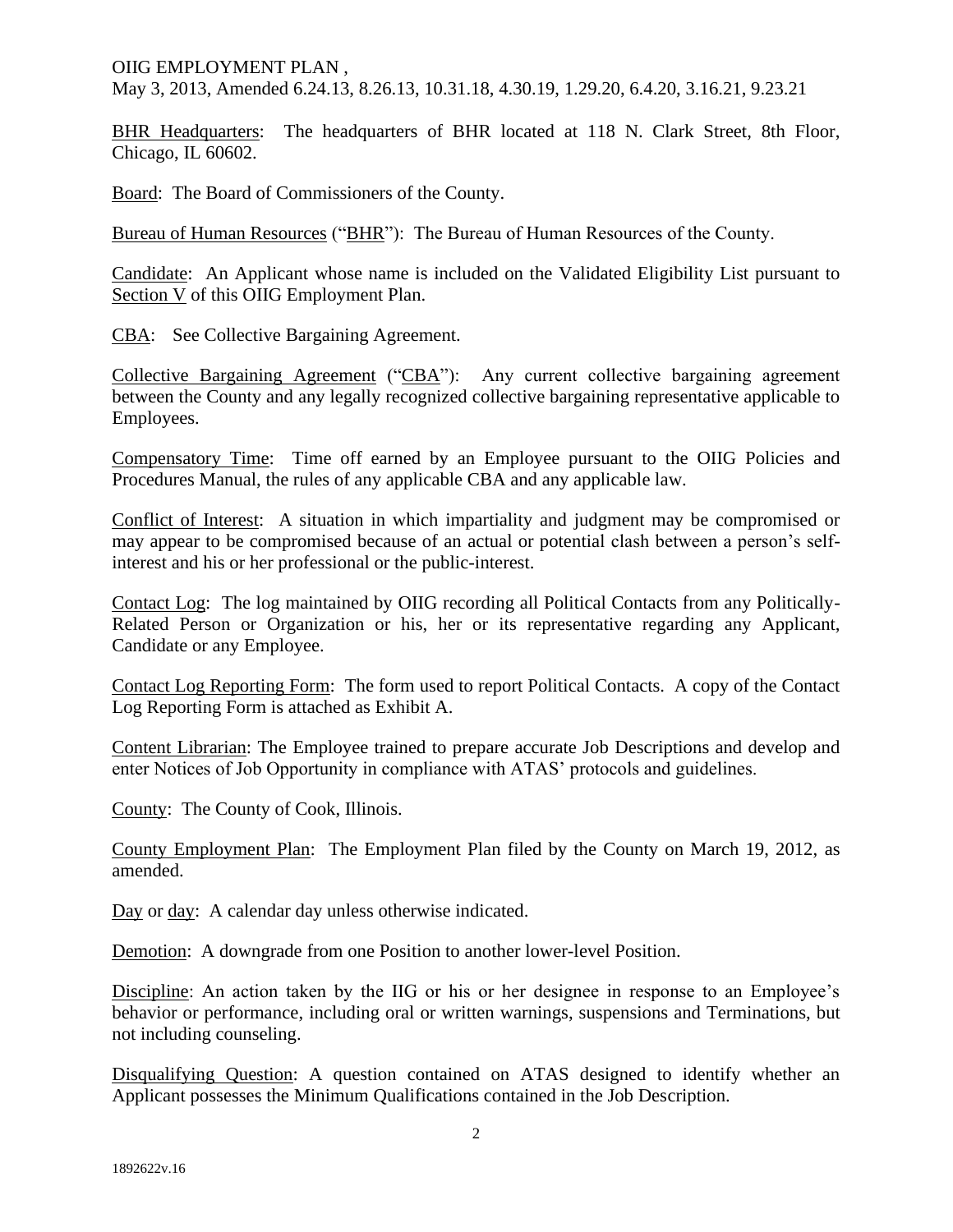BHR Headquarters: The headquarters of BHR located at 118 N. Clark Street, 8th Floor, Chicago, IL 60602.

Board: The Board of Commissioners of the County.

Bureau of Human Resources ("BHR"): The Bureau of Human Resources of the County.

Candidate: An Applicant whose name is included on the Validated Eligibility List pursuant to Section V of this OIIG Employment Plan.

CBA: See Collective Bargaining Agreement.

Collective Bargaining Agreement ("CBA"): Any current collective bargaining agreement between the County and any legally recognized collective bargaining representative applicable to Employees.

Compensatory Time: Time off earned by an Employee pursuant to the OIIG Policies and Procedures Manual, the rules of any applicable CBA and any applicable law.

Conflict of Interest: A situation in which impartiality and judgment may be compromised or may appear to be compromised because of an actual or potential clash between a person's self-interest and his or her professional or the public-interest.

Contact Log: The log maintained by OIIG recording all Political Contacts from any Politically-Related Person or Organization or his, her or its representative regarding any Applicant, Candidate or any Employee.

Contact Log Reporting Form: The form used to report Political Contacts. A copy of the Contact Log Reporting Form is attached as Exhibit A.

Content Librarian: The Employee trained to prepare accurate Job Descriptions and develop and enter Notices of Job Opportunity in compliance with ATAS' protocols and guidelines.

County: The County of Cook, Illinois.

County Employment Plan: The Employment Plan filed by the County on March 19, 2012, as amended.

Day or day: A calendar day unless otherwise indicated.

Demotion: A downgrade from one Position to another lower-level Position.

Discipline: An action taken by the IIG or his or her designee in response to an Employee's behavior or performance, including oral or written warnings, suspensions and Terminations, but not including counseling.

Disqualifying Question: A question contained on ATAS designed to identify whether an Applicant possesses the Minimum Qualifications contained in the Job Description.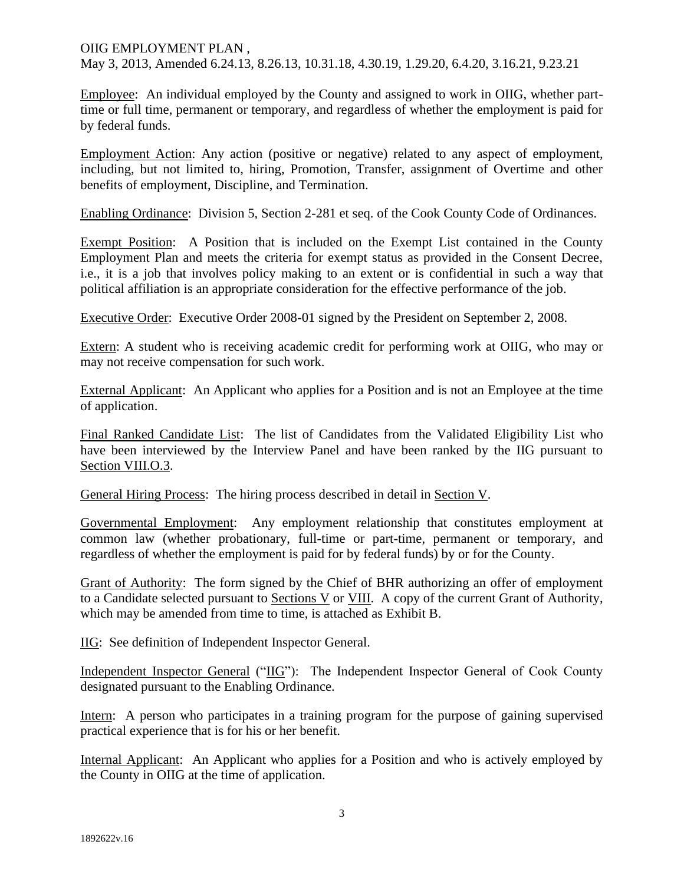Employee: An individual employed by the County and assigned to work in OIIG, whether part-time or full time, permanent or temporary, and regardless of whether the employment is paid for by federal funds.

Employment Action: Any action (positive or negative) related to any aspect of employment, including, but not limited to, hiring, Promotion, Transfer, assignment of Overtime and other benefits of employment, Discipline, and Termination.

Enabling Ordinance: Division 5, Section 2-281 et seq. of the Cook County Code of Ordinances.

Exempt Position: A Position that is included on the Exempt List contained in the County Employment Plan and meets the criteria for exempt status as provided in the Consent Decree, i.e., it is a job that involves policy making to an extent or is confidential in such a way that political affiliation is an appropriate consideration for the effective performance of the job.

Executive Order: Executive Order 2008-01 signed by the President on September 2, 2008.

Extern: A student who is receiving academic credit for performing work at OIIG, who may or may not receive compensation for such work.

External Applicant: An Applicant who applies for a Position and is not an Employee at the time of application.

Final Ranked Candidate List: The list of Candidates from the Validated Eligibility List who have been interviewed by the Interview Panel and have been ranked by the IIG pursuant to Section VIII.O.3.

General Hiring Process: The hiring process described in detail in Section V.

Governmental Employment: Any employment relationship that constitutes employment at common law (whether probationary, full-time or part-time, permanent or temporary, and regardless of whether the employment is paid for by federal funds) by or for the County.

Grant of Authority: The form signed by the Chief of BHR authorizing an offer of employment to a Candidate selected pursuant to Sections V or VIII. A copy of the current Grant of Authority, which may be amended from time to time, is attached as Exhibit B.

IIG: See definition of Independent Inspector General.

Independent Inspector General ("IIG"): The Independent Inspector General of Cook County designated pursuant to the Enabling Ordinance.

Intern: A person who participates in a training program for the purpose of gaining supervised practical experience that is for his or her benefit.

Internal Applicant: An Applicant who applies for a Position and who is actively employed by the County in OIIG at the time of application.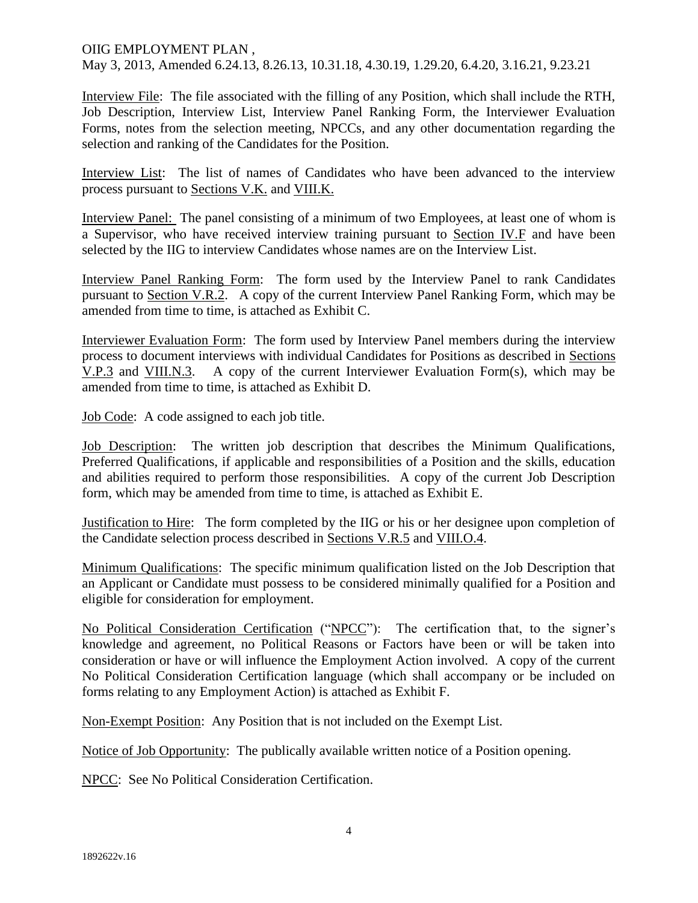Interview File: The file associated with the filling of any Position, which shall include the RTH, Job Description, Interview List, Interview Panel Ranking Form, the Interviewer Evaluation Forms, notes from the selection meeting, NPCCs, and any other documentation regarding the selection and ranking of the Candidates for the Position.

Interview List: The list of names of Candidates who have been advanced to the interview process pursuant to Sections V.K. and VIII.K.

Interview Panel: The panel consisting of a minimum of two Employees, at least one of whom is a Supervisor, who have received interview training pursuant to Section IV.F and have been selected by the IIG to interview Candidates whose names are on the Interview List.

Interview Panel Ranking Form: The form used by the Interview Panel to rank Candidates pursuant to Section V.R.2. A copy of the current Interview Panel Ranking Form, which may be amended from time to time, is attached as Exhibit C.

Interviewer Evaluation Form: The form used by Interview Panel members during the interview process to document interviews with individual Candidates for Positions as described in Sections V.P.3 and VIII.N.3. A copy of the current Interviewer Evaluation Form(s), which may be amended from time to time, is attached as Exhibit D.

Job Code: A code assigned to each job title.

Job Description: The written job description that describes the Minimum Qualifications, Preferred Qualifications, if applicable and responsibilities of a Position and the skills, education and abilities required to perform those responsibilities. A copy of the current Job Description form, which may be amended from time to time, is attached as Exhibit E.

Justification to Hire: The form completed by the IIG or his or her designee upon completion of the Candidate selection process described in Sections V.R.5 and VIII.O.4.

Minimum Qualifications: The specific minimum qualification listed on the Job Description that an Applicant or Candidate must possess to be considered minimally qualified for a Position and eligible for consideration for employment.

No Political Consideration Certification ("NPCC"): The certification that, to the signer's knowledge and agreement, no Political Reasons or Factors have been or will be taken into consideration or have or will influence the Employment Action involved. A copy of the current No Political Consideration Certification language (which shall accompany or be included on forms relating to any Employment Action) is attached as Exhibit F.

Non-Exempt Position: Any Position that is not included on the Exempt List.

Notice of Job Opportunity: The publically available written notice of a Position opening.

NPCC: See No Political Consideration Certification.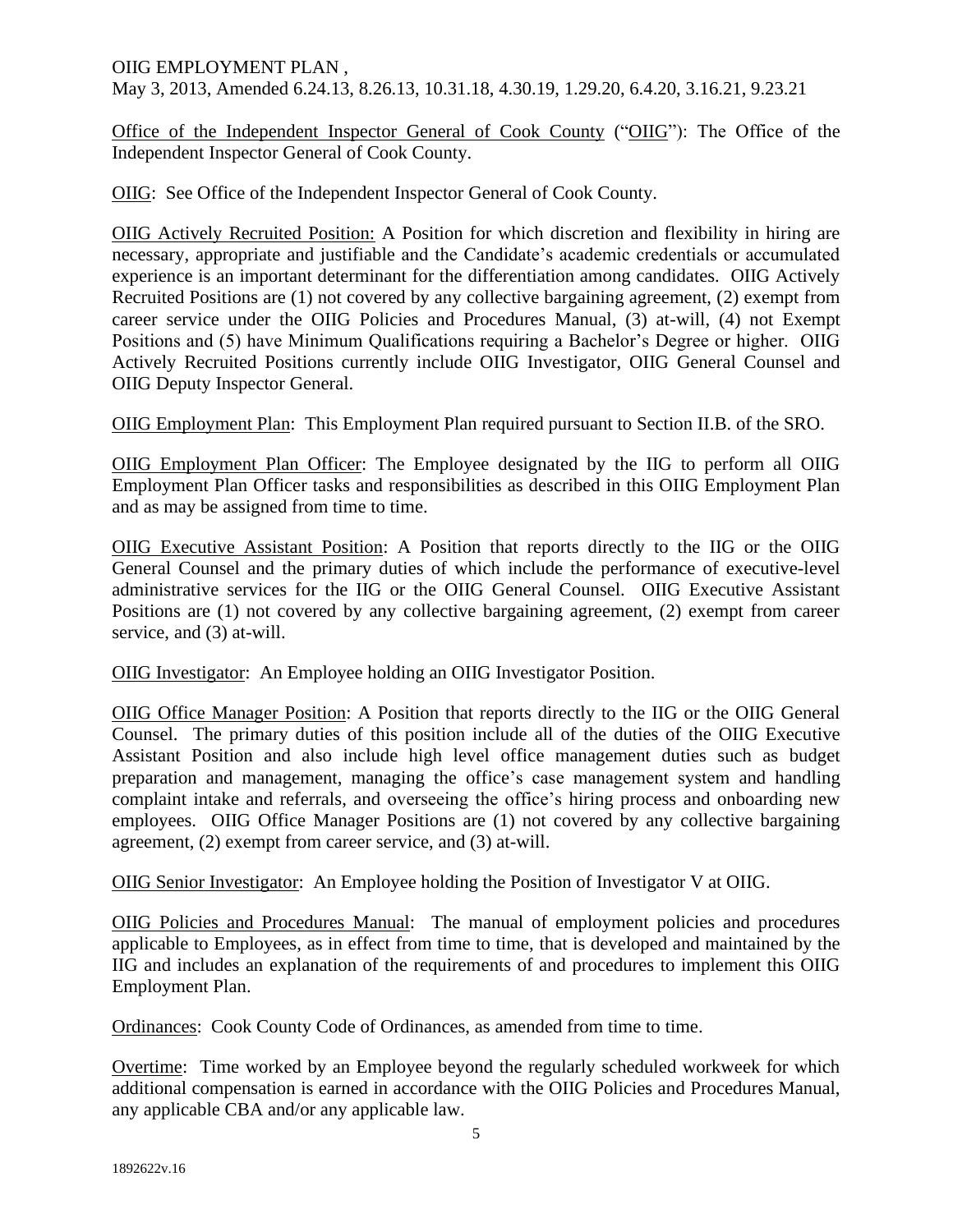Office of the Independent Inspector General of Cook County ("OIIG"): The Office of the Independent Inspector General of Cook County.

OIIG: See Office of the Independent Inspector General of Cook County.

OIIG Actively Recruited Position: A Position for which discretion and flexibility in hiring are necessary, appropriate and justifiable and the Candidate's academic credentials or accumulated experience is an important determinant for the differentiation among candidates. OIIG Actively Recruited Positions are (1) not covered by any collective bargaining agreement, (2) exempt from career service under the OIIG Policies and Procedures Manual, (3) at-will, (4) not Exempt Positions and (5) have Minimum Qualifications requiring a Bachelor's Degree or higher. OIIG Actively Recruited Positions currently include OIIG Investigator, OIIG General Counsel and OIIG Deputy Inspector General.

OIIG Employment Plan: This Employment Plan required pursuant to Section II.B. of the SRO.

OIIG Employment Plan Officer: The Employee designated by the IIG to perform all OIIG Employment Plan Officer tasks and responsibilities as described in this OIIG Employment Plan and as may be assigned from time to time.

OIIG Executive Assistant Position: A Position that reports directly to the IIG or the OIIG General Counsel and the primary duties of which include the performance of executive-level administrative services for the IIG or the OIIG General Counsel. OIIG Executive Assistant Positions are (1) not covered by any collective bargaining agreement, (2) exempt from career service, and (3) at-will.

OIIG Investigator: An Employee holding an OIIG Investigator Position.

OIIG Office Manager Position: A Position that reports directly to the IIG or the OIIG General Counsel. The primary duties of this position include all of the duties of the OIIG Executive Assistant Position and also include high level office management duties such as budget preparation and management, managing the office's case management system and handling complaint intake and referrals, and overseeing the office's hiring process and onboarding new employees. OIIG Office Manager Positions are (1) not covered by any collective bargaining agreement, (2) exempt from career service, and (3) at-will.

OIIG Senior Investigator: An Employee holding the Position of Investigator V at OIIG.

OIIG Policies and Procedures Manual: The manual of employment policies and procedures applicable to Employees, as in effect from time to time, that is developed and maintained by the IIG and includes an explanation of the requirements of and procedures to implement this OIIG Employment Plan.

Ordinances: Cook County Code of Ordinances, as amended from time to time.

Overtime: Time worked by an Employee beyond the regularly scheduled workweek for which additional compensation is earned in accordance with the OIIG Policies and Procedures Manual, any applicable CBA and/or any applicable law.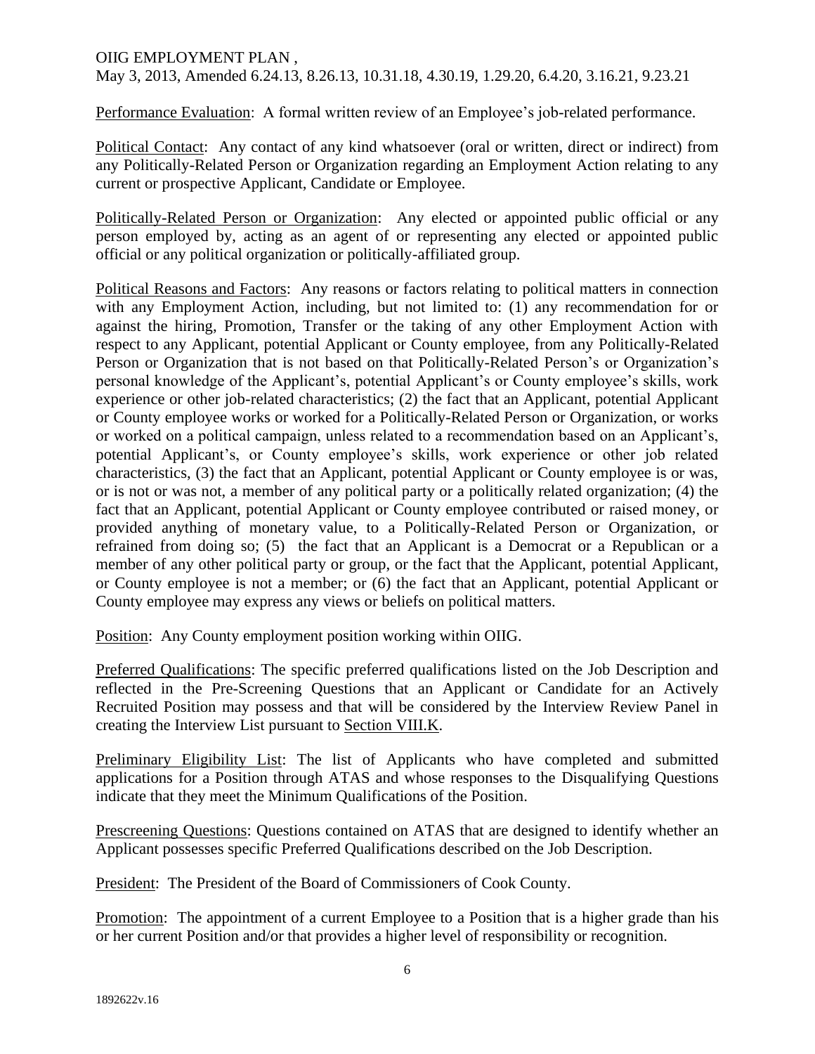Performance Evaluation: A formal written review of an Employee's job-related performance.

Political Contact: Any contact of any kind whatsoever (oral or written, direct or indirect) from any Politically-Related Person or Organization regarding an Employment Action relating to any current or prospective Applicant, Candidate or Employee.

Politically-Related Person or Organization: Any elected or appointed public official or any person employed by, acting as an agent of or representing any elected or appointed public official or any political organization or politically-affiliated group.

Political Reasons and Factors: Any reasons or factors relating to political matters in connection with any Employment Action, including, but not limited to: (1) any recommendation for or against the hiring, Promotion, Transfer or the taking of any other Employment Action with respect to any Applicant, potential Applicant or County employee, from any Politically-Related Person or Organization that is not based on that Politically-Related Person's or Organization's personal knowledge of the Applicant's, potential Applicant's or County employee's skills, work experience or other job-related characteristics; (2) the fact that an Applicant, potential Applicant or County employee works or worked for a Politically-Related Person or Organization, or works or worked on a political campaign, unless related to a recommendation based on an Applicant's, potential Applicant's, or County employee's skills, work experience or other job related characteristics, (3) the fact that an Applicant, potential Applicant or County employee is or was, or is not or was not, a member of any political party or a politically related organization; (4) the fact that an Applicant, potential Applicant or County employee contributed or raised money, or provided anything of monetary value, to a Politically-Related Person or Organization, or refrained from doing so; (5) the fact that an Applicant is a Democrat or a Republican or a member of any other political party or group, or the fact that the Applicant, potential Applicant, or County employee is not a member; or (6) the fact that an Applicant, potential Applicant or County employee may express any views or beliefs on political matters.

Position: Any County employment position working within OIIG.

Preferred Qualifications: The specific preferred qualifications listed on the Job Description and reflected in the Pre-Screening Questions that an Applicant or Candidate for an Actively Recruited Position may possess and that will be considered by the Interview Review Panel in creating the Interview List pursuant to Section VIII.K.

Preliminary Eligibility List: The list of Applicants who have completed and submitted applications for a Position through ATAS and whose responses to the Disqualifying Questions indicate that they meet the Minimum Qualifications of the Position.

Prescreening Questions: Questions contained on ATAS that are designed to identify whether an Applicant possesses specific Preferred Qualifications described on the Job Description.

President: The President of the Board of Commissioners of Cook County.

Promotion: The appointment of a current Employee to a Position that is a higher grade than his or her current Position and/or that provides a higher level of responsibility or recognition.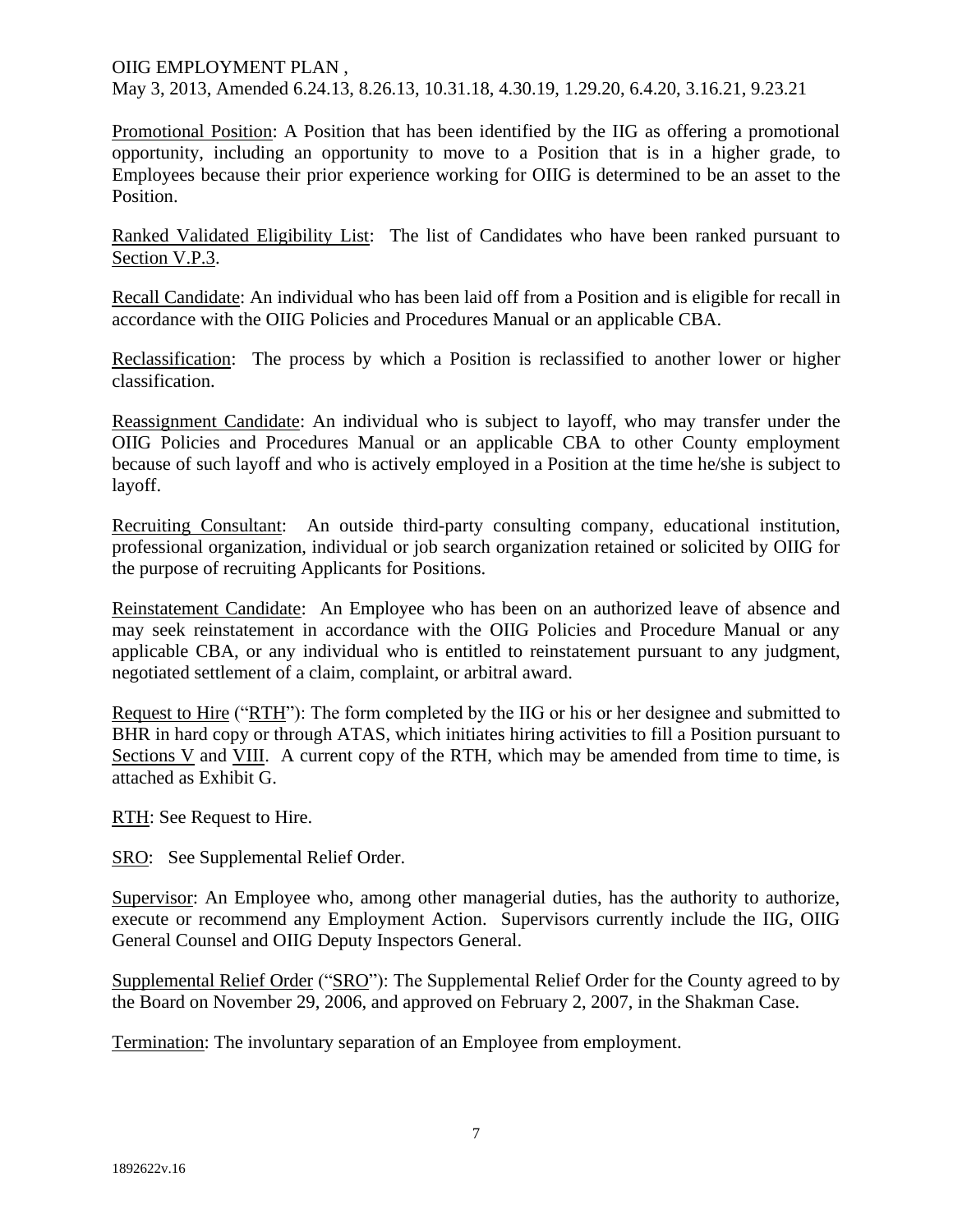Promotional Position: A Position that has been identified by the IIG as offering a promotional opportunity, including an opportunity to move to a Position that is in a higher grade, to Employees because their prior experience working for OIIG is determined to be an asset to the Position.

Ranked Validated Eligibility List: The list of Candidates who have been ranked pursuant to Section V.P.3.

Recall Candidate: An individual who has been laid off from a Position and is eligible for recall in accordance with the OIIG Policies and Procedures Manual or an applicable CBA.

Reclassification: The process by which a Position is reclassified to another lower or higher classification.

Reassignment Candidate: An individual who is subject to layoff, who may transfer under the OIIG Policies and Procedures Manual or an applicable CBA to other County employment because of such layoff and who is actively employed in a Position at the time he/she is subject to layoff.

Recruiting Consultant: An outside third-party consulting company, educational institution, professional organization, individual or job search organization retained or solicited by OIIG for the purpose of recruiting Applicants for Positions.

Reinstatement Candidate: An Employee who has been on an authorized leave of absence and may seek reinstatement in accordance with the OIIG Policies and Procedure Manual or any applicable CBA, or any individual who is entitled to reinstatement pursuant to any judgment, negotiated settlement of a claim, complaint, or arbitral award.

Request to Hire ("RTH"): The form completed by the IIG or his or her designee and submitted to BHR in hard copy or through ATAS, which initiates hiring activities to fill a Position pursuant to Sections V and VIII. A current copy of the RTH, which may be amended from time to time, is attached as Exhibit G.

RTH: See Request to Hire.

SRO: See Supplemental Relief Order.

Supervisor: An Employee who, among other managerial duties, has the authority to authorize, execute or recommend any Employment Action. Supervisors currently include the IIG, OIIG General Counsel and OIIG Deputy Inspectors General.

Supplemental Relief Order ("SRO"): The Supplemental Relief Order for the County agreed to by the Board on November 29, 2006, and approved on February 2, 2007, in the Shakman Case.

Termination: The involuntary separation of an Employee from employment.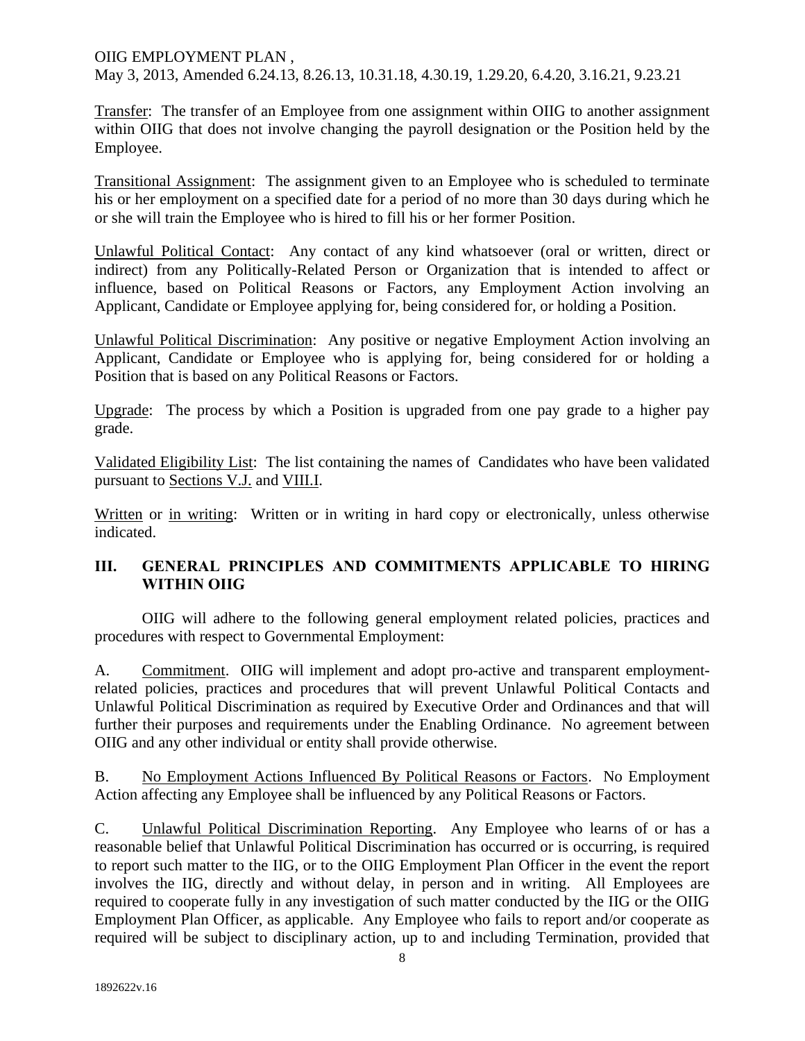Transfer: The transfer of an Employee from one assignment within OIIG to another assignment within OIIG that does not involve changing the payroll designation or the Position held by the Employee.

Transitional Assignment: The assignment given to an Employee who is scheduled to terminate his or her employment on a specified date for a period of no more than 30 days during which he or she will train the Employee who is hired to fill his or her former Position.

Unlawful Political Contact: Any contact of any kind whatsoever (oral or written, direct or indirect) from any Politically-Related Person or Organization that is intended to affect or influence, based on Political Reasons or Factors, any Employment Action involving an Applicant, Candidate or Employee applying for, being considered for, or holding a Position.

Unlawful Political Discrimination: Any positive or negative Employment Action involving an Applicant, Candidate or Employee who is applying for, being considered for or holding a Position that is based on any Political Reasons or Factors.

Upgrade: The process by which a Position is upgraded from one pay grade to a higher pay grade.

Validated Eligibility List: The list containing the names of Candidates who have been validated pursuant to Sections V.J. and VIII.I.

Written or in writing: Written or in writing in hard copy or electronically, unless otherwise indicated.

## III. GENERAL PRINCIPLES AND COMMITMENTS APPLICABLE TO HIRING WITHIN OIIG

OIIG will adhere to the following general employment related policies, practices and procedures with respect to Governmental Employment:

A. Commitment. OIIG will implement and adopt pro-active and transparent employment-related policies, practices and procedures that will prevent Unlawful Political Contacts and Unlawful Political Discrimination as required by Executive Order and Ordinances and that will further their purposes and requirements under the Enabling Ordinance. No agreement between OIIG and any other individual or entity shall provide otherwise.

B. No Employment Actions Influenced By Political Reasons or Factors. No Employment Action affecting any Employee shall be influenced by any Political Reasons or Factors.

C. Unlawful Political Discrimination Reporting. Any Employee who learns of or has a reasonable belief that Unlawful Political Discrimination has occurred or is occurring, is required to report such matter to the IIG, or to the OIIG Employment Plan Officer in the event the report involves the IIG, directly and without delay, in person and in writing. All Employees are required to cooperate fully in any investigation of such matter conducted by the IIG or the OIIG Employment Plan Officer, as applicable. Any Employee who fails to report and/or cooperate as required will be subject to disciplinary action, up to and including Termination, provided that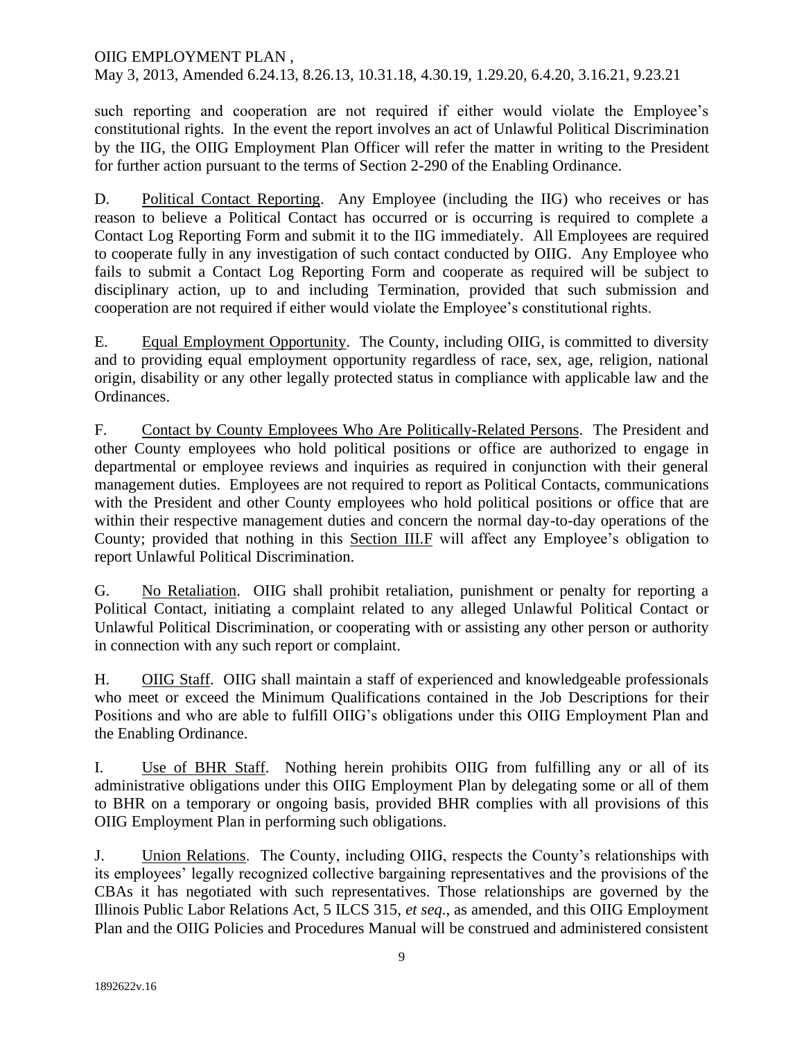such reporting and cooperation are not required if either would violate the Employee's constitutional rights. In the event the report involves an act of Unlawful Political Discrimination by the IIG, the OIIG Employment Plan Officer will refer the matter in writing to the President for further action pursuant to the terms of Section 2-290 of the Enabling Ordinance.

D. Political Contact Reporting. Any Employee (including the IIG) who receives or has reason to believe a Political Contact has occurred or is occurring is required to complete a Contact Log Reporting Form and submit it to the IIG immediately. All Employees are required to cooperate fully in any investigation of such contact conducted by OIIG. Any Employee who fails to submit a Contact Log Reporting Form and cooperate as required will be subject to disciplinary action, up to and including Termination, provided that such submission and cooperation are not required if either would violate the Employee's constitutional rights.

E. Equal Employment Opportunity. The County, including OIIG, is committed to diversity and to providing equal employment opportunity regardless of race, sex, age, religion, national origin, disability or any other legally protected status in compliance with applicable law and the Ordinances.

F. Contact by County Employees Who Are Politically-Related Persons. The President and other County employees who hold political positions or office are authorized to engage in departmental or employee reviews and inquiries as required in conjunction with their general management duties. Employees are not required to report as Political Contacts, communications with the President and other County employees who hold political positions or office that are within their respective management duties and concern the normal day-to-day operations of the County; provided that nothing in this Section III.F will affect any Employee's obligation to report Unlawful Political Discrimination.

G. No Retaliation. OIIG shall prohibit retaliation, punishment or penalty for reporting a Political Contact, initiating a complaint related to any alleged Unlawful Political Contact or Unlawful Political Discrimination, or cooperating with or assisting any other person or authority in connection with any such report or complaint.

H. OIIG Staff. OIIG shall maintain a staff of experienced and knowledgeable professionals who meet or exceed the Minimum Qualifications contained in the Job Descriptions for their Positions and who are able to fulfill OIIG's obligations under this OIIG Employment Plan and the Enabling Ordinance.

I. Use of BHR Staff. Nothing herein prohibits OIIG from fulfilling any or all of its administrative obligations under this OIIG Employment Plan by delegating some or all of them to BHR on a temporary or ongoing basis, provided BHR complies with all provisions of this OIIG Employment Plan in performing such obligations.

J. Union Relations. The County, including OIIG, respects the County's relationships with its employees' legally recognized collective bargaining representatives and the provisions of the CBAs it has negotiated with such representatives. Those relationships are governed by the Illinois Public Labor Relations Act, 5 ILCS 315, *et seq*., as amended, and this OIIG Employment Plan and the OIIG Policies and Procedures Manual will be construed and administered consistent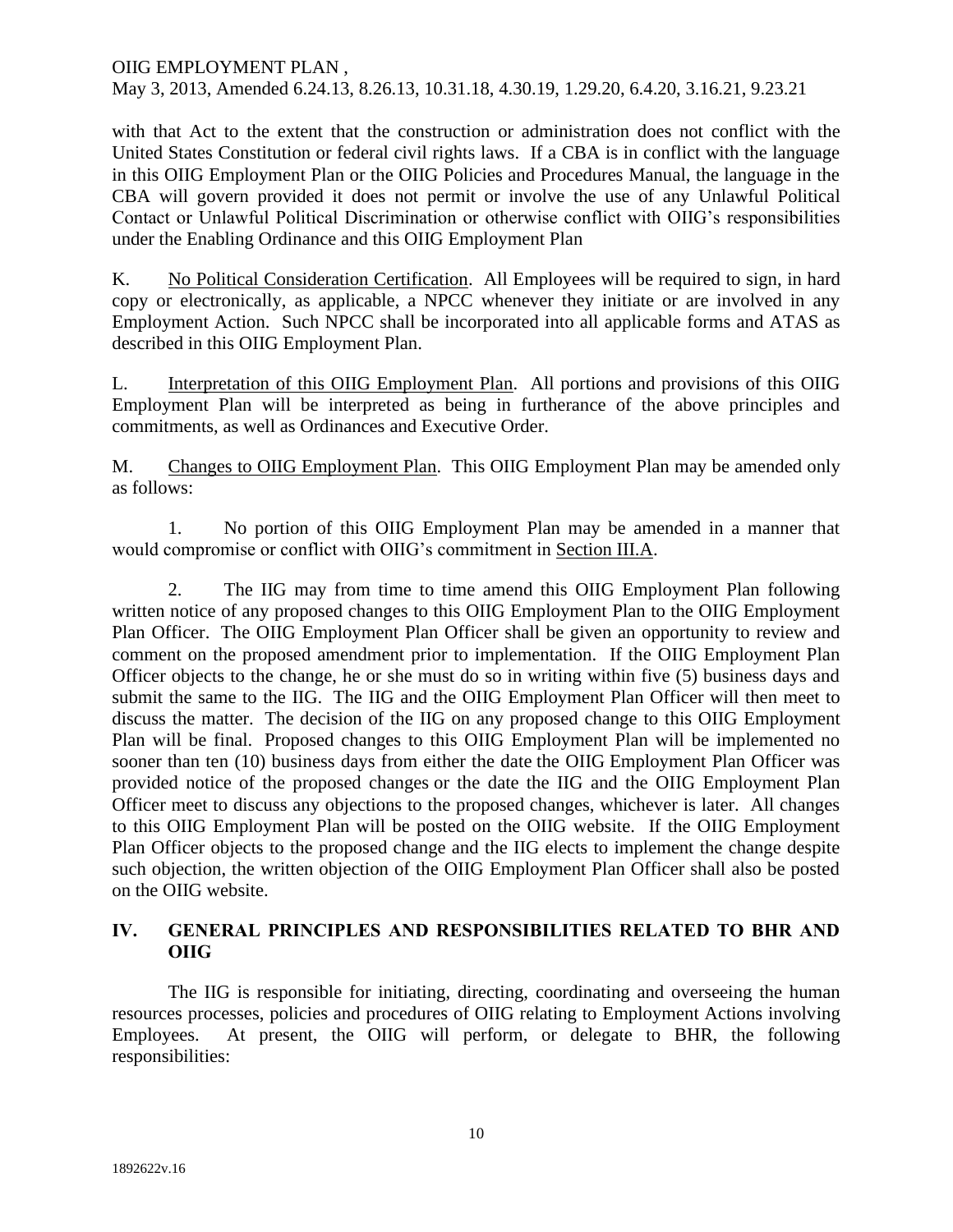with that Act to the extent that the construction or administration does not conflict with the United States Constitution or federal civil rights laws. If a CBA is in conflict with the language in this OIIG Employment Plan or the OIIG Policies and Procedures Manual, the language in the CBA will govern provided it does not permit or involve the use of any Unlawful Political Contact or Unlawful Political Discrimination or otherwise conflict with OIIG's responsibilities under the Enabling Ordinance and this OIIG Employment Plan

K. No Political Consideration Certification. All Employees will be required to sign, in hard copy or electronically, as applicable, a NPCC whenever they initiate or are involved in any Employment Action. Such NPCC shall be incorporated into all applicable forms and ATAS as described in this OIIG Employment Plan.

L. Interpretation of this OIIG Employment Plan. All portions and provisions of this OIIG Employment Plan will be interpreted as being in furtherance of the above principles and commitments, as well as Ordinances and Executive Order.

M. Changes to OIIG Employment Plan. This OIIG Employment Plan may be amended only as follows:

1. No portion of this OIIG Employment Plan may be amended in a manner that would compromise or conflict with OIIG's commitment in Section III.A.

2. The IIG may from time to time amend this OIIG Employment Plan following written notice of any proposed changes to this OIIG Employment Plan to the OIIG Employment Plan Officer. The OIIG Employment Plan Officer shall be given an opportunity to review and comment on the proposed amendment prior to implementation. If the OIIG Employment Plan Officer objects to the change, he or she must do so in writing within five (5) business days and submit the same to the IIG. The IIG and the OIIG Employment Plan Officer will then meet to discuss the matter. The decision of the IIG on any proposed change to this OIIG Employment Plan will be final. Proposed changes to this OIIG Employment Plan will be implemented no sooner than ten (10) business days from either the date the OIIG Employment Plan Officer was provided notice of the proposed changes or the date the IIG and the OIIG Employment Plan Officer meet to discuss any objections to the proposed changes, whichever is later. All changes to this OIIG Employment Plan will be posted on the OIIG website. If the OIIG Employment Plan Officer objects to the proposed change and the IIG elects to implement the change despite such objection, the written objection of the OIIG Employment Plan Officer shall also be posted on the OIIG website.

## IV. GENERAL PRINCIPLES AND RESPONSIBILITIES RELATED TO BHR AND OIIG

The IIG is responsible for initiating, directing, coordinating and overseeing the human resources processes, policies and procedures of OIIG relating to Employment Actions involving Employees. At present, the OIIG will perform, or delegate to BHR, the following responsibilities: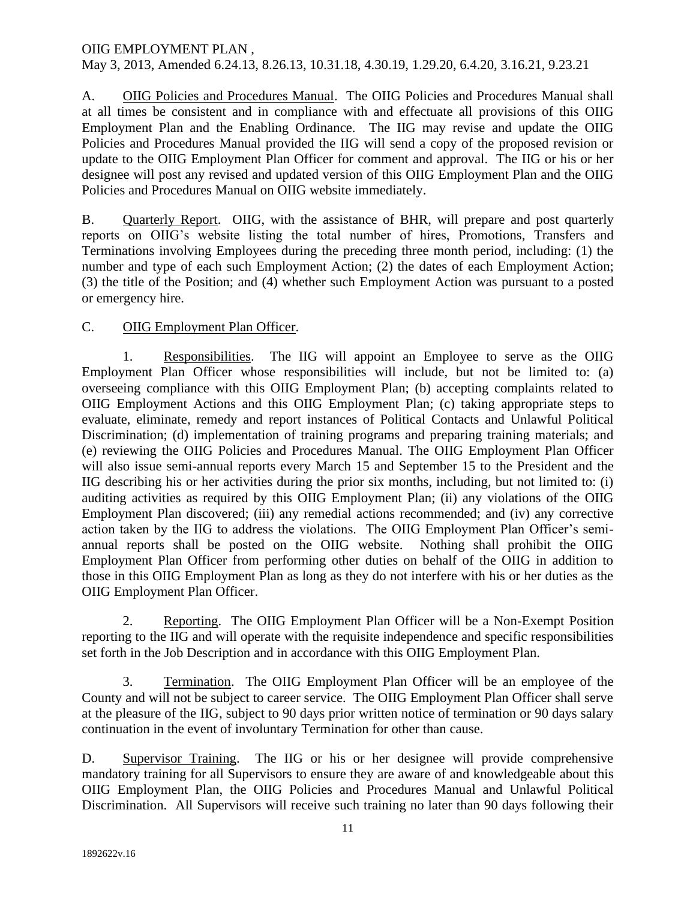A. <u>OIIG Policies and Procedures Manual</u>. The OIIG Policies and Procedures Manual shall at all times be consistent and in compliance with and effectuate all provisions of this OIIG Employment Plan and the Enabling Ordinance. The IIG may revise and update the OIIG Policies and Procedures Manual provided the IIG will send a copy of the proposed revision or update to the OIIG Employment Plan Officer for comment and approval. The IIG or his or her designee will post any revised and updated version of this OIIG Employment Plan and the OIIG Policies and Procedures Manual on OIIG website immediately.

B. <u>Quarterly Report</u>. OIIG, with the assistance of BHR, will prepare and post quarterly reports on OIIG's website listing the total number of hires, Promotions, Transfers and Terminations involving Employees during the preceding three month period, including: (1) the number and type of each such Employment Action; (2) the dates of each Employment Action; (3) the title of the Position; and (4) whether such Employment Action was pursuant to a posted or emergency hire.

C. <u>OIIG Employment Plan Officer</u>.

1. <u>Responsibilities</u>. The IIG will appoint an Employee to serve as the OIIG Employment Plan Officer whose responsibilities will include, but not be limited to: (a) overseeing compliance with this OIIG Employment Plan; (b) accepting complaints related to OIIG Employment Actions and this OIIG Employment Plan; (c) taking appropriate steps to evaluate, eliminate, remedy and report instances of Political Contacts and Unlawful Political Discrimination; (d) implementation of training programs and preparing training materials; and (e) reviewing the OIIG Policies and Procedures Manual. The OIIG Employment Plan Officer will also issue semi-annual reports every March 15 and September 15 to the President and the IIG describing his or her activities during the prior six months, including, but not limited to: (i) auditing activities as required by this OIIG Employment Plan; (ii) any violations of the OIIG Employment Plan discovered; (iii) any remedial actions recommended; and (iv) any corrective action taken by the IIG to address the violations. The OIIG Employment Plan Officer's semi-annual reports shall be posted on the OIIG website. Nothing shall prohibit the OIIG Employment Plan Officer from performing other duties on behalf of the OIIG in addition to those in this OIIG Employment Plan as long as they do not interfere with his or her duties as the OIIG Employment Plan Officer.

2. <u>Reporting</u>. The OIIG Employment Plan Officer will be a Non-Exempt Position reporting to the IIG and will operate with the requisite independence and specific responsibilities set forth in the Job Description and in accordance with this OIIG Employment Plan.

3. <u>Termination</u>. The OIIG Employment Plan Officer will be an employee of the County and will not be subject to career service. The OIIG Employment Plan Officer shall serve at the pleasure of the IIG, subject to 90 days prior written notice of termination or 90 days salary continuation in the event of involuntary Termination for other than cause.

D. <u>Supervisor Training</u>. The IIG or his or her designee will provide comprehensive mandatory training for all Supervisors to ensure they are aware of and knowledgeable about this OIIG Employment Plan, the OIIG Policies and Procedures Manual and Unlawful Political Discrimination. All Supervisors will receive such training no later than 90 days following their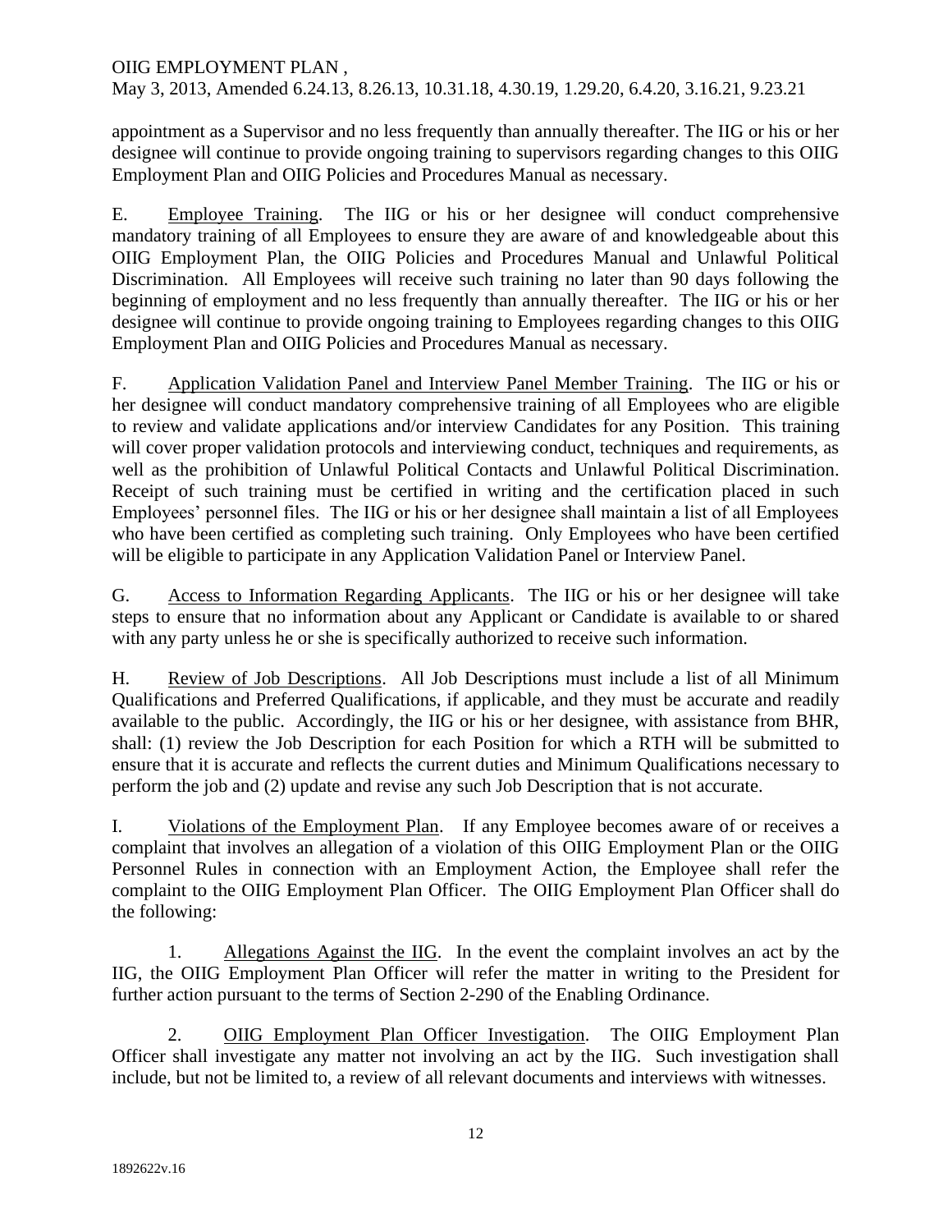appointment as a Supervisor and no less frequently than annually thereafter. The IIG or his or her designee will continue to provide ongoing training to supervisors regarding changes to this OIIG Employment Plan and OIIG Policies and Procedures Manual as necessary.

E. <u>Employee Training</u>. The IIG or his or her designee will conduct comprehensive mandatory training of all Employees to ensure they are aware of and knowledgeable about this OIIG Employment Plan, the OIIG Policies and Procedures Manual and Unlawful Political Discrimination. All Employees will receive such training no later than 90 days following the beginning of employment and no less frequently than annually thereafter. The IIG or his or her designee will continue to provide ongoing training to Employees regarding changes to this OIIG Employment Plan and OIIG Policies and Procedures Manual as necessary.

F. <u>Application Validation Panel and Interview Panel Member Training</u>. The IIG or his or her designee will conduct mandatory comprehensive training of all Employees who are eligible to review and validate applications and/or interview Candidates for any Position. This training will cover proper validation protocols and interviewing conduct, techniques and requirements, as well as the prohibition of Unlawful Political Contacts and Unlawful Political Discrimination. Receipt of such training must be certified in writing and the certification placed in such Employees' personnel files. The IIG or his or her designee shall maintain a list of all Employees who have been certified as completing such training. Only Employees who have been certified will be eligible to participate in any Application Validation Panel or Interview Panel.

G. <u>Access to Information Regarding Applicants</u>. The IIG or his or her designee will take steps to ensure that no information about any Applicant or Candidate is available to or shared with any party unless he or she is specifically authorized to receive such information.

H. <u>Review of Job Descriptions</u>. All Job Descriptions must include a list of all Minimum Qualifications and Preferred Qualifications, if applicable, and they must be accurate and readily available to the public. Accordingly, the IIG or his or her designee, with assistance from BHR, shall: (1) review the Job Description for each Position for which a RTH will be submitted to ensure that it is accurate and reflects the current duties and Minimum Qualifications necessary to perform the job and (2) update and revise any such Job Description that is not accurate.

I. <u>Violations of the Employment Plan</u>. If any Employee becomes aware of or receives a complaint that involves an allegation of a violation of this OIIG Employment Plan or the OIIG Personnel Rules in connection with an Employment Action, the Employee shall refer the complaint to the OIIG Employment Plan Officer. The OIIG Employment Plan Officer shall do the following:

1. <u>Allegations Against the IIG</u>. In the event the complaint involves an act by the IIG, the OIIG Employment Plan Officer will refer the matter in writing to the President for further action pursuant to the terms of Section 2-290 of the Enabling Ordinance.

2. <u>OIIG Employment Plan Officer Investigation</u>. The OIIG Employment Plan Officer shall investigate any matter not involving an act by the IIG. Such investigation shall include, but not be limited to, a review of all relevant documents and interviews with witnesses.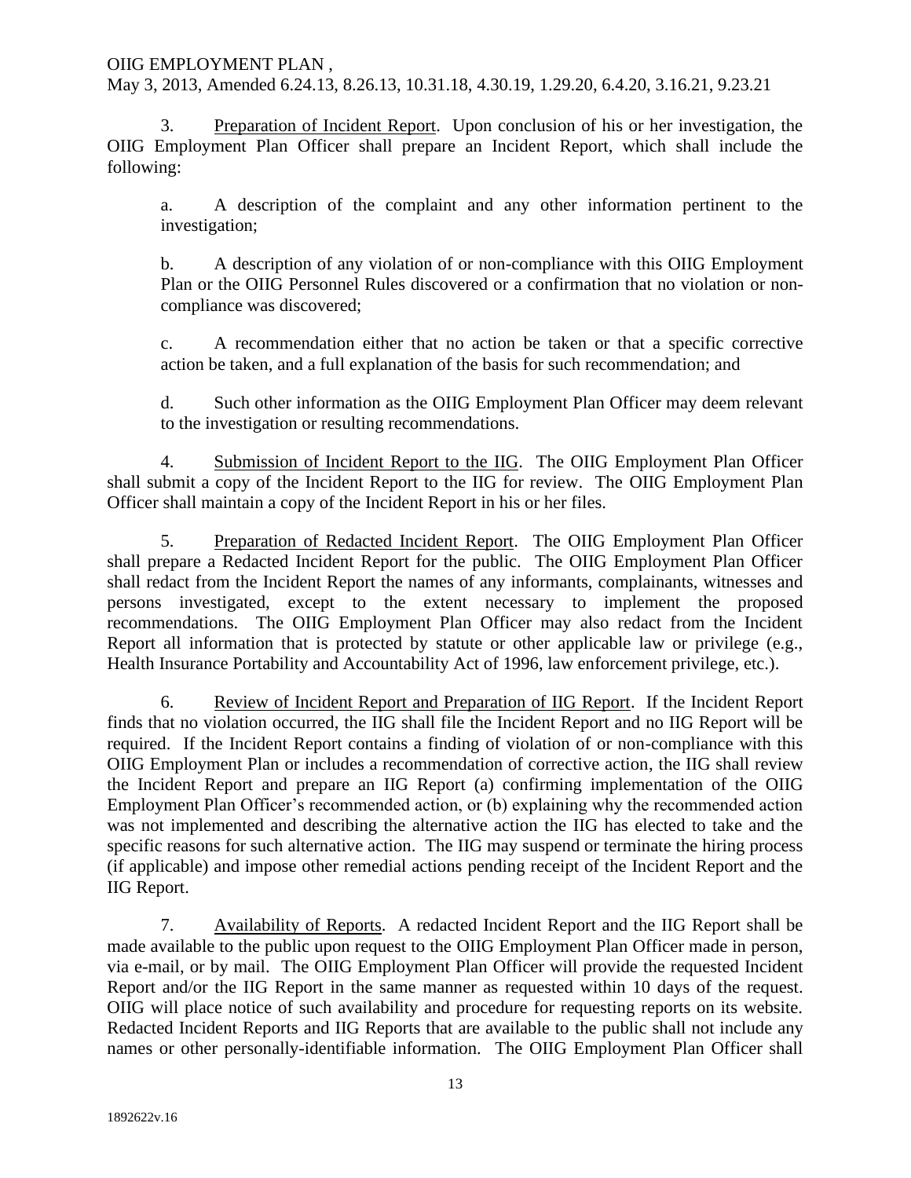3. Preparation of Incident Report. Upon conclusion of his or her investigation, the OIIG Employment Plan Officer shall prepare an Incident Report, which shall include the following:

a. A description of the complaint and any other information pertinent to the investigation;

b. A description of any violation of or non-compliance with this OIIG Employment Plan or the OIIG Personnel Rules discovered or a confirmation that no violation or non-compliance was discovered;

c. A recommendation either that no action be taken or that a specific corrective action be taken, and a full explanation of the basis for such recommendation; and

d. Such other information as the OIIG Employment Plan Officer may deem relevant to the investigation or resulting recommendations.

4. Submission of Incident Report to the IIG. The OIIG Employment Plan Officer shall submit a copy of the Incident Report to the IIG for review. The OIIG Employment Plan Officer shall maintain a copy of the Incident Report in his or her files.

5. Preparation of Redacted Incident Report. The OIIG Employment Plan Officer shall prepare a Redacted Incident Report for the public. The OIIG Employment Plan Officer shall redact from the Incident Report the names of any informants, complainants, witnesses and persons investigated, except to the extent necessary to implement the proposed recommendations. The OIIG Employment Plan Officer may also redact from the Incident Report all information that is protected by statute or other applicable law or privilege (e.g., Health Insurance Portability and Accountability Act of 1996, law enforcement privilege, etc.).

6. Review of Incident Report and Preparation of IIG Report. If the Incident Report finds that no violation occurred, the IIG shall file the Incident Report and no IIG Report will be required. If the Incident Report contains a finding of violation of or non-compliance with this OIIG Employment Plan or includes a recommendation of corrective action, the IIG shall review the Incident Report and prepare an IIG Report (a) confirming implementation of the OIIG Employment Plan Officer's recommended action, or (b) explaining why the recommended action was not implemented and describing the alternative action the IIG has elected to take and the specific reasons for such alternative action. The IIG may suspend or terminate the hiring process (if applicable) and impose other remedial actions pending receipt of the Incident Report and the IIG Report.

7. Availability of Reports. A redacted Incident Report and the IIG Report shall be made available to the public upon request to the OIIG Employment Plan Officer made in person, via e-mail, or by mail. The OIIG Employment Plan Officer will provide the requested Incident Report and/or the IIG Report in the same manner as requested within 10 days of the request. OIIG will place notice of such availability and procedure for requesting reports on its website. Redacted Incident Reports and IIG Reports that are available to the public shall not include any names or other personally-identifiable information. The OIIG Employment Plan Officer shall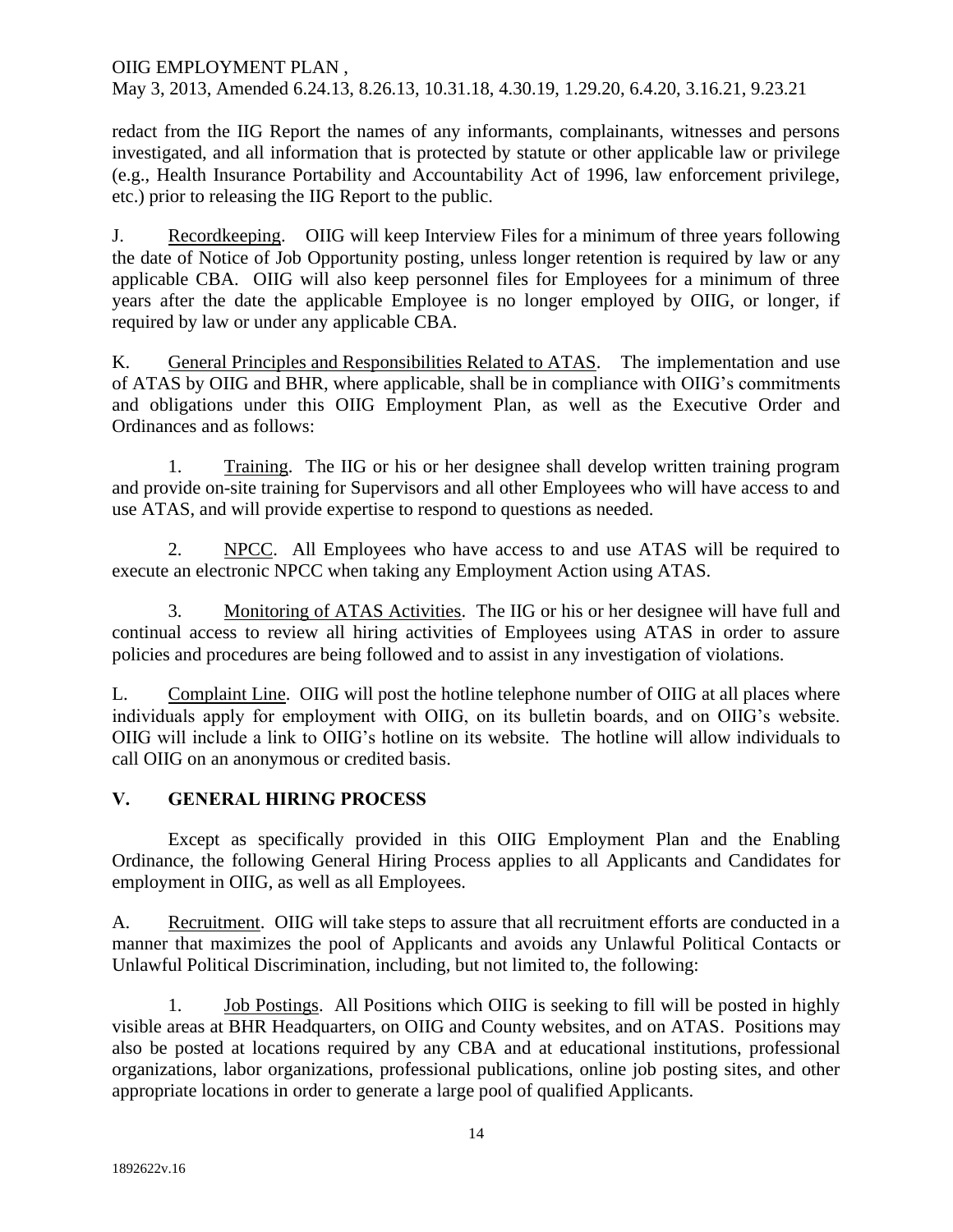redact from the IIG Report the names of any informants, complainants, witnesses and persons investigated, and all information that is protected by statute or other applicable law or privilege (e.g., Health Insurance Portability and Accountability Act of 1996, law enforcement privilege, etc.) prior to releasing the IIG Report to the public.

J. Recordkeeping. OIIG will keep Interview Files for a minimum of three years following the date of Notice of Job Opportunity posting, unless longer retention is required by law or any applicable CBA. OIIG will also keep personnel files for Employees for a minimum of three years after the date the applicable Employee is no longer employed by OIIG, or longer, if required by law or under any applicable CBA.

K. General Principles and Responsibilities Related to ATAS. The implementation and use of ATAS by OIIG and BHR, where applicable, shall be in compliance with OIIG's commitments and obligations under this OIIG Employment Plan, as well as the Executive Order and Ordinances and as follows:

1. Training. The IIG or his or her designee shall develop written training program and provide on-site training for Supervisors and all other Employees who will have access to and use ATAS, and will provide expertise to respond to questions as needed.

2. NPCC. All Employees who have access to and use ATAS will be required to execute an electronic NPCC when taking any Employment Action using ATAS.

3. Monitoring of ATAS Activities. The IIG or his or her designee will have full and continual access to review all hiring activities of Employees using ATAS in order to assure policies and procedures are being followed and to assist in any investigation of violations.

L. Complaint Line. OIIG will post the hotline telephone number of OIIG at all places where individuals apply for employment with OIIG, on its bulletin boards, and on OIIG's website. OIIG will include a link to OIIG's hotline on its website. The hotline will allow individuals to call OIIG on an anonymous or credited basis.

## V. GENERAL HIRING PROCESS

Except as specifically provided in this OIIG Employment Plan and the Enabling Ordinance, the following General Hiring Process applies to all Applicants and Candidates for employment in OIIG, as well as all Employees.

A. Recruitment. OIIG will take steps to assure that all recruitment efforts are conducted in a manner that maximizes the pool of Applicants and avoids any Unlawful Political Contacts or Unlawful Political Discrimination, including, but not limited to, the following:

1. Job Postings. All Positions which OIIG is seeking to fill will be posted in highly visible areas at BHR Headquarters, on OIIG and County websites, and on ATAS. Positions may also be posted at locations required by any CBA and at educational institutions, professional organizations, labor organizations, professional publications, online job posting sites, and other appropriate locations in order to generate a large pool of qualified Applicants.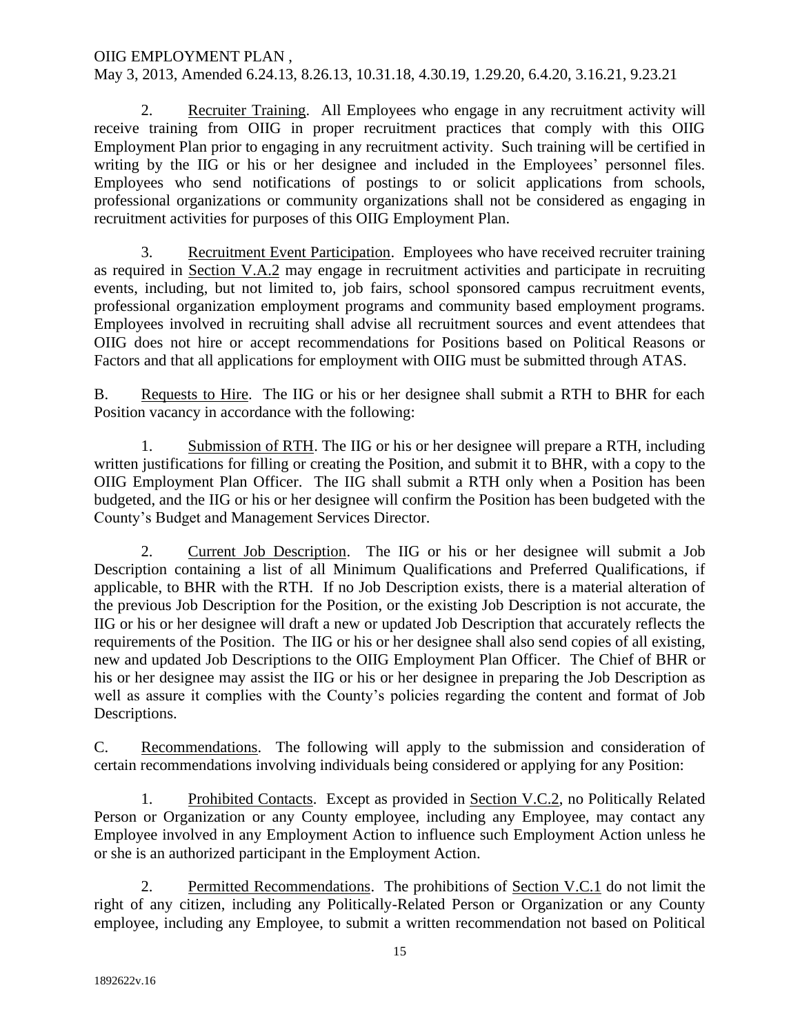2. Recruiter Training. All Employees who engage in any recruitment activity will receive training from OIIG in proper recruitment practices that comply with this OIIG Employment Plan prior to engaging in any recruitment activity. Such training will be certified in writing by the IIG or his or her designee and included in the Employees' personnel files. Employees who send notifications of postings to or solicit applications from schools, professional organizations or community organizations shall not be considered as engaging in recruitment activities for purposes of this OIIG Employment Plan.

3. Recruitment Event Participation. Employees who have received recruiter training as required in Section V.A.2 may engage in recruitment activities and participate in recruiting events, including, but not limited to, job fairs, school sponsored campus recruitment events, professional organization employment programs and community based employment programs. Employees involved in recruiting shall advise all recruitment sources and event attendees that OIIG does not hire or accept recommendations for Positions based on Political Reasons or Factors and that all applications for employment with OIIG must be submitted through ATAS.

B. Requests to Hire. The IIG or his or her designee shall submit a RTH to BHR for each Position vacancy in accordance with the following:

1. Submission of RTH. The IIG or his or her designee will prepare a RTH, including written justifications for filling or creating the Position, and submit it to BHR, with a copy to the OIIG Employment Plan Officer. The IIG shall submit a RTH only when a Position has been budgeted, and the IIG or his or her designee will confirm the Position has been budgeted with the County's Budget and Management Services Director.

2. Current Job Description. The IIG or his or her designee will submit a Job Description containing a list of all Minimum Qualifications and Preferred Qualifications, if applicable, to BHR with the RTH. If no Job Description exists, there is a material alteration of the previous Job Description for the Position, or the existing Job Description is not accurate, the IIG or his or her designee will draft a new or updated Job Description that accurately reflects the requirements of the Position. The IIG or his or her designee shall also send copies of all existing, new and updated Job Descriptions to the OIIG Employment Plan Officer. The Chief of BHR or his or her designee may assist the IIG or his or her designee in preparing the Job Description as well as assure it complies with the County's policies regarding the content and format of Job Descriptions.

C. Recommendations. The following will apply to the submission and consideration of certain recommendations involving individuals being considered or applying for any Position:

1. Prohibited Contacts. Except as provided in Section V.C.2, no Politically Related Person or Organization or any County employee, including any Employee, may contact any Employee involved in any Employment Action to influence such Employment Action unless he or she is an authorized participant in the Employment Action.

2. Permitted Recommendations. The prohibitions of Section V.C.1 do not limit the right of any citizen, including any Politically-Related Person or Organization or any County employee, including any Employee, to submit a written recommendation not based on Political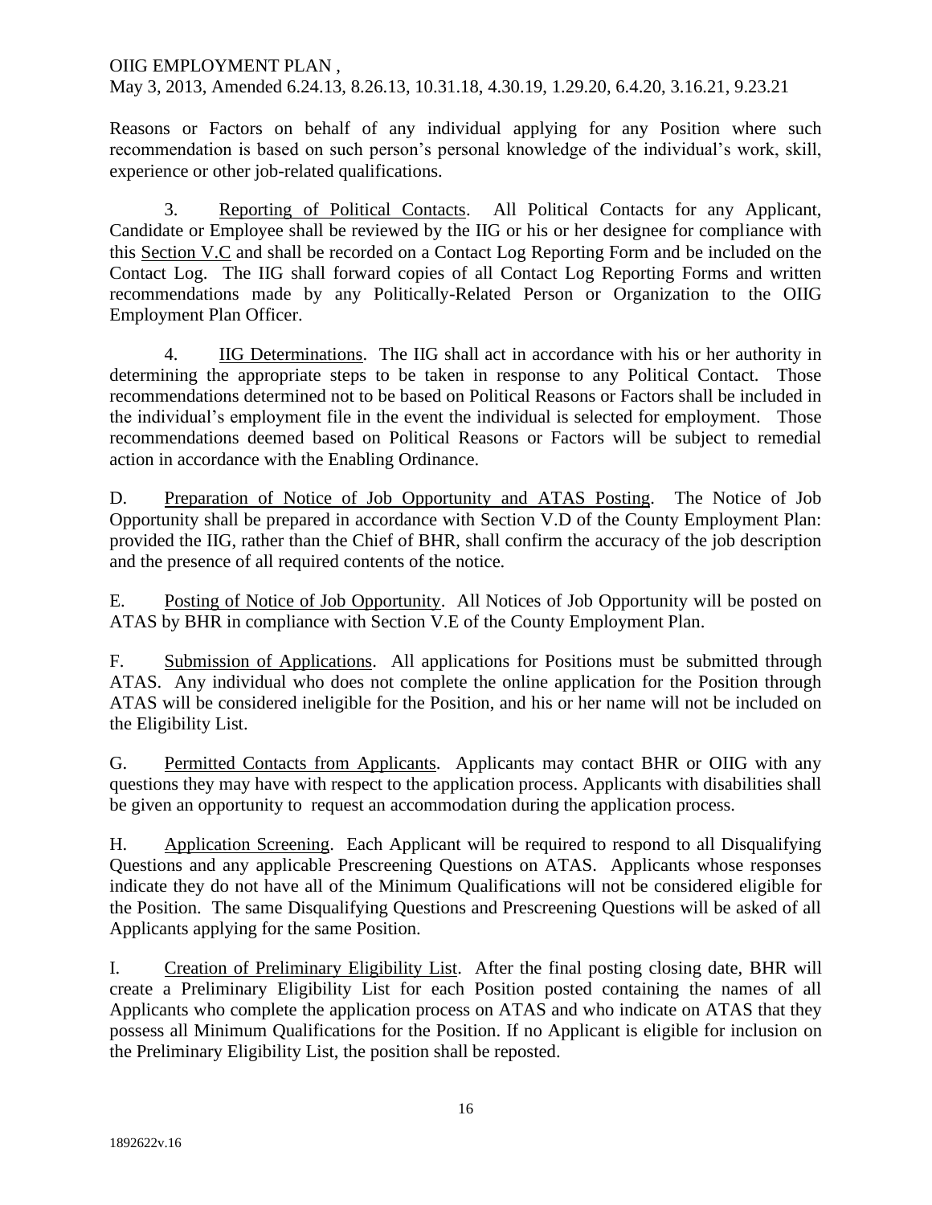Reasons or Factors on behalf of any individual applying for any Position where such recommendation is based on such person's personal knowledge of the individual's work, skill, experience or other job-related qualifications.

3. Reporting of Political Contacts. All Political Contacts for any Applicant, Candidate or Employee shall be reviewed by the IIG or his or her designee for compliance with this Section V.C and shall be recorded on a Contact Log Reporting Form and be included on the Contact Log. The IIG shall forward copies of all Contact Log Reporting Forms and written recommendations made by any Politically-Related Person or Organization to the OIIG Employment Plan Officer.

4. IIG Determinations. The IIG shall act in accordance with his or her authority in determining the appropriate steps to be taken in response to any Political Contact. Those recommendations determined not to be based on Political Reasons or Factors shall be included in the individual's employment file in the event the individual is selected for employment. Those recommendations deemed based on Political Reasons or Factors will be subject to remedial action in accordance with the Enabling Ordinance.

D. Preparation of Notice of Job Opportunity and ATAS Posting. The Notice of Job Opportunity shall be prepared in accordance with Section V.D of the County Employment Plan: provided the IIG, rather than the Chief of BHR, shall confirm the accuracy of the job description and the presence of all required contents of the notice.

E. Posting of Notice of Job Opportunity. All Notices of Job Opportunity will be posted on ATAS by BHR in compliance with Section V.E of the County Employment Plan.

F. Submission of Applications. All applications for Positions must be submitted through ATAS. Any individual who does not complete the online application for the Position through ATAS will be considered ineligible for the Position, and his or her name will not be included on the Eligibility List.

G. Permitted Contacts from Applicants. Applicants may contact BHR or OIIG with any questions they may have with respect to the application process. Applicants with disabilities shall be given an opportunity to request an accommodation during the application process.

H. Application Screening. Each Applicant will be required to respond to all Disqualifying Questions and any applicable Prescreening Questions on ATAS. Applicants whose responses indicate they do not have all of the Minimum Qualifications will not be considered eligible for the Position. The same Disqualifying Questions and Prescreening Questions will be asked of all Applicants applying for the same Position.

I. Creation of Preliminary Eligibility List. After the final posting closing date, BHR will create a Preliminary Eligibility List for each Position posted containing the names of all Applicants who complete the application process on ATAS and who indicate on ATAS that they possess all Minimum Qualifications for the Position. If no Applicant is eligible for inclusion on the Preliminary Eligibility List, the position shall be reposted.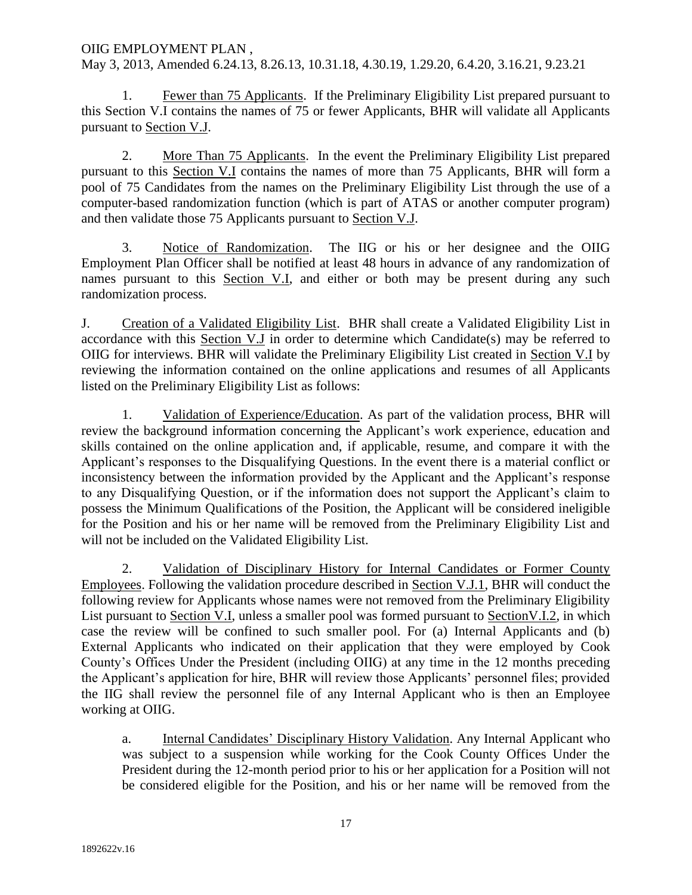1. Fewer than 75 Applicants. If the Preliminary Eligibility List prepared pursuant to this Section V.I contains the names of 75 or fewer Applicants, BHR will validate all Applicants pursuant to Section V.J.

2. More Than 75 Applicants. In the event the Preliminary Eligibility List prepared pursuant to this Section V.I contains the names of more than 75 Applicants, BHR will form a pool of 75 Candidates from the names on the Preliminary Eligibility List through the use of a computer-based randomization function (which is part of ATAS or another computer program) and then validate those 75 Applicants pursuant to Section V.J.

3. Notice of Randomization. The IIG or his or her designee and the OIIG Employment Plan Officer shall be notified at least 48 hours in advance of any randomization of names pursuant to this Section V.I, and either or both may be present during any such randomization process.

J. Creation of a Validated Eligibility List. BHR shall create a Validated Eligibility List in accordance with this Section V.J in order to determine which Candidate(s) may be referred to OIIG for interviews. BHR will validate the Preliminary Eligibility List created in Section V.I by reviewing the information contained on the online applications and resumes of all Applicants listed on the Preliminary Eligibility List as follows:

1. Validation of Experience/Education. As part of the validation process, BHR will review the background information concerning the Applicant's work experience, education and skills contained on the online application and, if applicable, resume, and compare it with the Applicant's responses to the Disqualifying Questions. In the event there is a material conflict or inconsistency between the information provided by the Applicant and the Applicant's response to any Disqualifying Question, or if the information does not support the Applicant's claim to possess the Minimum Qualifications of the Position, the Applicant will be considered ineligible for the Position and his or her name will be removed from the Preliminary Eligibility List and will not be included on the Validated Eligibility List.

2. Validation of Disciplinary History for Internal Candidates or Former County Employees. Following the validation procedure described in Section V.J.1, BHR will conduct the following review for Applicants whose names were not removed from the Preliminary Eligibility List pursuant to Section V.I, unless a smaller pool was formed pursuant to SectionV.I.2, in which case the review will be confined to such smaller pool. For (a) Internal Applicants and (b) External Applicants who indicated on their application that they were employed by Cook County's Offices Under the President (including OIIG) at any time in the 12 months preceding the Applicant's application for hire, BHR will review those Applicants' personnel files; provided the IIG shall review the personnel file of any Internal Applicant who is then an Employee working at OIIG.

a. Internal Candidates' Disciplinary History Validation. Any Internal Applicant who was subject to a suspension while working for the Cook County Offices Under the President during the 12-month period prior to his or her application for a Position will not be considered eligible for the Position, and his or her name will be removed from the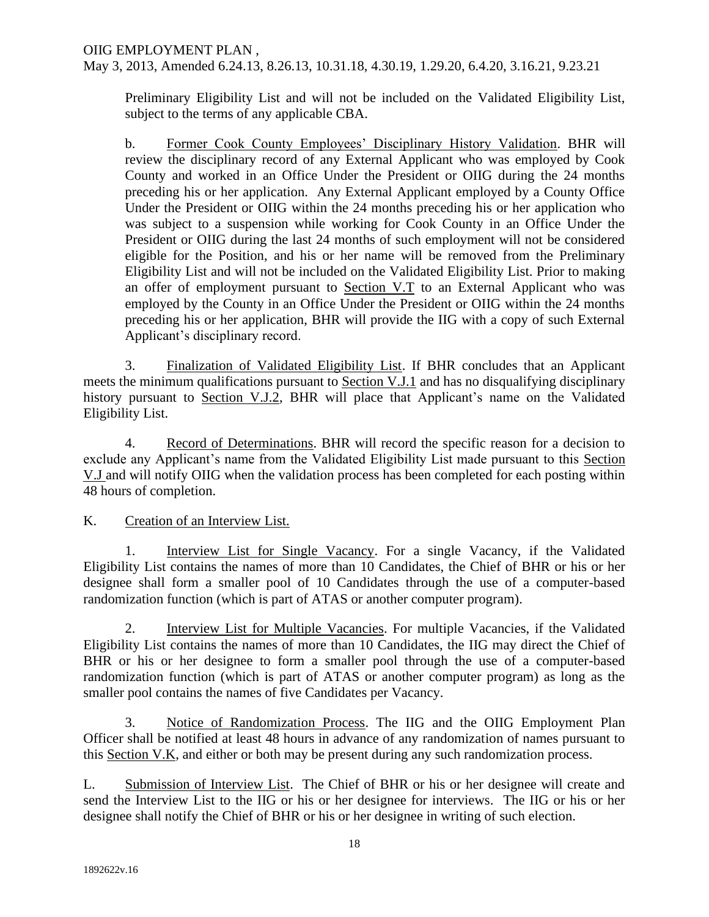Preliminary Eligibility List and will not be included on the Validated Eligibility List, subject to the terms of any applicable CBA.

b. Former Cook County Employees' Disciplinary History Validation. BHR will review the disciplinary record of any External Applicant who was employed by Cook County and worked in an Office Under the President or OIIG during the 24 months preceding his or her application. Any External Applicant employed by a County Office Under the President or OIIG within the 24 months preceding his or her application who was subject to a suspension while working for Cook County in an Office Under the President or OIIG during the last 24 months of such employment will not be considered eligible for the Position, and his or her name will be removed from the Preliminary Eligibility List and will not be included on the Validated Eligibility List. Prior to making an offer of employment pursuant to Section V.T to an External Applicant who was employed by the County in an Office Under the President or OIIG within the 24 months preceding his or her application, BHR will provide the IIG with a copy of such External Applicant's disciplinary record.

3. Finalization of Validated Eligibility List. If BHR concludes that an Applicant meets the minimum qualifications pursuant to Section V.J.1 and has no disqualifying disciplinary history pursuant to Section V.J.2, BHR will place that Applicant's name on the Validated Eligibility List.

4. Record of Determinations. BHR will record the specific reason for a decision to exclude any Applicant's name from the Validated Eligibility List made pursuant to this Section V.J and will notify OIIG when the validation process has been completed for each posting within 48 hours of completion.

K. Creation of an Interview List.

1. Interview List for Single Vacancy. For a single Vacancy, if the Validated Eligibility List contains the names of more than 10 Candidates, the Chief of BHR or his or her designee shall form a smaller pool of 10 Candidates through the use of a computer-based randomization function (which is part of ATAS or another computer program).

2. Interview List for Multiple Vacancies. For multiple Vacancies, if the Validated Eligibility List contains the names of more than 10 Candidates, the IIG may direct the Chief of BHR or his or her designee to form a smaller pool through the use of a computer-based randomization function (which is part of ATAS or another computer program) as long as the smaller pool contains the names of five Candidates per Vacancy.

3. Notice of Randomization Process. The IIG and the OIIG Employment Plan Officer shall be notified at least 48 hours in advance of any randomization of names pursuant to this Section V.K, and either or both may be present during any such randomization process.

L. Submission of Interview List. The Chief of BHR or his or her designee will create and send the Interview List to the IIG or his or her designee for interviews. The IIG or his or her designee shall notify the Chief of BHR or his or her designee in writing of such election.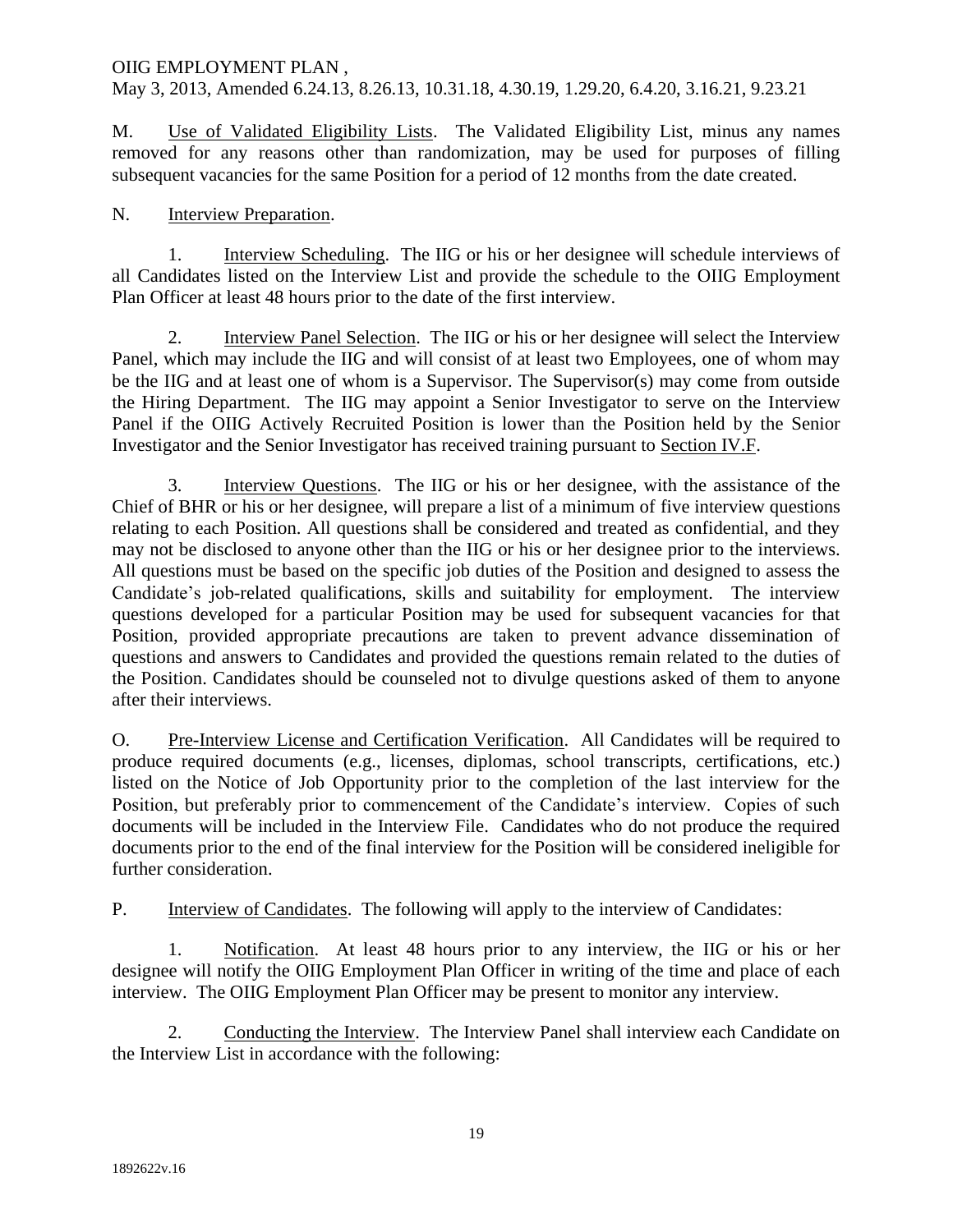M. <u>Use of Validated Eligibility Lists</u>. The Validated Eligibility List, minus any names removed for any reasons other than randomization, may be used for purposes of filling subsequent vacancies for the same Position for a period of 12 months from the date created.

N. <u>Interview Preparation</u>.

1. <u>Interview Scheduling</u>. The IIG or his or her designee will schedule interviews of all Candidates listed on the Interview List and provide the schedule to the OIIG Employment Plan Officer at least 48 hours prior to the date of the first interview.

2. <u>Interview Panel Selection</u>. The IIG or his or her designee will select the Interview Panel, which may include the IIG and will consist of at least two Employees, one of whom may be the IIG and at least one of whom is a Supervisor. The Supervisor(s) may come from outside the Hiring Department. The IIG may appoint a Senior Investigator to serve on the Interview Panel if the OIIG Actively Recruited Position is lower than the Position held by the Senior Investigator and the Senior Investigator has received training pursuant to <u>Section IV.F</u>.

3. <u>Interview Questions</u>. The IIG or his or her designee, with the assistance of the Chief of BHR or his or her designee, will prepare a list of a minimum of five interview questions relating to each Position. All questions shall be considered and treated as confidential, and they may not be disclosed to anyone other than the IIG or his or her designee prior to the interviews. All questions must be based on the specific job duties of the Position and designed to assess the Candidate's job-related qualifications, skills and suitability for employment. The interview questions developed for a particular Position may be used for subsequent vacancies for that Position, provided appropriate precautions are taken to prevent advance dissemination of questions and answers to Candidates and provided the questions remain related to the duties of the Position. Candidates should be counseled not to divulge questions asked of them to anyone after their interviews.

O. <u>Pre-Interview License and Certification Verification</u>. All Candidates will be required to produce required documents (e.g., licenses, diplomas, school transcripts, certifications, etc.) listed on the Notice of Job Opportunity prior to the completion of the last interview for the Position, but preferably prior to commencement of the Candidate's interview. Copies of such documents will be included in the Interview File. Candidates who do not produce the required documents prior to the end of the final interview for the Position will be considered ineligible for further consideration.

P. <u>Interview of Candidates</u>. The following will apply to the interview of Candidates:

1. <u>Notification</u>. At least 48 hours prior to any interview, the IIG or his or her designee will notify the OIIG Employment Plan Officer in writing of the time and place of each interview. The OIIG Employment Plan Officer may be present to monitor any interview.

2. <u>Conducting the Interview</u>. The Interview Panel shall interview each Candidate on the Interview List in accordance with the following: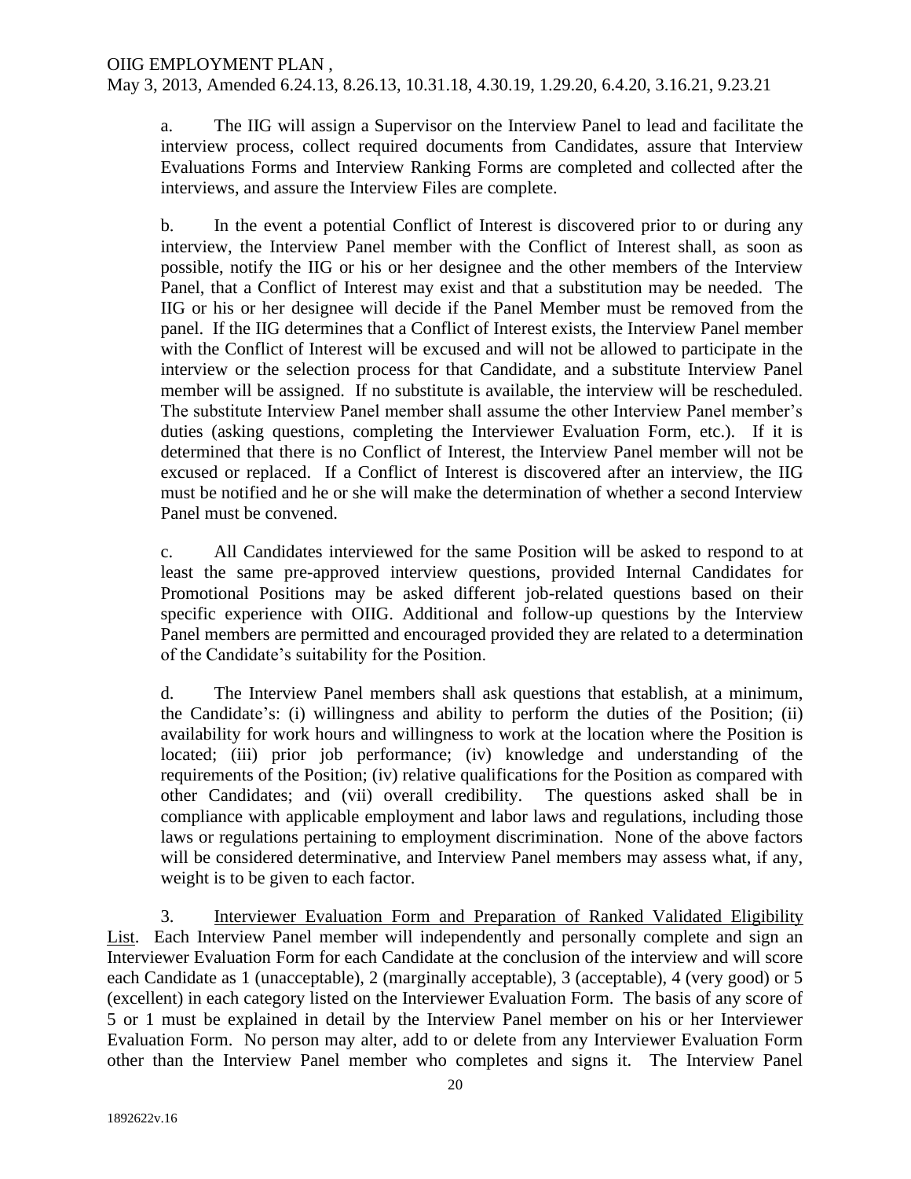a. The IIG will assign a Supervisor on the Interview Panel to lead and facilitate the interview process, collect required documents from Candidates, assure that Interview Evaluations Forms and Interview Ranking Forms are completed and collected after the interviews, and assure the Interview Files are complete.

b. In the event a potential Conflict of Interest is discovered prior to or during any interview, the Interview Panel member with the Conflict of Interest shall, as soon as possible, notify the IIG or his or her designee and the other members of the Interview Panel, that a Conflict of Interest may exist and that a substitution may be needed. The IIG or his or her designee will decide if the Panel Member must be removed from the panel. If the IIG determines that a Conflict of Interest exists, the Interview Panel member with the Conflict of Interest will be excused and will not be allowed to participate in the interview or the selection process for that Candidate, and a substitute Interview Panel member will be assigned. If no substitute is available, the interview will be rescheduled. The substitute Interview Panel member shall assume the other Interview Panel member's duties (asking questions, completing the Interviewer Evaluation Form, etc.). If it is determined that there is no Conflict of Interest, the Interview Panel member will not be excused or replaced. If a Conflict of Interest is discovered after an interview, the IIG must be notified and he or she will make the determination of whether a second Interview Panel must be convened.

c. All Candidates interviewed for the same Position will be asked to respond to at least the same pre-approved interview questions, provided Internal Candidates for Promotional Positions may be asked different job-related questions based on their specific experience with OIIG. Additional and follow-up questions by the Interview Panel members are permitted and encouraged provided they are related to a determination of the Candidate's suitability for the Position.

d. The Interview Panel members shall ask questions that establish, at a minimum, the Candidate's: (i) willingness and ability to perform the duties of the Position; (ii) availability for work hours and willingness to work at the location where the Position is located; (iii) prior job performance; (iv) knowledge and understanding of the requirements of the Position; (iv) relative qualifications for the Position as compared with other Candidates; and (vii) overall credibility. The questions asked shall be in compliance with applicable employment and labor laws and regulations, including those laws or regulations pertaining to employment discrimination. None of the above factors will be considered determinative, and Interview Panel members may assess what, if any, weight is to be given to each factor.

3. Interviewer Evaluation Form and Preparation of Ranked Validated Eligibility List. Each Interview Panel member will independently and personally complete and sign an Interviewer Evaluation Form for each Candidate at the conclusion of the interview and will score each Candidate as 1 (unacceptable), 2 (marginally acceptable), 3 (acceptable), 4 (very good) or 5 (excellent) in each category listed on the Interviewer Evaluation Form. The basis of any score of 5 or 1 must be explained in detail by the Interview Panel member on his or her Interviewer Evaluation Form. No person may alter, add to or delete from any Interviewer Evaluation Form other than the Interview Panel member who completes and signs it. The Interview Panel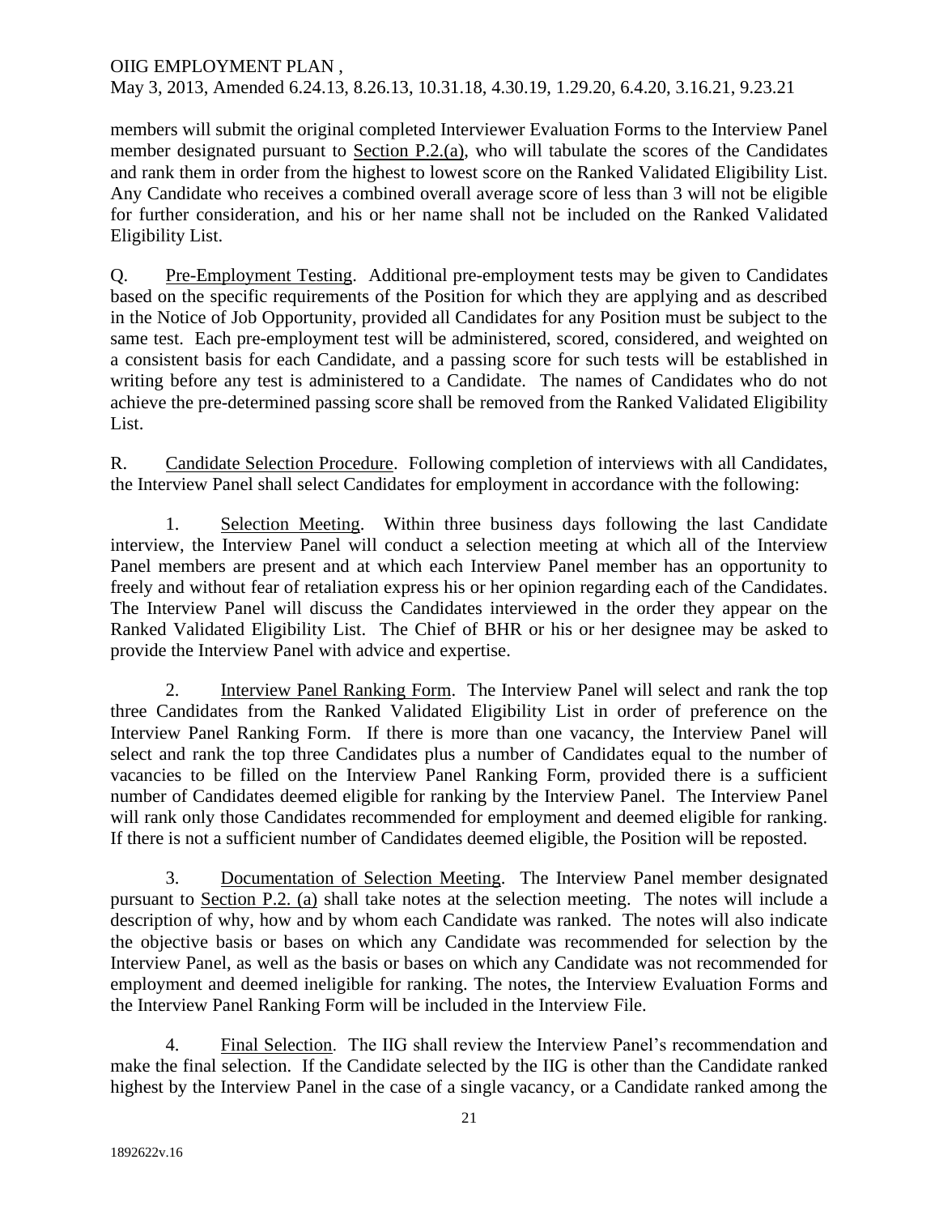members will submit the original completed Interviewer Evaluation Forms to the Interview Panel member designated pursuant to Section P.2.(a), who will tabulate the scores of the Candidates and rank them in order from the highest to lowest score on the Ranked Validated Eligibility List. Any Candidate who receives a combined overall average score of less than 3 will not be eligible for further consideration, and his or her name shall not be included on the Ranked Validated Eligibility List.

Q. Pre-Employment Testing. Additional pre-employment tests may be given to Candidates based on the specific requirements of the Position for which they are applying and as described in the Notice of Job Opportunity, provided all Candidates for any Position must be subject to the same test. Each pre-employment test will be administered, scored, considered, and weighted on a consistent basis for each Candidate, and a passing score for such tests will be established in writing before any test is administered to a Candidate. The names of Candidates who do not achieve the pre-determined passing score shall be removed from the Ranked Validated Eligibility List.

R. Candidate Selection Procedure. Following completion of interviews with all Candidates, the Interview Panel shall select Candidates for employment in accordance with the following:

1. Selection Meeting. Within three business days following the last Candidate interview, the Interview Panel will conduct a selection meeting at which all of the Interview Panel members are present and at which each Interview Panel member has an opportunity to freely and without fear of retaliation express his or her opinion regarding each of the Candidates. The Interview Panel will discuss the Candidates interviewed in the order they appear on the Ranked Validated Eligibility List. The Chief of BHR or his or her designee may be asked to provide the Interview Panel with advice and expertise.

2. Interview Panel Ranking Form. The Interview Panel will select and rank the top three Candidates from the Ranked Validated Eligibility List in order of preference on the Interview Panel Ranking Form. If there is more than one vacancy, the Interview Panel will select and rank the top three Candidates plus a number of Candidates equal to the number of vacancies to be filled on the Interview Panel Ranking Form, provided there is a sufficient number of Candidates deemed eligible for ranking by the Interview Panel. The Interview Panel will rank only those Candidates recommended for employment and deemed eligible for ranking. If there is not a sufficient number of Candidates deemed eligible, the Position will be reposted.

3. Documentation of Selection Meeting. The Interview Panel member designated pursuant to Section P.2. (a) shall take notes at the selection meeting. The notes will include a description of why, how and by whom each Candidate was ranked. The notes will also indicate the objective basis or bases on which any Candidate was recommended for selection by the Interview Panel, as well as the basis or bases on which any Candidate was not recommended for employment and deemed ineligible for ranking. The notes, the Interview Evaluation Forms and the Interview Panel Ranking Form will be included in the Interview File.

4. Final Selection. The IIG shall review the Interview Panel's recommendation and make the final selection. If the Candidate selected by the IIG is other than the Candidate ranked highest by the Interview Panel in the case of a single vacancy, or a Candidate ranked among the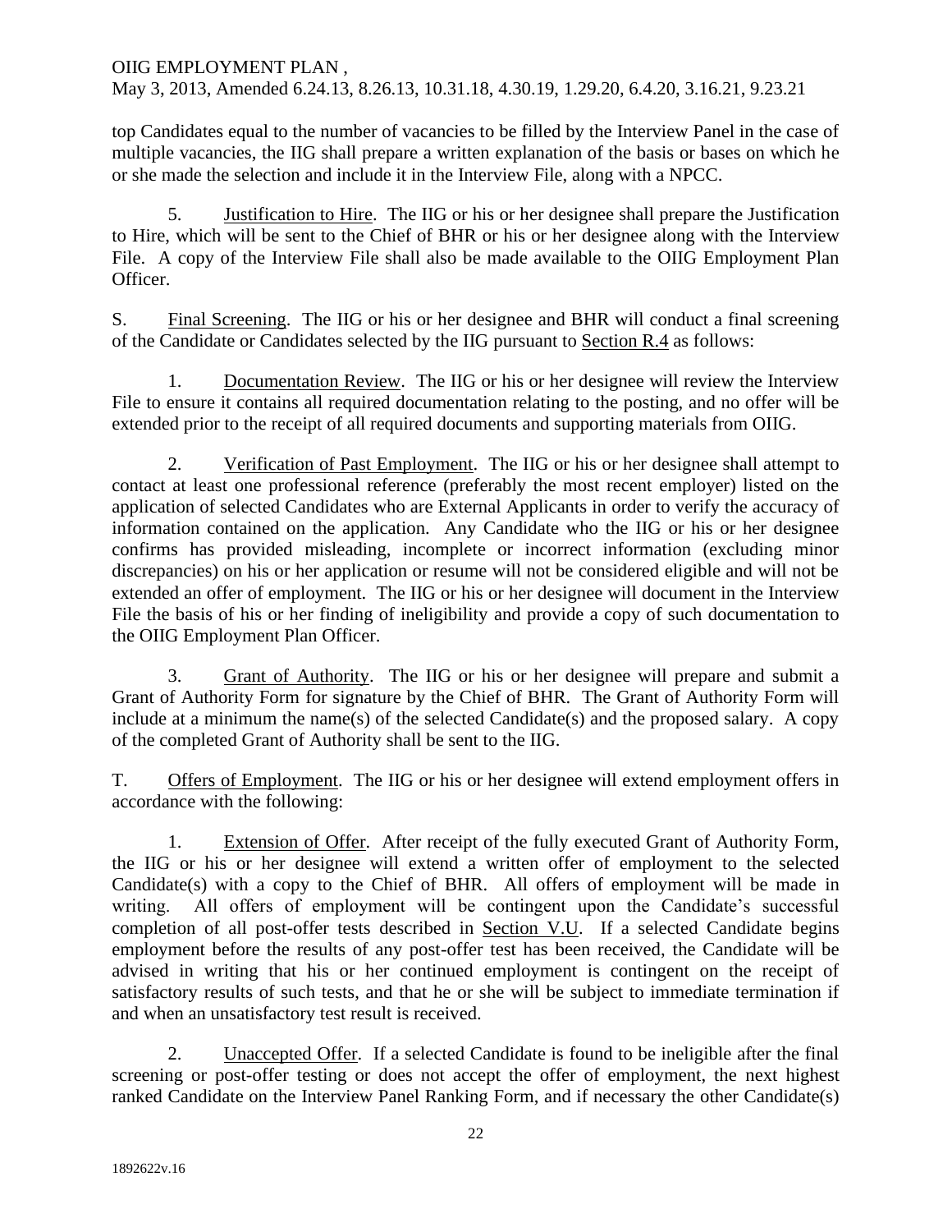top Candidates equal to the number of vacancies to be filled by the Interview Panel in the case of multiple vacancies, the IIG shall prepare a written explanation of the basis or bases on which he or she made the selection and include it in the Interview File, along with a NPCC.

5. Justification to Hire. The IIG or his or her designee shall prepare the Justification to Hire, which will be sent to the Chief of BHR or his or her designee along with the Interview File. A copy of the Interview File shall also be made available to the OIIG Employment Plan Officer.

S. Final Screening. The IIG or his or her designee and BHR will conduct a final screening of the Candidate or Candidates selected by the IIG pursuant to Section R.4 as follows:

1. Documentation Review. The IIG or his or her designee will review the Interview File to ensure it contains all required documentation relating to the posting, and no offer will be extended prior to the receipt of all required documents and supporting materials from OIIG.

2. Verification of Past Employment. The IIG or his or her designee shall attempt to contact at least one professional reference (preferably the most recent employer) listed on the application of selected Candidates who are External Applicants in order to verify the accuracy of information contained on the application. Any Candidate who the IIG or his or her designee confirms has provided misleading, incomplete or incorrect information (excluding minor discrepancies) on his or her application or resume will not be considered eligible and will not be extended an offer of employment. The IIG or his or her designee will document in the Interview File the basis of his or her finding of ineligibility and provide a copy of such documentation to the OIIG Employment Plan Officer.

3. Grant of Authority. The IIG or his or her designee will prepare and submit a Grant of Authority Form for signature by the Chief of BHR. The Grant of Authority Form will include at a minimum the name(s) of the selected Candidate(s) and the proposed salary. A copy of the completed Grant of Authority shall be sent to the IIG.

T. Offers of Employment. The IIG or his or her designee will extend employment offers in accordance with the following:

1. Extension of Offer. After receipt of the fully executed Grant of Authority Form, the IIG or his or her designee will extend a written offer of employment to the selected Candidate(s) with a copy to the Chief of BHR. All offers of employment will be made in writing. All offers of employment will be contingent upon the Candidate's successful completion of all post-offer tests described in Section V.U. If a selected Candidate begins employment before the results of any post-offer test has been received, the Candidate will be advised in writing that his or her continued employment is contingent on the receipt of satisfactory results of such tests, and that he or she will be subject to immediate termination if and when an unsatisfactory test result is received.

2. Unaccepted Offer. If a selected Candidate is found to be ineligible after the final screening or post-offer testing or does not accept the offer of employment, the next highest ranked Candidate on the Interview Panel Ranking Form, and if necessary the other Candidate(s)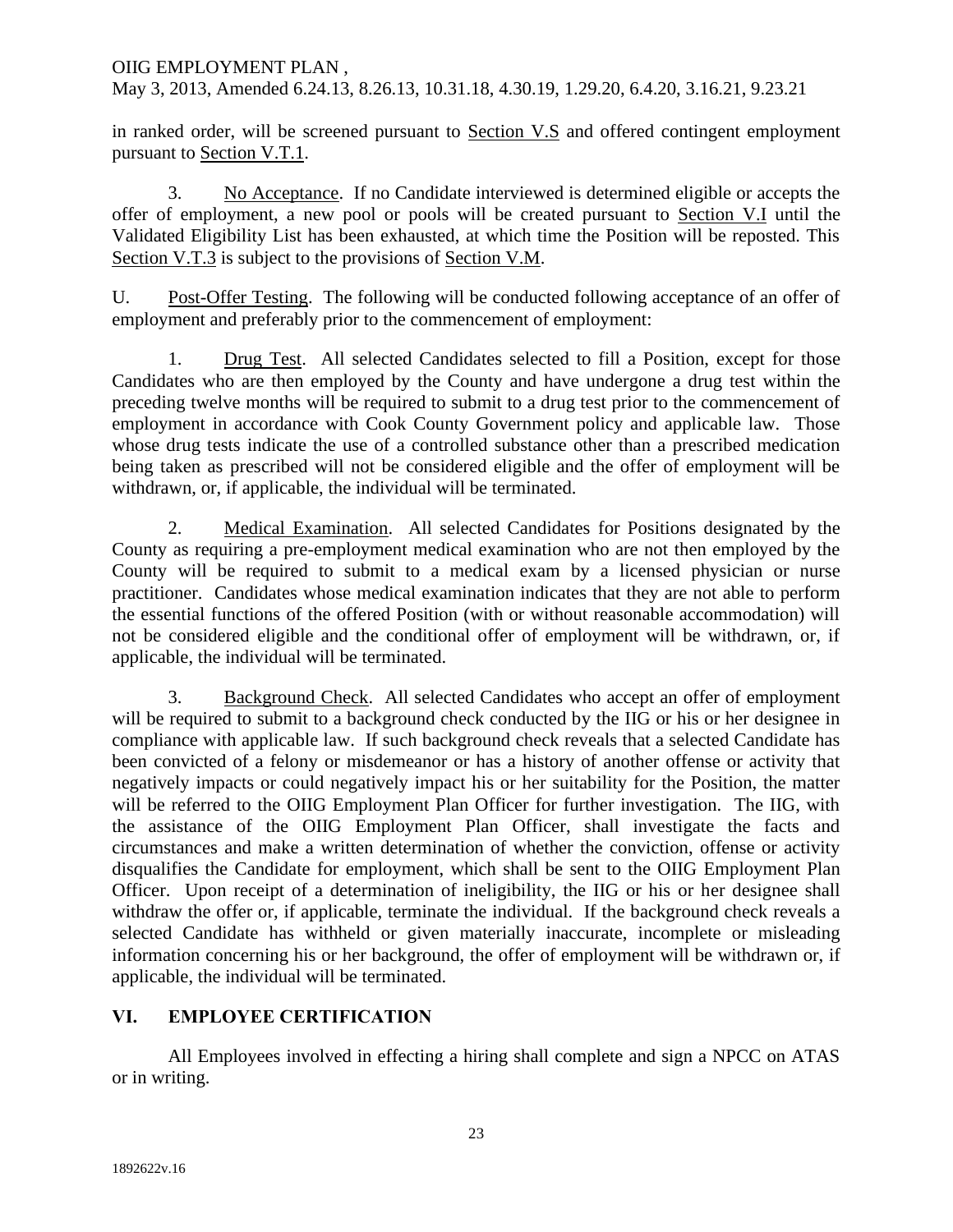in ranked order, will be screened pursuant to Section V.S and offered contingent employment pursuant to Section V.T.1.

3. No Acceptance. If no Candidate interviewed is determined eligible or accepts the offer of employment, a new pool or pools will be created pursuant to Section V.I until the Validated Eligibility List has been exhausted, at which time the Position will be reposted. This Section V.T.3 is subject to the provisions of Section V.M.

U. Post-Offer Testing. The following will be conducted following acceptance of an offer of employment and preferably prior to the commencement of employment:

1. Drug Test. All selected Candidates selected to fill a Position, except for those Candidates who are then employed by the County and have undergone a drug test within the preceding twelve months will be required to submit to a drug test prior to the commencement of employment in accordance with Cook County Government policy and applicable law. Those whose drug tests indicate the use of a controlled substance other than a prescribed medication being taken as prescribed will not be considered eligible and the offer of employment will be withdrawn, or, if applicable, the individual will be terminated.

2. Medical Examination. All selected Candidates for Positions designated by the County as requiring a pre-employment medical examination who are not then employed by the County will be required to submit to a medical exam by a licensed physician or nurse practitioner. Candidates whose medical examination indicates that they are not able to perform the essential functions of the offered Position (with or without reasonable accommodation) will not be considered eligible and the conditional offer of employment will be withdrawn, or, if applicable, the individual will be terminated.

3. Background Check. All selected Candidates who accept an offer of employment will be required to submit to a background check conducted by the IIG or his or her designee in compliance with applicable law. If such background check reveals that a selected Candidate has been convicted of a felony or misdemeanor or has a history of another offense or activity that negatively impacts or could negatively impact his or her suitability for the Position, the matter will be referred to the OIIG Employment Plan Officer for further investigation. The IIG, with the assistance of the OIIG Employment Plan Officer, shall investigate the facts and circumstances and make a written determination of whether the conviction, offense or activity disqualifies the Candidate for employment, which shall be sent to the OIIG Employment Plan Officer. Upon receipt of a determination of ineligibility, the IIG or his or her designee shall withdraw the offer or, if applicable, terminate the individual. If the background check reveals a selected Candidate has withheld or given materially inaccurate, incomplete or misleading information concerning his or her background, the offer of employment will be withdrawn or, if applicable, the individual will be terminated.

## VI. EMPLOYEE CERTIFICATION

All Employees involved in effecting a hiring shall complete and sign a NPCC on ATAS or in writing.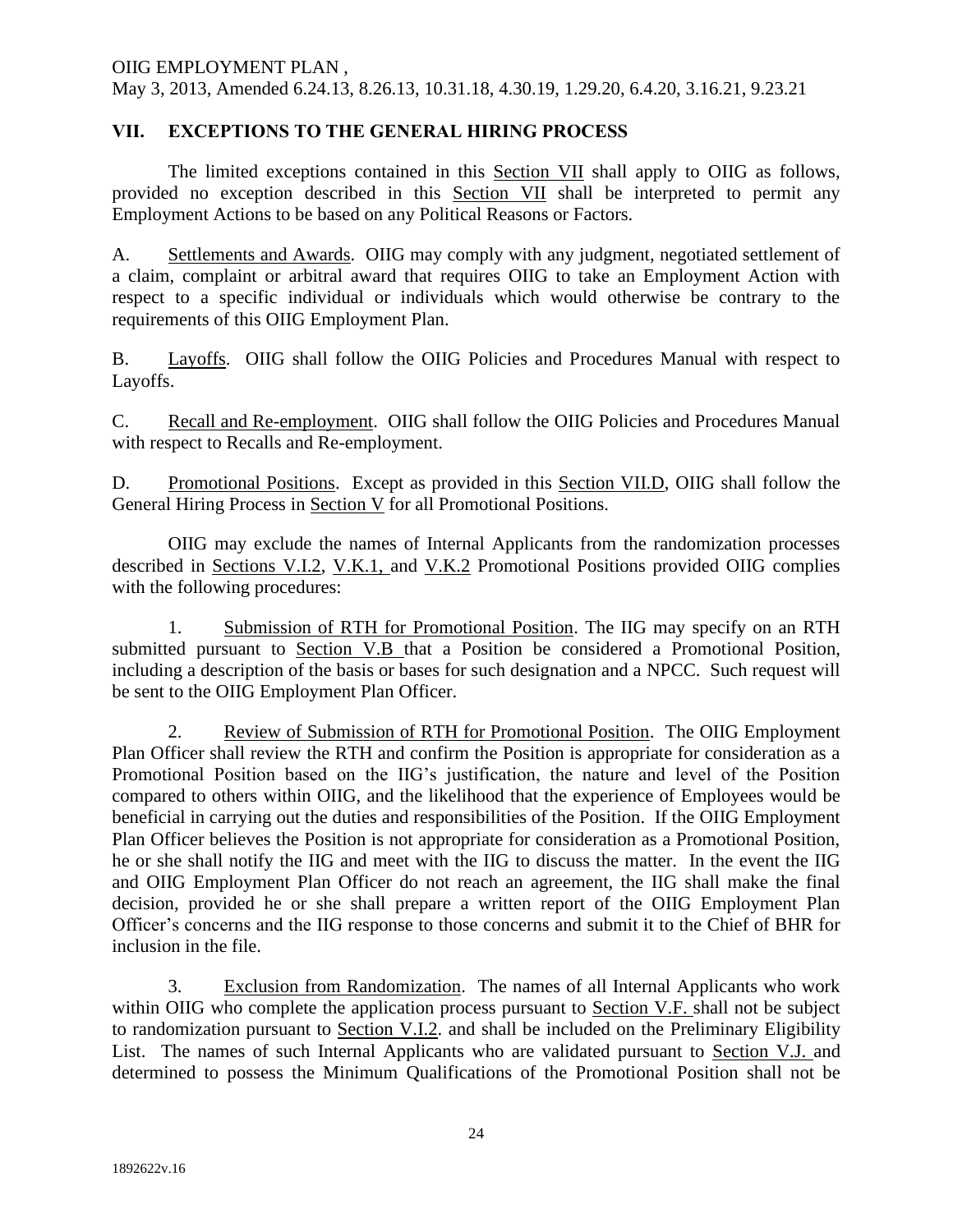## VII. EXCEPTIONS TO THE GENERAL HIRING PROCESS

The limited exceptions contained in this Section VII shall apply to OIIG as follows, provided no exception described in this Section VII shall be interpreted to permit any Employment Actions to be based on any Political Reasons or Factors.

A. Settlements and Awards. OIIG may comply with any judgment, negotiated settlement of a claim, complaint or arbitral award that requires OIIG to take an Employment Action with respect to a specific individual or individuals which would otherwise be contrary to the requirements of this OIIG Employment Plan.

B. Layoffs. OIIG shall follow the OIIG Policies and Procedures Manual with respect to Layoffs.

C. Recall and Re-employment. OIIG shall follow the OIIG Policies and Procedures Manual with respect to Recalls and Re-employment.

D. Promotional Positions. Except as provided in this Section VII.D, OIIG shall follow the General Hiring Process in Section V for all Promotional Positions.

OIIG may exclude the names of Internal Applicants from the randomization processes described in Sections V.I.2, V.K.1, and V.K.2 Promotional Positions provided OIIG complies with the following procedures:

1. Submission of RTH for Promotional Position. The IIG may specify on an RTH submitted pursuant to Section V.B that a Position be considered a Promotional Position, including a description of the basis or bases for such designation and a NPCC. Such request will be sent to the OIIG Employment Plan Officer.

2. Review of Submission of RTH for Promotional Position. The OIIG Employment Plan Officer shall review the RTH and confirm the Position is appropriate for consideration as a Promotional Position based on the IIG's justification, the nature and level of the Position compared to others within OIIG, and the likelihood that the experience of Employees would be beneficial in carrying out the duties and responsibilities of the Position. If the OIIG Employment Plan Officer believes the Position is not appropriate for consideration as a Promotional Position, he or she shall notify the IIG and meet with the IIG to discuss the matter. In the event the IIG and OIIG Employment Plan Officer do not reach an agreement, the IIG shall make the final decision, provided he or she shall prepare a written report of the OIIG Employment Plan Officer's concerns and the IIG response to those concerns and submit it to the Chief of BHR for inclusion in the file.

3. Exclusion from Randomization. The names of all Internal Applicants who work within OIIG who complete the application process pursuant to Section V.F. shall not be subject to randomization pursuant to Section V.I.2. and shall be included on the Preliminary Eligibility List. The names of such Internal Applicants who are validated pursuant to Section V.J. and determined to possess the Minimum Qualifications of the Promotional Position shall not be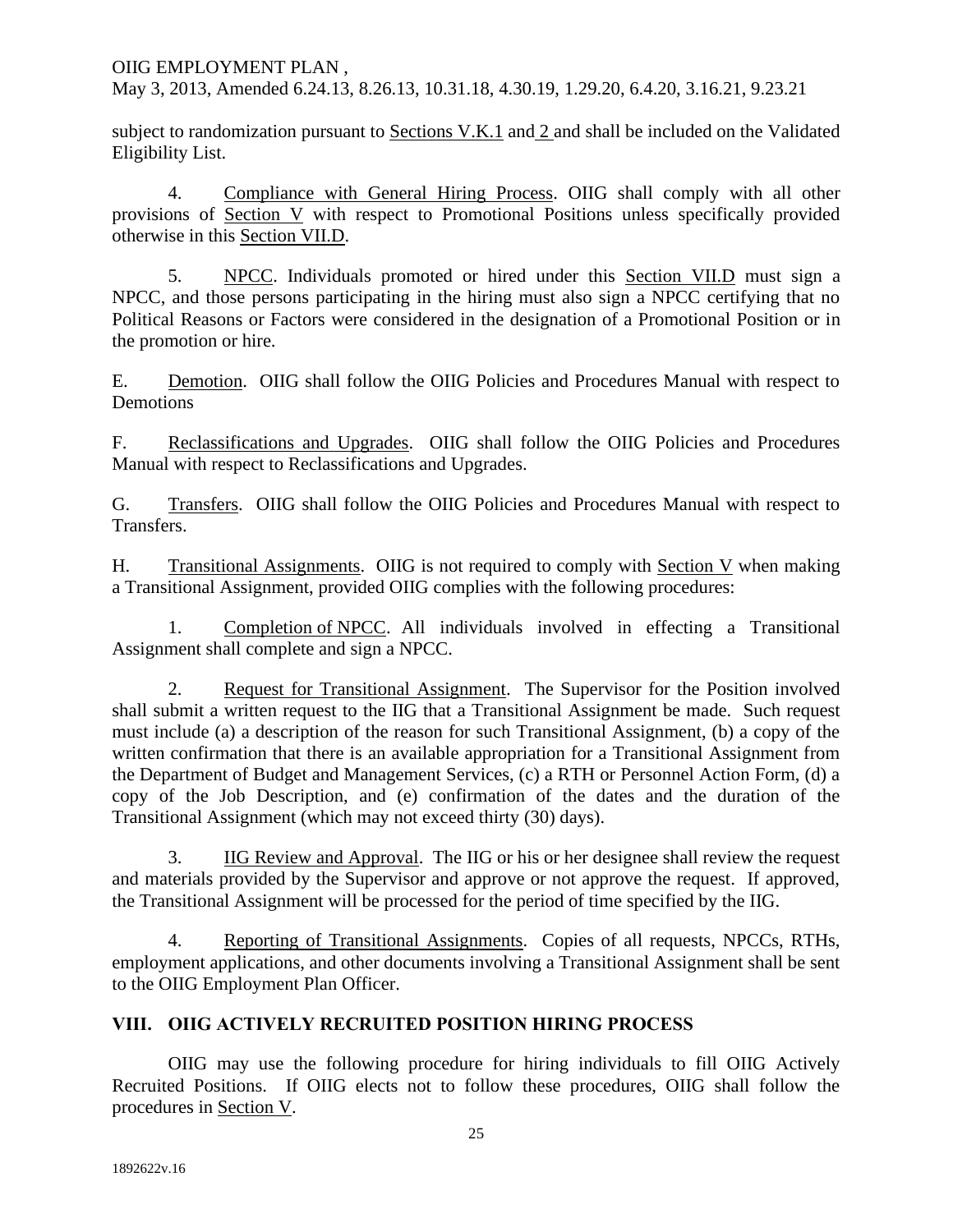subject to randomization pursuant to Sections V.K.1 and 2 and shall be included on the Validated Eligibility List.

4. Compliance with General Hiring Process. OIIG shall comply with all other provisions of Section V with respect to Promotional Positions unless specifically provided otherwise in this Section VII.D.

5. NPCC. Individuals promoted or hired under this Section VII.D must sign a NPCC, and those persons participating in the hiring must also sign a NPCC certifying that no Political Reasons or Factors were considered in the designation of a Promotional Position or in the promotion or hire.

E. Demotion. OIIG shall follow the OIIG Policies and Procedures Manual with respect to Demotions

F. Reclassifications and Upgrades. OIIG shall follow the OIIG Policies and Procedures Manual with respect to Reclassifications and Upgrades.

G. Transfers. OIIG shall follow the OIIG Policies and Procedures Manual with respect to Transfers.

H. Transitional Assignments. OIIG is not required to comply with Section V when making a Transitional Assignment, provided OIIG complies with the following procedures:

1. Completion of NPCC. All individuals involved in effecting a Transitional Assignment shall complete and sign a NPCC.

2. Request for Transitional Assignment. The Supervisor for the Position involved shall submit a written request to the IIG that a Transitional Assignment be made. Such request must include (a) a description of the reason for such Transitional Assignment, (b) a copy of the written confirmation that there is an available appropriation for a Transitional Assignment from the Department of Budget and Management Services, (c) a RTH or Personnel Action Form, (d) a copy of the Job Description, and (e) confirmation of the dates and the duration of the Transitional Assignment (which may not exceed thirty (30) days).

3. IIG Review and Approval. The IIG or his or her designee shall review the request and materials provided by the Supervisor and approve or not approve the request. If approved, the Transitional Assignment will be processed for the period of time specified by the IIG.

4. Reporting of Transitional Assignments. Copies of all requests, NPCCs, RTHs, employment applications, and other documents involving a Transitional Assignment shall be sent to the OIIG Employment Plan Officer.

## VIII. OIIG ACTIVELY RECRUITED POSITION HIRING PROCESS

OIIG may use the following procedure for hiring individuals to fill OIIG Actively Recruited Positions. If OIIG elects not to follow these procedures, OIIG shall follow the procedures in Section V.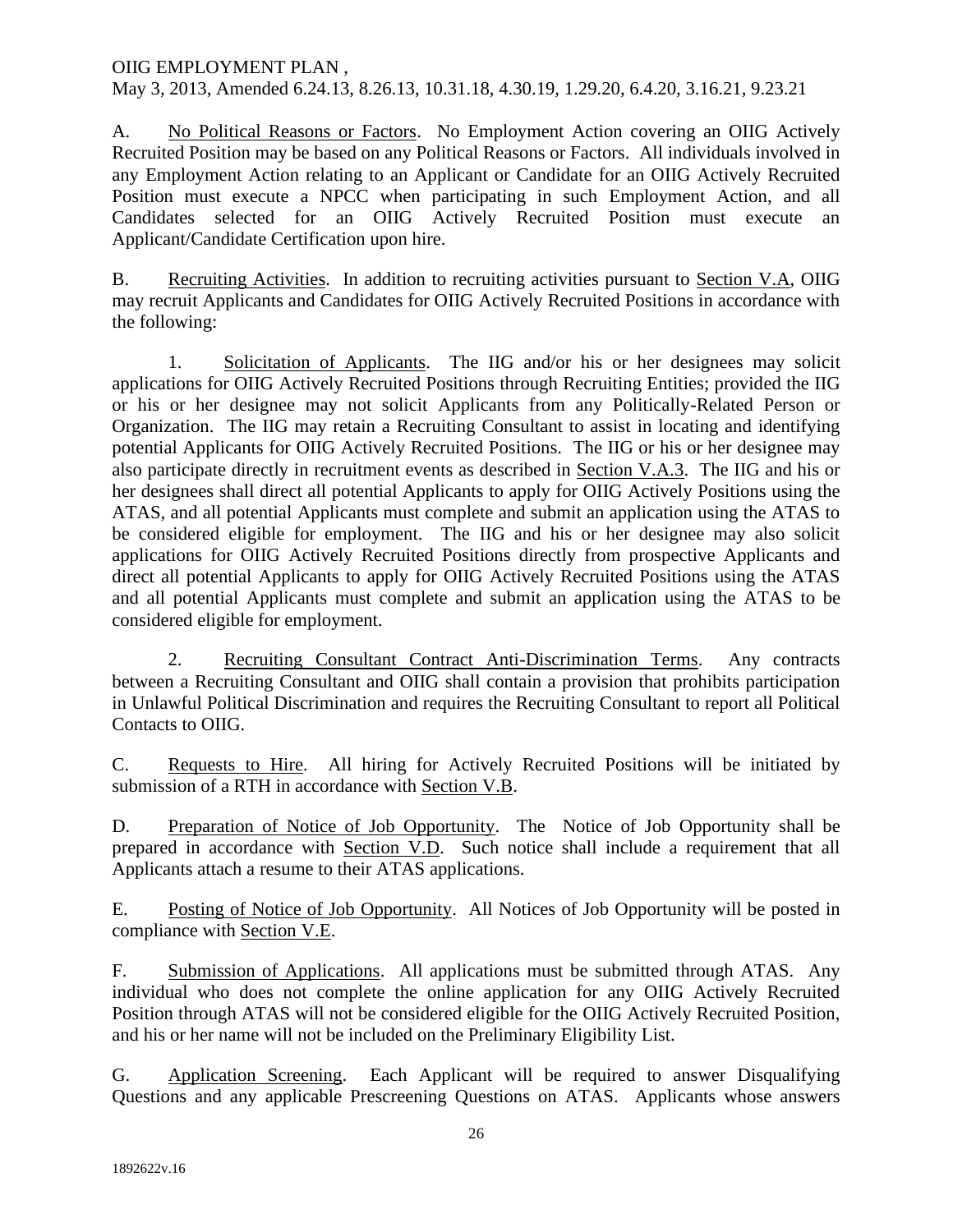A. <u>No Political Reasons or Factors</u>. No Employment Action covering an OIIG Actively Recruited Position may be based on any Political Reasons or Factors. All individuals involved in any Employment Action relating to an Applicant or Candidate for an OIIG Actively Recruited Position must execute a NPCC when participating in such Employment Action, and all Candidates selected for an OIIG Actively Recruited Position must execute an Applicant/Candidate Certification upon hire.

B. <u>Recruiting Activities</u>. In addition to recruiting activities pursuant to <u>Section V.A</u>, OIIG may recruit Applicants and Candidates for OIIG Actively Recruited Positions in accordance with the following:

1. <u>Solicitation of Applicants</u>. The IIG and/or his or her designees may solicit applications for OIIG Actively Recruited Positions through Recruiting Entities; provided the IIG or his or her designee may not solicit Applicants from any Politically-Related Person or Organization. The IIG may retain a Recruiting Consultant to assist in locating and identifying potential Applicants for OIIG Actively Recruited Positions. The IIG or his or her designee may also participate directly in recruitment events as described in <u>Section V.A.3</u>. The IIG and his or her designees shall direct all potential Applicants to apply for OIIG Actively Positions using the ATAS, and all potential Applicants must complete and submit an application using the ATAS to be considered eligible for employment. The IIG and his or her designee may also solicit applications for OIIG Actively Recruited Positions directly from prospective Applicants and direct all potential Applicants to apply for OIIG Actively Recruited Positions using the ATAS and all potential Applicants must complete and submit an application using the ATAS to be considered eligible for employment.

2. <u>Recruiting Consultant Contract Anti-Discrimination Terms</u>. Any contracts between a Recruiting Consultant and OIIG shall contain a provision that prohibits participation in Unlawful Political Discrimination and requires the Recruiting Consultant to report all Political Contacts to OIIG.

C. <u>Requests to Hire</u>. All hiring for Actively Recruited Positions will be initiated by submission of a RTH in accordance with <u>Section V.B</u>.

D. <u>Preparation of Notice of Job Opportunity</u>. The Notice of Job Opportunity shall be prepared in accordance with <u>Section V.D</u>. Such notice shall include a requirement that all Applicants attach a resume to their ATAS applications.

E. <u>Posting of Notice of Job Opportunity</u>. All Notices of Job Opportunity will be posted in compliance with <u>Section V.E</u>.

F. <u>Submission of Applications</u>. All applications must be submitted through ATAS. Any individual who does not complete the online application for any OIIG Actively Recruited Position through ATAS will not be considered eligible for the OIIG Actively Recruited Position, and his or her name will not be included on the Preliminary Eligibility List.

G. <u>Application Screening</u>. Each Applicant will be required to answer Disqualifying Questions and any applicable Prescreening Questions on ATAS. Applicants whose answers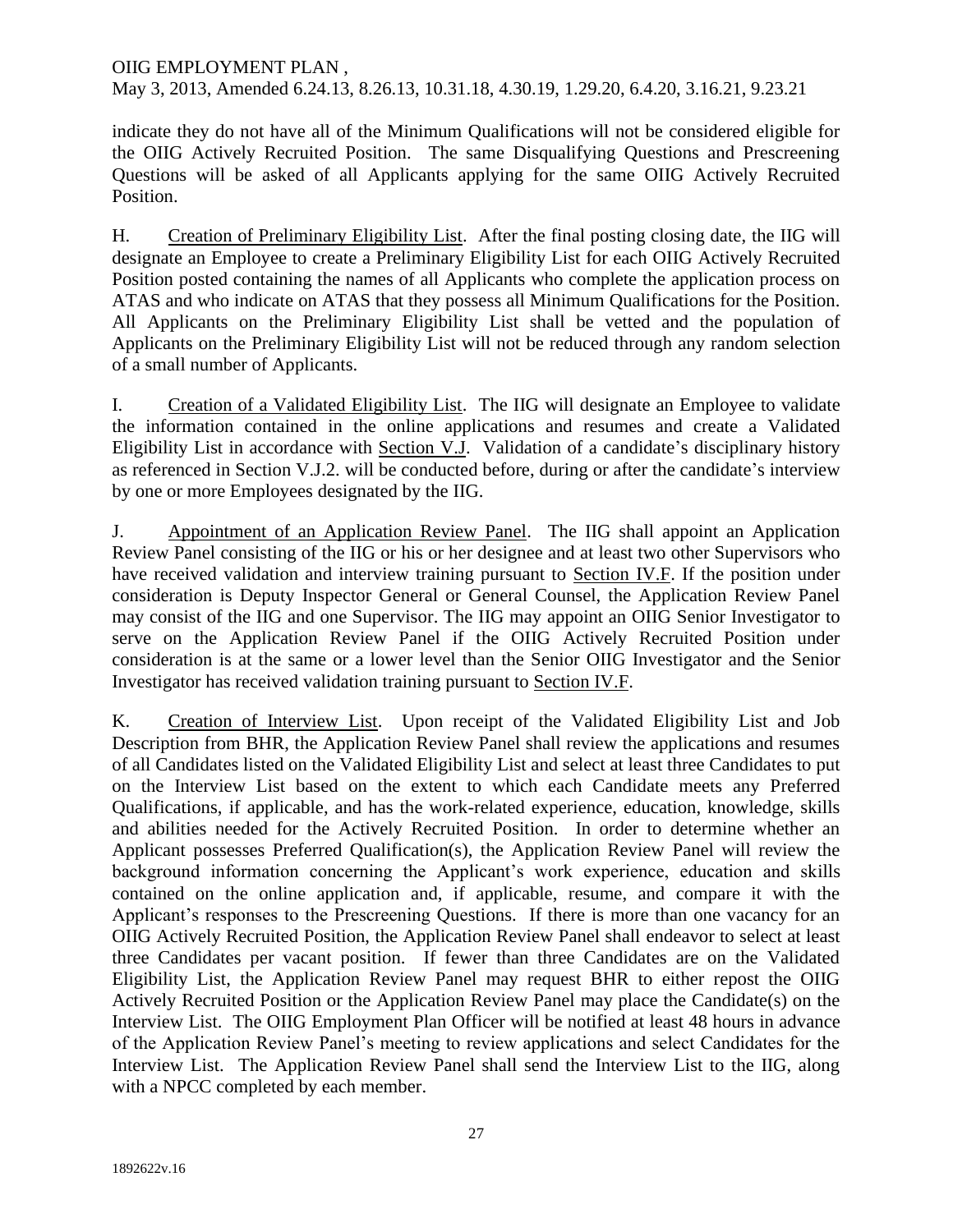indicate they do not have all of the Minimum Qualifications will not be considered eligible for the OIIG Actively Recruited Position. The same Disqualifying Questions and Prescreening Questions will be asked of all Applicants applying for the same OIIG Actively Recruited Position.

H. <u>Creation of Preliminary Eligibility List</u>. After the final posting closing date, the IIG will designate an Employee to create a Preliminary Eligibility List for each OIIG Actively Recruited Position posted containing the names of all Applicants who complete the application process on ATAS and who indicate on ATAS that they possess all Minimum Qualifications for the Position. All Applicants on the Preliminary Eligibility List shall be vetted and the population of Applicants on the Preliminary Eligibility List will not be reduced through any random selection of a small number of Applicants.

I. <u>Creation of a Validated Eligibility List</u>. The IIG will designate an Employee to validate the information contained in the online applications and resumes and create a Validated Eligibility List in accordance with <u>Section V.J</u>. Validation of a candidate's disciplinary history as referenced in Section V.J.2. will be conducted before, during or after the candidate's interview by one or more Employees designated by the IIG.

J. <u>Appointment of an Application Review Panel</u>. The IIG shall appoint an Application Review Panel consisting of the IIG or his or her designee and at least two other Supervisors who have received validation and interview training pursuant to <u>Section IV.F</u>. If the position under consideration is Deputy Inspector General or General Counsel, the Application Review Panel may consist of the IIG and one Supervisor. The IIG may appoint an OIIG Senior Investigator to serve on the Application Review Panel if the OIIG Actively Recruited Position under consideration is at the same or a lower level than the Senior OIIG Investigator and the Senior Investigator has received validation training pursuant to <u>Section IV.F</u>.

K. <u>Creation of Interview List</u>. Upon receipt of the Validated Eligibility List and Job Description from BHR, the Application Review Panel shall review the applications and resumes of all Candidates listed on the Validated Eligibility List and select at least three Candidates to put on the Interview List based on the extent to which each Candidate meets any Preferred Qualifications, if applicable, and has the work-related experience, education, knowledge, skills and abilities needed for the Actively Recruited Position. In order to determine whether an Applicant possesses Preferred Qualification(s), the Application Review Panel will review the background information concerning the Applicant's work experience, education and skills contained on the online application and, if applicable, resume, and compare it with the Applicant's responses to the Prescreening Questions. If there is more than one vacancy for an OIIG Actively Recruited Position, the Application Review Panel shall endeavor to select at least three Candidates per vacant position. If fewer than three Candidates are on the Validated Eligibility List, the Application Review Panel may request BHR to either repost the OIIG Actively Recruited Position or the Application Review Panel may place the Candidate(s) on the Interview List. The OIIG Employment Plan Officer will be notified at least 48 hours in advance of the Application Review Panel's meeting to review applications and select Candidates for the Interview List. The Application Review Panel shall send the Interview List to the IIG, along with a NPCC completed by each member.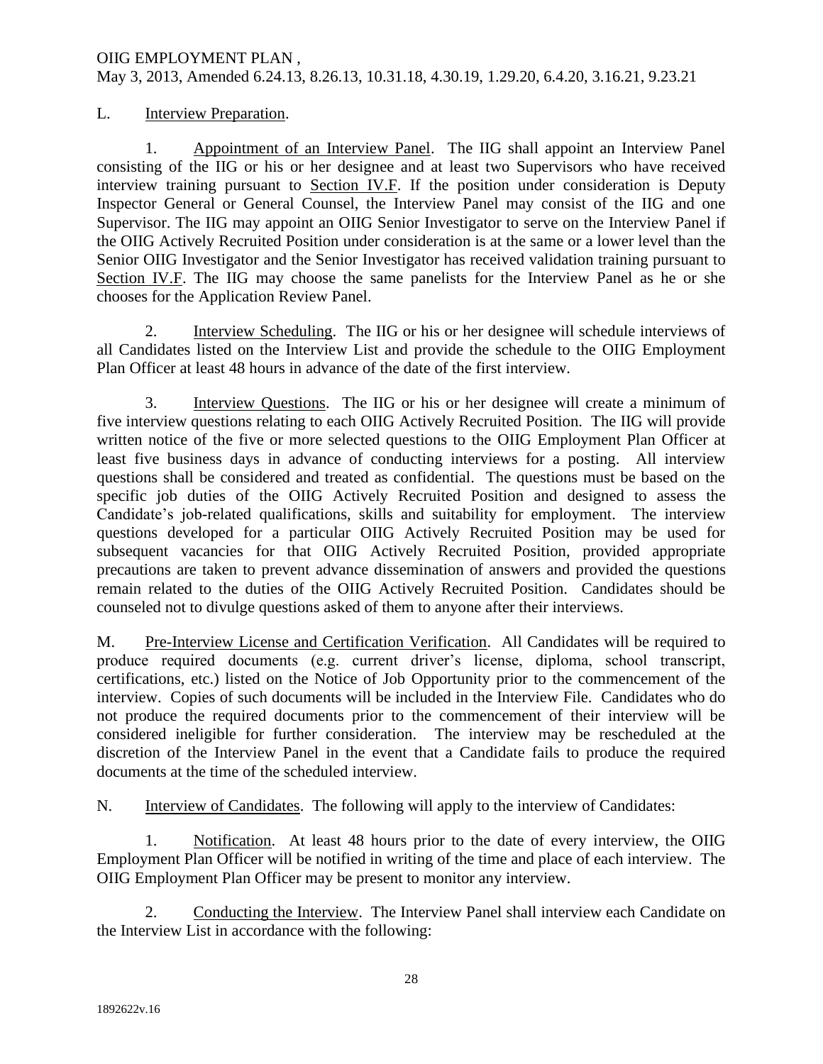L. Interview Preparation.

1. Appointment of an Interview Panel. The IIG shall appoint an Interview Panel consisting of the IIG or his or her designee and at least two Supervisors who have received interview training pursuant to Section IV.F. If the position under consideration is Deputy Inspector General or General Counsel, the Interview Panel may consist of the IIG and one Supervisor. The IIG may appoint an OIIG Senior Investigator to serve on the Interview Panel if the OIIG Actively Recruited Position under consideration is at the same or a lower level than the Senior OIIG Investigator and the Senior Investigator has received validation training pursuant to Section IV.F. The IIG may choose the same panelists for the Interview Panel as he or she chooses for the Application Review Panel.

2. Interview Scheduling. The IIG or his or her designee will schedule interviews of all Candidates listed on the Interview List and provide the schedule to the OIIG Employment Plan Officer at least 48 hours in advance of the date of the first interview.

3. Interview Questions. The IIG or his or her designee will create a minimum of five interview questions relating to each OIIG Actively Recruited Position. The IIG will provide written notice of the five or more selected questions to the OIIG Employment Plan Officer at least five business days in advance of conducting interviews for a posting. All interview questions shall be considered and treated as confidential. The questions must be based on the specific job duties of the OIIG Actively Recruited Position and designed to assess the Candidate's job-related qualifications, skills and suitability for employment. The interview questions developed for a particular OIIG Actively Recruited Position may be used for subsequent vacancies for that OIIG Actively Recruited Position, provided appropriate precautions are taken to prevent advance dissemination of answers and provided the questions remain related to the duties of the OIIG Actively Recruited Position. Candidates should be counseled not to divulge questions asked of them to anyone after their interviews.

M. Pre-Interview License and Certification Verification. All Candidates will be required to produce required documents (e.g. current driver's license, diploma, school transcript, certifications, etc.) listed on the Notice of Job Opportunity prior to the commencement of the interview. Copies of such documents will be included in the Interview File. Candidates who do not produce the required documents prior to the commencement of their interview will be considered ineligible for further consideration. The interview may be rescheduled at the discretion of the Interview Panel in the event that a Candidate fails to produce the required documents at the time of the scheduled interview.

N. Interview of Candidates. The following will apply to the interview of Candidates:

1. Notification. At least 48 hours prior to the date of every interview, the OIIG Employment Plan Officer will be notified in writing of the time and place of each interview. The OIIG Employment Plan Officer may be present to monitor any interview.

2. Conducting the Interview. The Interview Panel shall interview each Candidate on the Interview List in accordance with the following: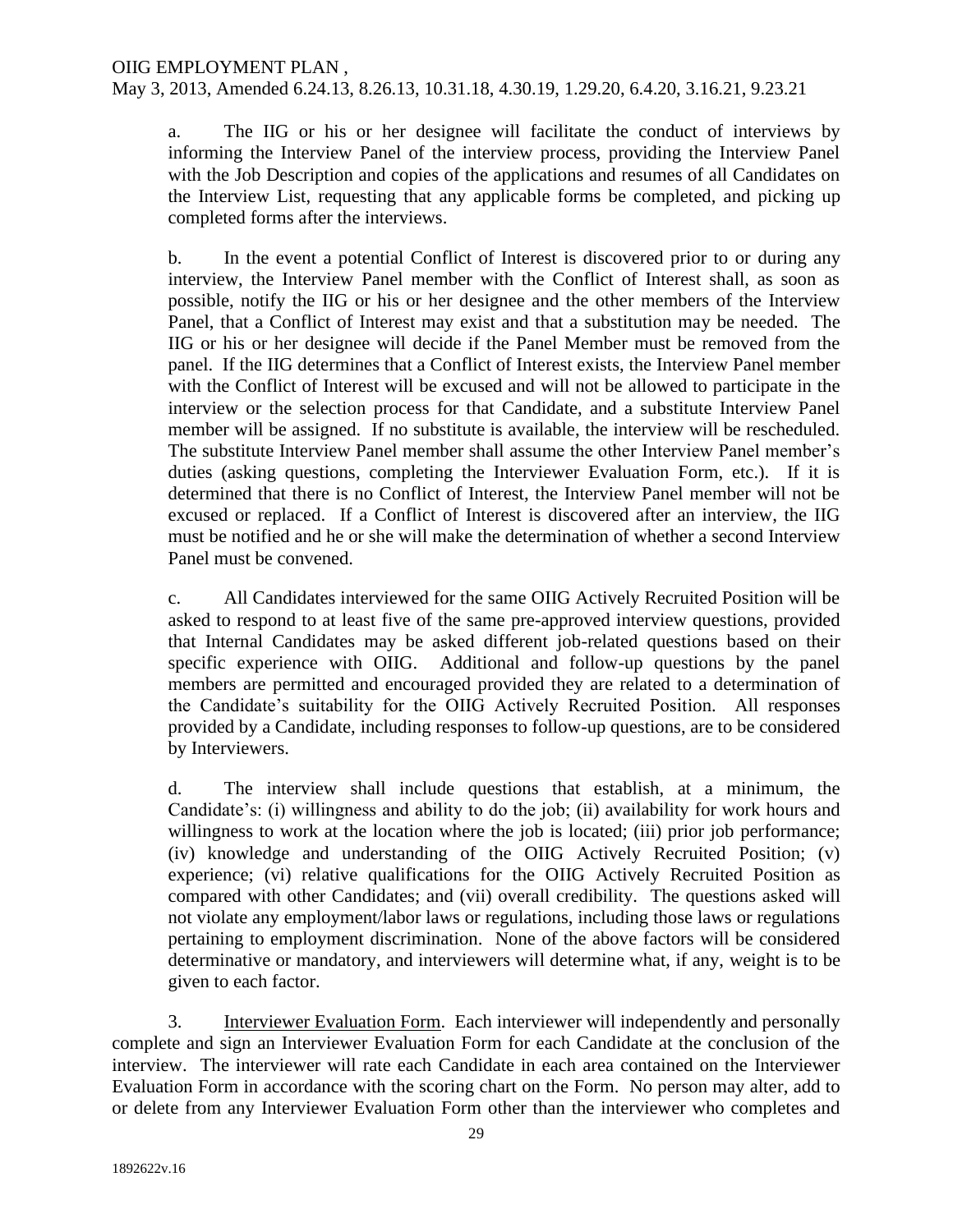a. The IIG or his or her designee will facilitate the conduct of interviews by informing the Interview Panel of the interview process, providing the Interview Panel with the Job Description and copies of the applications and resumes of all Candidates on the Interview List, requesting that any applicable forms be completed, and picking up completed forms after the interviews.

b. In the event a potential Conflict of Interest is discovered prior to or during any interview, the Interview Panel member with the Conflict of Interest shall, as soon as possible, notify the IIG or his or her designee and the other members of the Interview Panel, that a Conflict of Interest may exist and that a substitution may be needed. The IIG or his or her designee will decide if the Panel Member must be removed from the panel. If the IIG determines that a Conflict of Interest exists, the Interview Panel member with the Conflict of Interest will be excused and will not be allowed to participate in the interview or the selection process for that Candidate, and a substitute Interview Panel member will be assigned. If no substitute is available, the interview will be rescheduled. The substitute Interview Panel member shall assume the other Interview Panel member's duties (asking questions, completing the Interviewer Evaluation Form, etc.). If it is determined that there is no Conflict of Interest, the Interview Panel member will not be excused or replaced. If a Conflict of Interest is discovered after an interview, the IIG must be notified and he or she will make the determination of whether a second Interview Panel must be convened.

c. All Candidates interviewed for the same OIIG Actively Recruited Position will be asked to respond to at least five of the same pre-approved interview questions, provided that Internal Candidates may be asked different job-related questions based on their specific experience with OIIG. Additional and follow-up questions by the panel members are permitted and encouraged provided they are related to a determination of the Candidate's suitability for the OIIG Actively Recruited Position. All responses provided by a Candidate, including responses to follow-up questions, are to be considered by Interviewers.

d. The interview shall include questions that establish, at a minimum, the Candidate's: (i) willingness and ability to do the job; (ii) availability for work hours and willingness to work at the location where the job is located; (iii) prior job performance; (iv) knowledge and understanding of the OIIG Actively Recruited Position; (v) experience; (vi) relative qualifications for the OIIG Actively Recruited Position as compared with other Candidates; and (vii) overall credibility. The questions asked will not violate any employment/labor laws or regulations, including those laws or regulations pertaining to employment discrimination. None of the above factors will be considered determinative or mandatory, and interviewers will determine what, if any, weight is to be given to each factor.

3. Interviewer Evaluation Form. Each interviewer will independently and personally complete and sign an Interviewer Evaluation Form for each Candidate at the conclusion of the interview. The interviewer will rate each Candidate in each area contained on the Interviewer Evaluation Form in accordance with the scoring chart on the Form. No person may alter, add to or delete from any Interviewer Evaluation Form other than the interviewer who completes and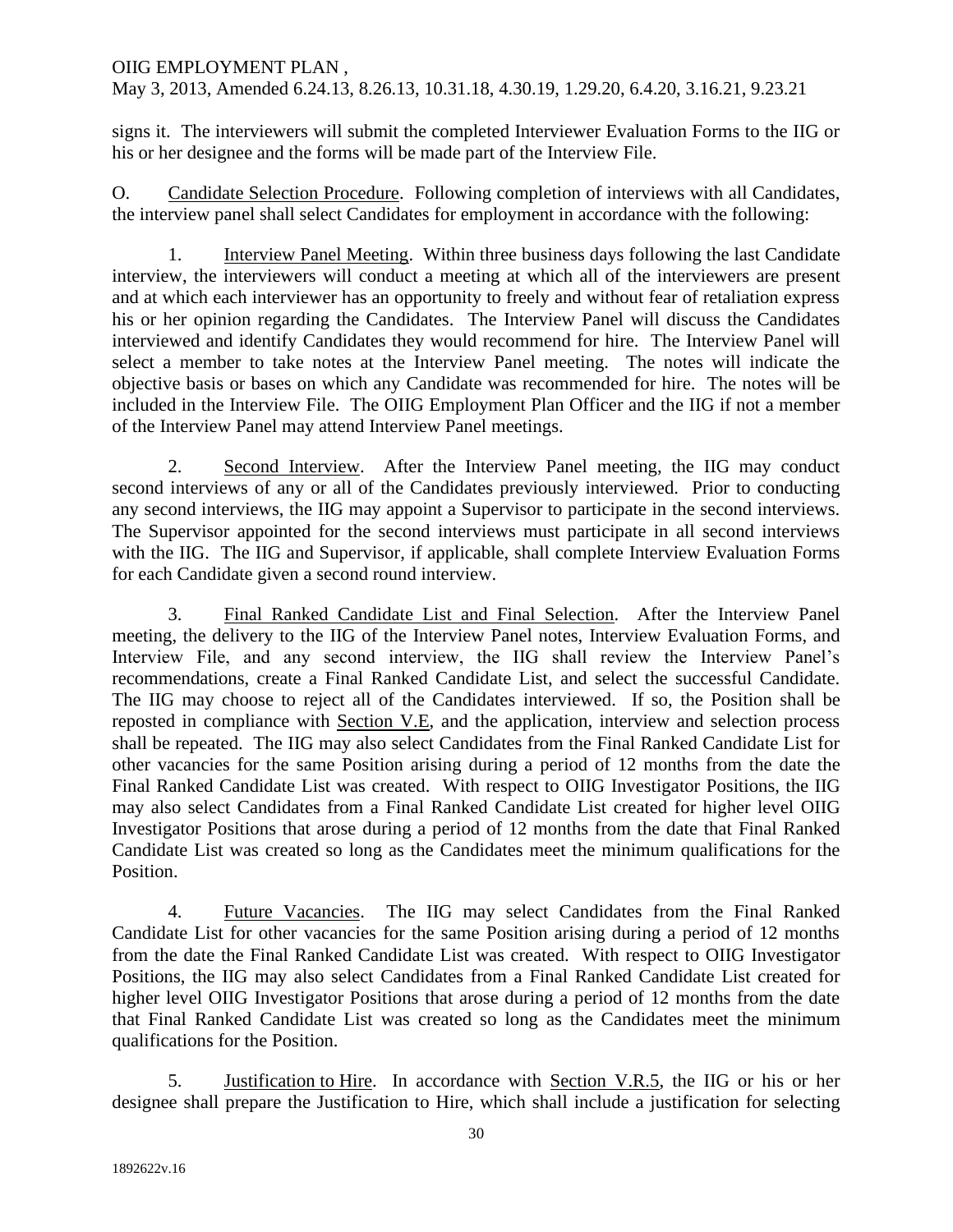signs it. The interviewers will submit the completed Interviewer Evaluation Forms to the IIG or his or her designee and the forms will be made part of the Interview File.

O. Candidate Selection Procedure. Following completion of interviews with all Candidates, the interview panel shall select Candidates for employment in accordance with the following:

1. Interview Panel Meeting. Within three business days following the last Candidate interview, the interviewers will conduct a meeting at which all of the interviewers are present and at which each interviewer has an opportunity to freely and without fear of retaliation express his or her opinion regarding the Candidates. The Interview Panel will discuss the Candidates interviewed and identify Candidates they would recommend for hire. The Interview Panel will select a member to take notes at the Interview Panel meeting. The notes will indicate the objective basis or bases on which any Candidate was recommended for hire. The notes will be included in the Interview File. The OIIG Employment Plan Officer and the IIG if not a member of the Interview Panel may attend Interview Panel meetings.

2. Second Interview. After the Interview Panel meeting, the IIG may conduct second interviews of any or all of the Candidates previously interviewed. Prior to conducting any second interviews, the IIG may appoint a Supervisor to participate in the second interviews. The Supervisor appointed for the second interviews must participate in all second interviews with the IIG. The IIG and Supervisor, if applicable, shall complete Interview Evaluation Forms for each Candidate given a second round interview.

3. Final Ranked Candidate List and Final Selection. After the Interview Panel meeting, the delivery to the IIG of the Interview Panel notes, Interview Evaluation Forms, and Interview File, and any second interview, the IIG shall review the Interview Panel's recommendations, create a Final Ranked Candidate List, and select the successful Candidate. The IIG may choose to reject all of the Candidates interviewed. If so, the Position shall be reposted in compliance with Section V.E, and the application, interview and selection process shall be repeated. The IIG may also select Candidates from the Final Ranked Candidate List for other vacancies for the same Position arising during a period of 12 months from the date the Final Ranked Candidate List was created. With respect to OIIG Investigator Positions, the IIG may also select Candidates from a Final Ranked Candidate List created for higher level OIIG Investigator Positions that arose during a period of 12 months from the date that Final Ranked Candidate List was created so long as the Candidates meet the minimum qualifications for the Position.

4. Future Vacancies. The IIG may select Candidates from the Final Ranked Candidate List for other vacancies for the same Position arising during a period of 12 months from the date the Final Ranked Candidate List was created. With respect to OIIG Investigator Positions, the IIG may also select Candidates from a Final Ranked Candidate List created for higher level OIIG Investigator Positions that arose during a period of 12 months from the date that Final Ranked Candidate List was created so long as the Candidates meet the minimum qualifications for the Position.

5. Justification to Hire. In accordance with Section V.R.5, the IIG or his or her designee shall prepare the Justification to Hire, which shall include a justification for selecting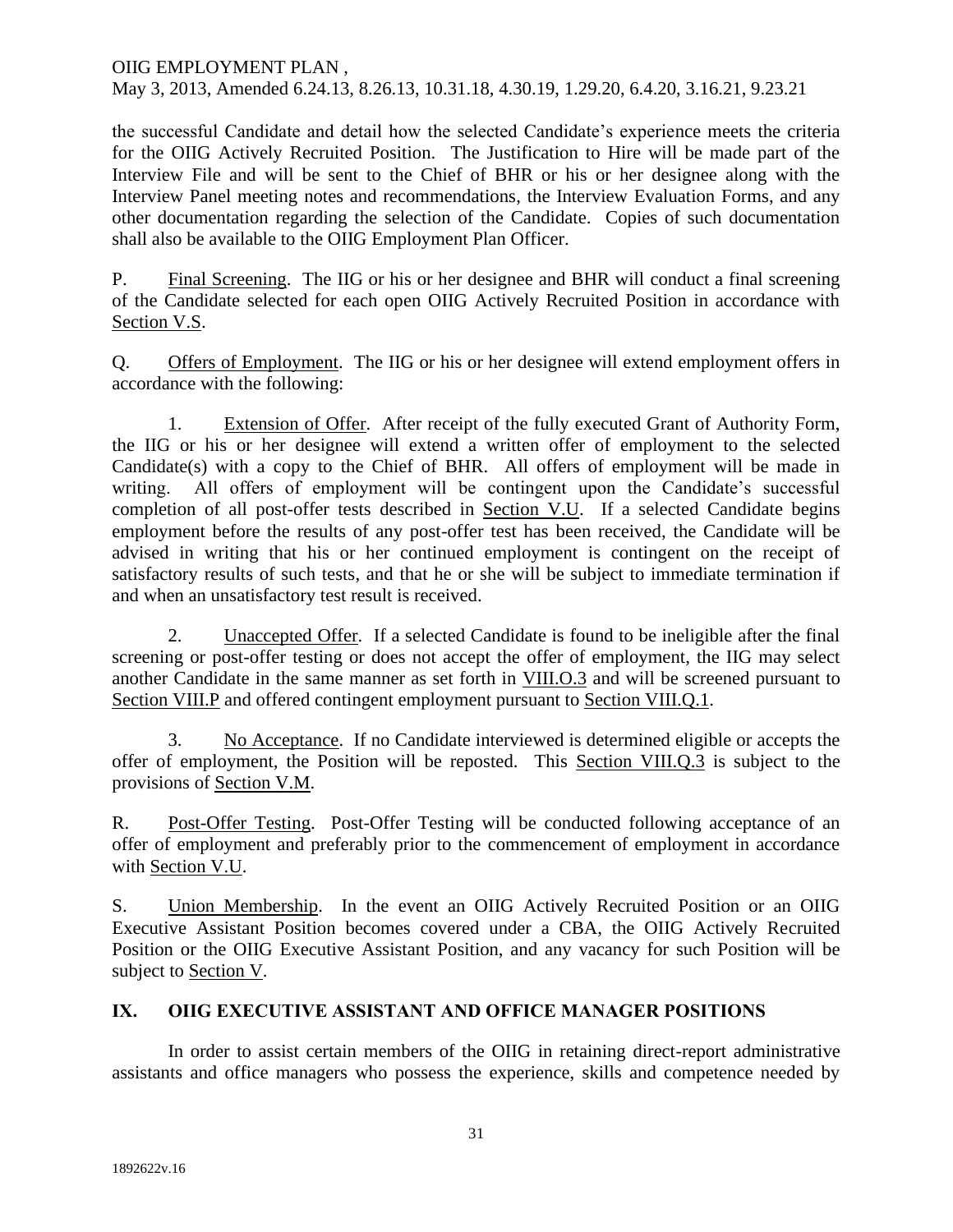the successful Candidate and detail how the selected Candidate's experience meets the criteria for the OIIG Actively Recruited Position. The Justification to Hire will be made part of the Interview File and will be sent to the Chief of BHR or his or her designee along with the Interview Panel meeting notes and recommendations, the Interview Evaluation Forms, and any other documentation regarding the selection of the Candidate. Copies of such documentation shall also be available to the OIIG Employment Plan Officer.

P. Final Screening. The IIG or his or her designee and BHR will conduct a final screening of the Candidate selected for each open OIIG Actively Recruited Position in accordance with Section V.S.

Q. Offers of Employment. The IIG or his or her designee will extend employment offers in accordance with the following:

1. Extension of Offer. After receipt of the fully executed Grant of Authority Form, the IIG or his or her designee will extend a written offer of employment to the selected Candidate(s) with a copy to the Chief of BHR. All offers of employment will be made in writing. All offers of employment will be contingent upon the Candidate's successful completion of all post-offer tests described in Section V.U. If a selected Candidate begins employment before the results of any post-offer test has been received, the Candidate will be advised in writing that his or her continued employment is contingent on the receipt of satisfactory results of such tests, and that he or she will be subject to immediate termination if and when an unsatisfactory test result is received.

2. Unaccepted Offer. If a selected Candidate is found to be ineligible after the final screening or post-offer testing or does not accept the offer of employment, the IIG may select another Candidate in the same manner as set forth in VIII.O.3 and will be screened pursuant to Section VIII.P and offered contingent employment pursuant to Section VIII.Q.1.

3. No Acceptance. If no Candidate interviewed is determined eligible or accepts the offer of employment, the Position will be reposted. This Section VIII.Q.3 is subject to the provisions of Section V.M.

R. Post-Offer Testing. Post-Offer Testing will be conducted following acceptance of an offer of employment and preferably prior to the commencement of employment in accordance with Section V.U.

S. Union Membership. In the event an OIIG Actively Recruited Position or an OIIG Executive Assistant Position becomes covered under a CBA, the OIIG Actively Recruited Position or the OIIG Executive Assistant Position, and any vacancy for such Position will be subject to Section V.

## IX. OIIG EXECUTIVE ASSISTANT AND OFFICE MANAGER POSITIONS

In order to assist certain members of the OIIG in retaining direct-report administrative assistants and office managers who possess the experience, skills and competence needed by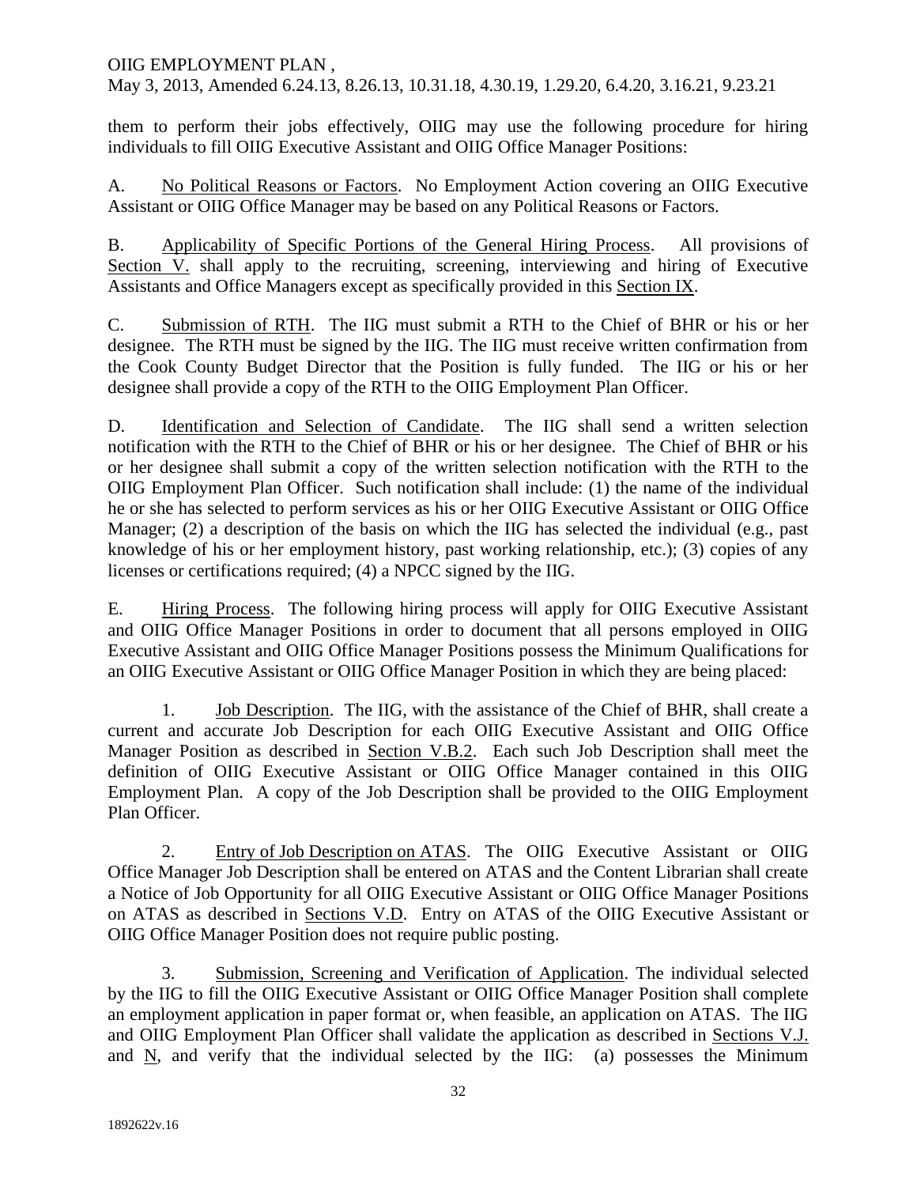them to perform their jobs effectively, OIIG may use the following procedure for hiring individuals to fill OIIG Executive Assistant and OIIG Office Manager Positions:

A. No Political Reasons or Factors. No Employment Action covering an OIIG Executive Assistant or OIIG Office Manager may be based on any Political Reasons or Factors.

B. Applicability of Specific Portions of the General Hiring Process. All provisions of Section V. shall apply to the recruiting, screening, interviewing and hiring of Executive Assistants and Office Managers except as specifically provided in this Section IX.

C. Submission of RTH. The IIG must submit a RTH to the Chief of BHR or his or her designee. The RTH must be signed by the IIG. The IIG must receive written confirmation from the Cook County Budget Director that the Position is fully funded. The IIG or his or her designee shall provide a copy of the RTH to the OIIG Employment Plan Officer.

D. Identification and Selection of Candidate. The IIG shall send a written selection notification with the RTH to the Chief of BHR or his or her designee. The Chief of BHR or his or her designee shall submit a copy of the written selection notification with the RTH to the OIIG Employment Plan Officer. Such notification shall include: (1) the name of the individual he or she has selected to perform services as his or her OIIG Executive Assistant or OIIG Office Manager; (2) a description of the basis on which the IIG has selected the individual (e.g., past knowledge of his or her employment history, past working relationship, etc.); (3) copies of any licenses or certifications required; (4) a NPCC signed by the IIG.

E. Hiring Process. The following hiring process will apply for OIIG Executive Assistant and OIIG Office Manager Positions in order to document that all persons employed in OIIG Executive Assistant and OIIG Office Manager Positions possess the Minimum Qualifications for an OIIG Executive Assistant or OIIG Office Manager Position in which they are being placed:

1. Job Description. The IIG, with the assistance of the Chief of BHR, shall create a current and accurate Job Description for each OIIG Executive Assistant and OIIG Office Manager Position as described in Section V.B.2. Each such Job Description shall meet the definition of OIIG Executive Assistant or OIIG Office Manager contained in this OIIG Employment Plan. A copy of the Job Description shall be provided to the OIIG Employment Plan Officer.

2. Entry of Job Description on ATAS. The OIIG Executive Assistant or OIIG Office Manager Job Description shall be entered on ATAS and the Content Librarian shall create a Notice of Job Opportunity for all OIIG Executive Assistant or OIIG Office Manager Positions on ATAS as described in Sections V.D. Entry on ATAS of the OIIG Executive Assistant or OIIG Office Manager Position does not require public posting.

3. Submission, Screening and Verification of Application. The individual selected by the IIG to fill the OIIG Executive Assistant or OIIG Office Manager Position shall complete an employment application in paper format or, when feasible, an application on ATAS. The IIG and OIIG Employment Plan Officer shall validate the application as described in Sections V.J. and N, and verify that the individual selected by the IIG: (a) possesses the Minimum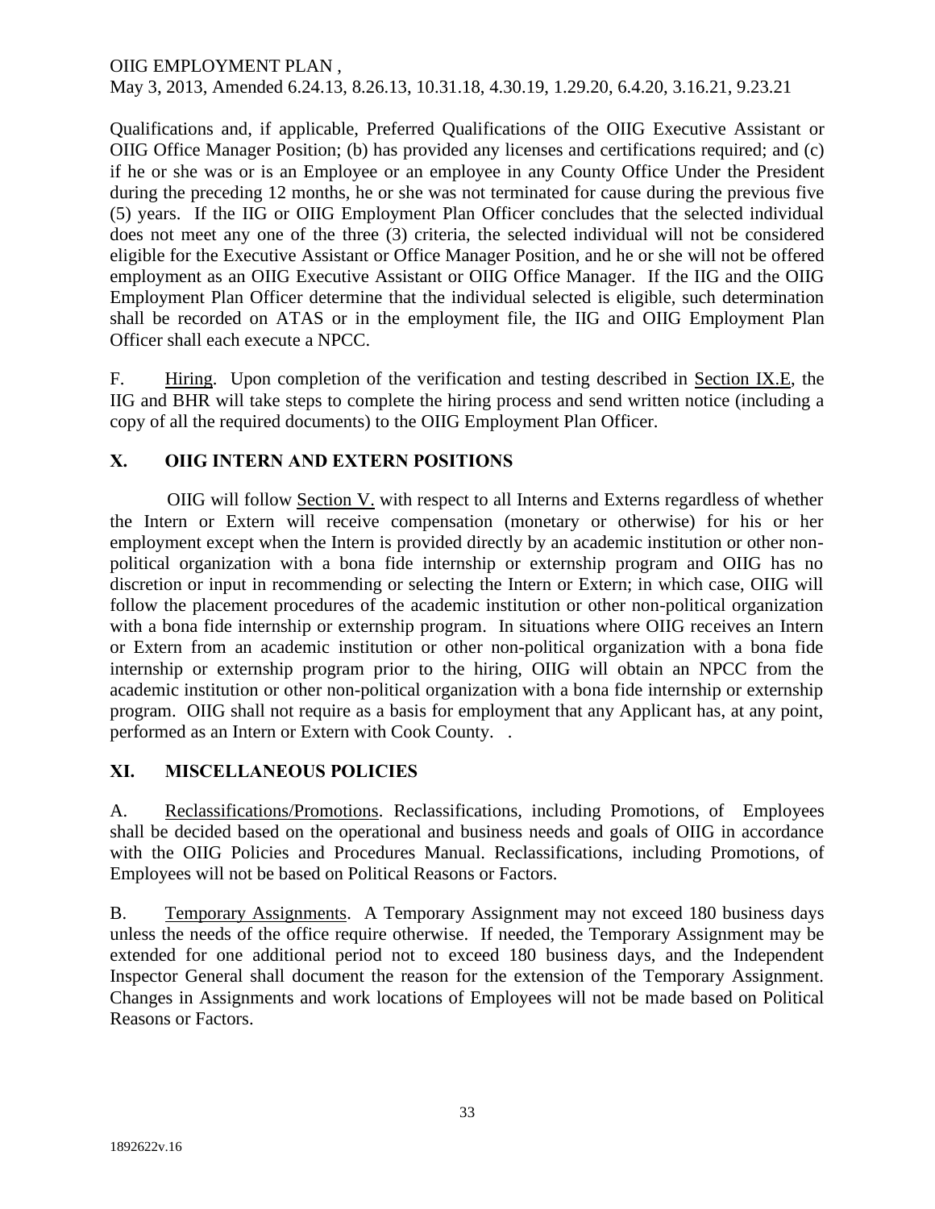Qualifications and, if applicable, Preferred Qualifications of the OIIG Executive Assistant or OIIG Office Manager Position; (b) has provided any licenses and certifications required; and (c) if he or she was or is an Employee or an employee in any County Office Under the President during the preceding 12 months, he or she was not terminated for cause during the previous five (5) years. If the IIG or OIIG Employment Plan Officer concludes that the selected individual does not meet any one of the three (3) criteria, the selected individual will not be considered eligible for the Executive Assistant or Office Manager Position, and he or she will not be offered employment as an OIIG Executive Assistant or OIIG Office Manager. If the IIG and the OIIG Employment Plan Officer determine that the individual selected is eligible, such determination shall be recorded on ATAS or in the employment file, the IIG and OIIG Employment Plan Officer shall each execute a NPCC.

F. <u>Hiring</u>. Upon completion of the verification and testing described in <u>Section IX.E</u>, the IIG and BHR will take steps to complete the hiring process and send written notice (including a copy of all the required documents) to the OIIG Employment Plan Officer.

## X. OIIG INTERN AND EXTERN POSITIONS

OIIG will follow <u>Section V.</u> with respect to all Interns and Externs regardless of whether the Intern or Extern will receive compensation (monetary or otherwise) for his or her employment except when the Intern is provided directly by an academic institution or other non-political organization with a bona fide internship or externship program and OIIG has no discretion or input in recommending or selecting the Intern or Extern; in which case, OIIG will follow the placement procedures of the academic institution or other non-political organization with a bona fide internship or externship program. In situations where OIIG receives an Intern or Extern from an academic institution or other non-political organization with a bona fide internship or externship program prior to the hiring, OIIG will obtain an NPCC from the academic institution or other non-political organization with a bona fide internship or externship program. OIIG shall not require as a basis for employment that any Applicant has, at any point, performed as an Intern or Extern with Cook County. .

## XI. MISCELLANEOUS POLICIES

A. <u>Reclassifications/Promotions</u>. Reclassifications, including Promotions, of Employees shall be decided based on the operational and business needs and goals of OIIG in accordance with the OIIG Policies and Procedures Manual. Reclassifications, including Promotions, of Employees will not be based on Political Reasons or Factors.

B. <u>Temporary Assignments</u>. A Temporary Assignment may not exceed 180 business days unless the needs of the office require otherwise. If needed, the Temporary Assignment may be extended for one additional period not to exceed 180 business days, and the Independent Inspector General shall document the reason for the extension of the Temporary Assignment. Changes in Assignments and work locations of Employees will not be made based on Political Reasons or Factors.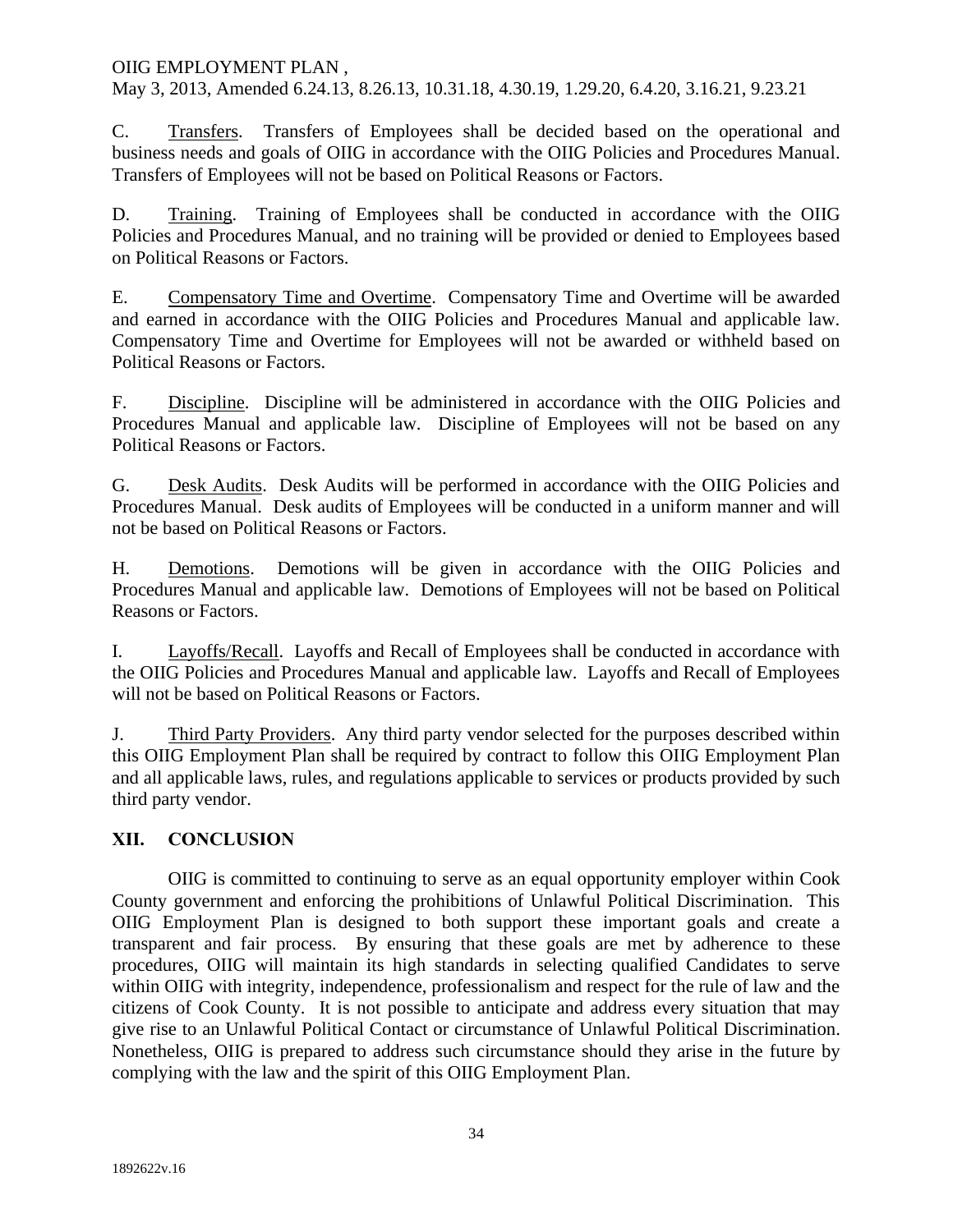C. Transfers. Transfers of Employees shall be decided based on the operational and business needs and goals of OIIG in accordance with the OIIG Policies and Procedures Manual. Transfers of Employees will not be based on Political Reasons or Factors.

D. Training. Training of Employees shall be conducted in accordance with the OIIG Policies and Procedures Manual, and no training will be provided or denied to Employees based on Political Reasons or Factors.

E. Compensatory Time and Overtime. Compensatory Time and Overtime will be awarded and earned in accordance with the OIIG Policies and Procedures Manual and applicable law. Compensatory Time and Overtime for Employees will not be awarded or withheld based on Political Reasons or Factors.

F. Discipline. Discipline will be administered in accordance with the OIIG Policies and Procedures Manual and applicable law. Discipline of Employees will not be based on any Political Reasons or Factors.

G. Desk Audits. Desk Audits will be performed in accordance with the OIIG Policies and Procedures Manual. Desk audits of Employees will be conducted in a uniform manner and will not be based on Political Reasons or Factors.

H. Demotions. Demotions will be given in accordance with the OIIG Policies and Procedures Manual and applicable law. Demotions of Employees will not be based on Political Reasons or Factors.

I. Layoffs/Recall. Layoffs and Recall of Employees shall be conducted in accordance with the OIIG Policies and Procedures Manual and applicable law. Layoffs and Recall of Employees will not be based on Political Reasons or Factors.

J. Third Party Providers. Any third party vendor selected for the purposes described within this OIIG Employment Plan shall be required by contract to follow this OIIG Employment Plan and all applicable laws, rules, and regulations applicable to services or products provided by such third party vendor.

## XII. CONCLUSION

OIIG is committed to continuing to serve as an equal opportunity employer within Cook County government and enforcing the prohibitions of Unlawful Political Discrimination. This OIIG Employment Plan is designed to both support these important goals and create a transparent and fair process. By ensuring that these goals are met by adherence to these procedures, OIIG will maintain its high standards in selecting qualified Candidates to serve within OIIG with integrity, independence, professionalism and respect for the rule of law and the citizens of Cook County. It is not possible to anticipate and address every situation that may give rise to an Unlawful Political Contact or circumstance of Unlawful Political Discrimination. Nonetheless, OIIG is prepared to address such circumstance should they arise in the future by complying with the law and the spirit of this OIIG Employment Plan.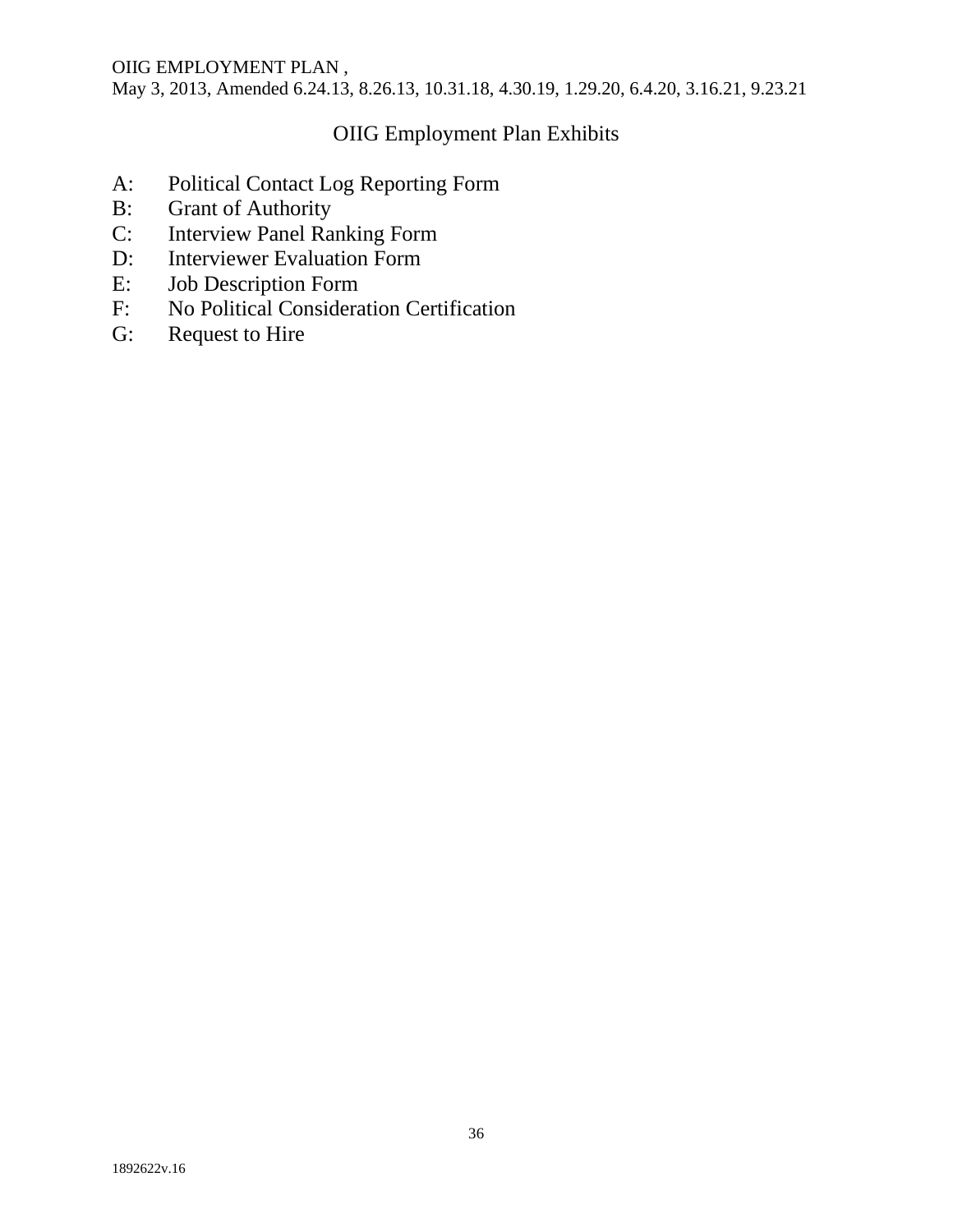# OIIG Employment Plan Exhibits

A: Political Contact Log Reporting Form
B: Grant of Authority
C: Interview Panel Ranking Form
D: Interviewer Evaluation Form
E: Job Description Form
F: No Political Consideration Certification
G: Request to Hire